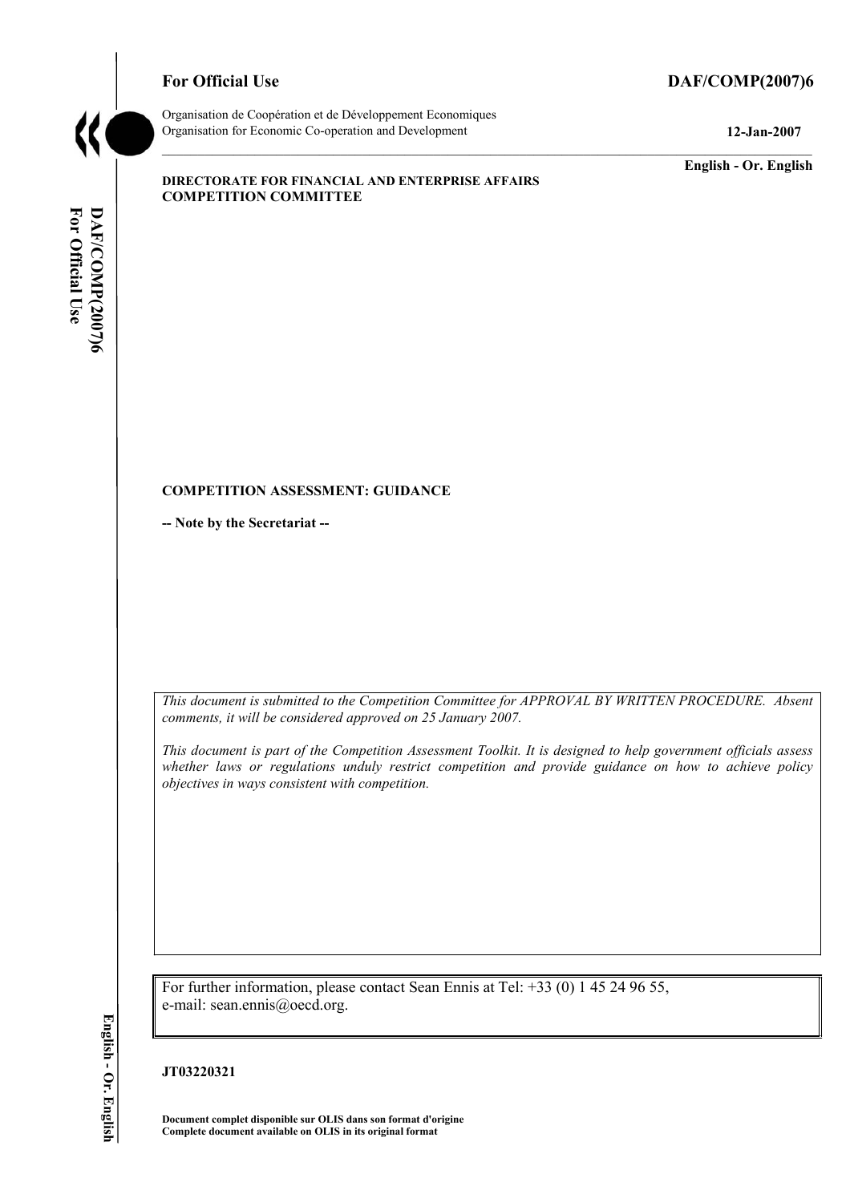**For Official Use** **DAF/COMP(2007)6**

Organisation de Coopération et de Développement Economiques
Organisation for Economic Co-operation and Development **12-Jan-2007**

**English - Or. English**

**DIRECTORATE FOR FINANCIAL AND ENTERPRISE AFFAIRS**
**COMPETITION COMMITTEE**

**COMPETITION ASSESSMENT: GUIDANCE**

**-- Note by the Secretariat --**

*This document is submitted to the Competition Committee for APPROVAL BY WRITTEN PROCEDURE. Absent comments, it will be considered approved on 25 January 2007.*

*This document is part of the Competition Assessment Toolkit. It is designed to help government officials assess whether laws or regulations unduly restrict competition and provide guidance on how to achieve policy objectives in ways consistent with competition.*

For further information, please contact Sean Ennis at Tel: +33 (0) 1 45 24 96 55, e-mail: sean.ennis@oecd.org.

**JT03220321**

**Document complet disponible sur OLIS dans son format d'origine**
**Complete document available on OLIS in its original format**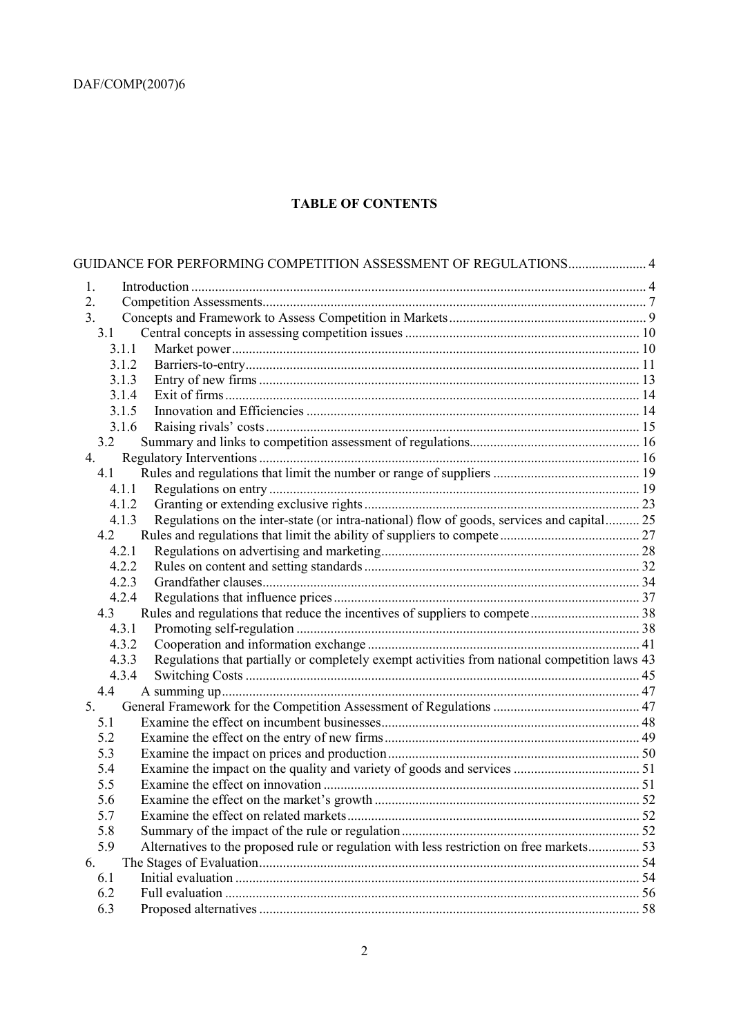**TABLE OF CONTENTS**

GUIDANCE FOR PERFORMING COMPETITION ASSESSMENT OF REGULATIONS....................... 4

1. Introduction ..................................................................................................................... 4
2. Competition Assessments................................................................................................ 7
3. Concepts and Framework to Assess Competition in Markets.......................................... 9
   - 3.1 Central concepts in assessing competition issues .................................................... 10
     - 3.1.1 Market power...................................................................................................... 10
     - 3.1.2 Barriers-to-entry.................................................................................................. 11
     - 3.1.3 Entry of new firms .............................................................................................. 13
     - 3.1.4 Exit of firms........................................................................................................ 14
     - 3.1.5 Innovation and Efficiencies ................................................................................ 14
     - 3.1.6 Raising rivals' costs............................................................................................. 15
   - 3.2 Summary and links to competition assessment of regulations.................................. 16
4. Regulatory Interventions ................................................................................................ 16
   - 4.1 Rules and regulations that limit the number or range of suppliers ........................... 19
     - 4.1.1 Regulations on entry ........................................................................................... 19
     - 4.1.2 Granting or extending exclusive rights ............................................................... 23
     - 4.1.3 Regulations on the inter-state (or intra-national) flow of goods, services and capital.......... 25
   - 4.2 Rules and regulations that limit the ability of suppliers to compete ......................... 27
     - 4.2.1 Regulations on advertising and marketing.......................................................... 28
     - 4.2.2 Rules on content and setting standards ............................................................... 32
     - 4.2.3 Grandfather clauses............................................................................................. 34
     - 4.2.4 Regulations that influence prices........................................................................ 37
   - 4.3 Rules and regulations that reduce the incentives of suppliers to compete ................ 38
     - 4.3.1 Promoting self-regulation ................................................................................... 38
     - 4.3.2 Cooperation and information exchange .............................................................. 41
     - 4.3.3 Regulations that partially or completely exempt activities from national competition laws 43
     - 4.3.4 Switching Costs .................................................................................................. 45
   - 4.4 A summing up.......................................................................................................... 47
5. General Framework for the Competition Assessment of Regulations ........................... 47
   - 5.1 Examine the effect on incumbent businesses............................................................ 48
   - 5.2 Examine the effect on the entry of new firms........................................................... 49
   - 5.3 Examine the impact on prices and production.......................................................... 50
   - 5.4 Examine the impact on the quality and variety of goods and services ..................... 51
   - 5.5 Examine the effect on innovation ............................................................................ 51
   - 5.6 Examine the effect on the market's growth .............................................................. 52
   - 5.7 Examine the effect on related markets..................................................................... 52
   - 5.8 Summary of the impact of the rule or regulation..................................................... 52
   - 5.9 Alternatives to the proposed rule or regulation with less restriction on free markets............... 53
6. The Stages of Evaluation................................................................................................. 54
   - 6.1 Initial evaluation ...................................................................................................... 54
   - 6.2 Full evaluation ......................................................................................................... 56
   - 6.3 Proposed alternatives ............................................................................................... 58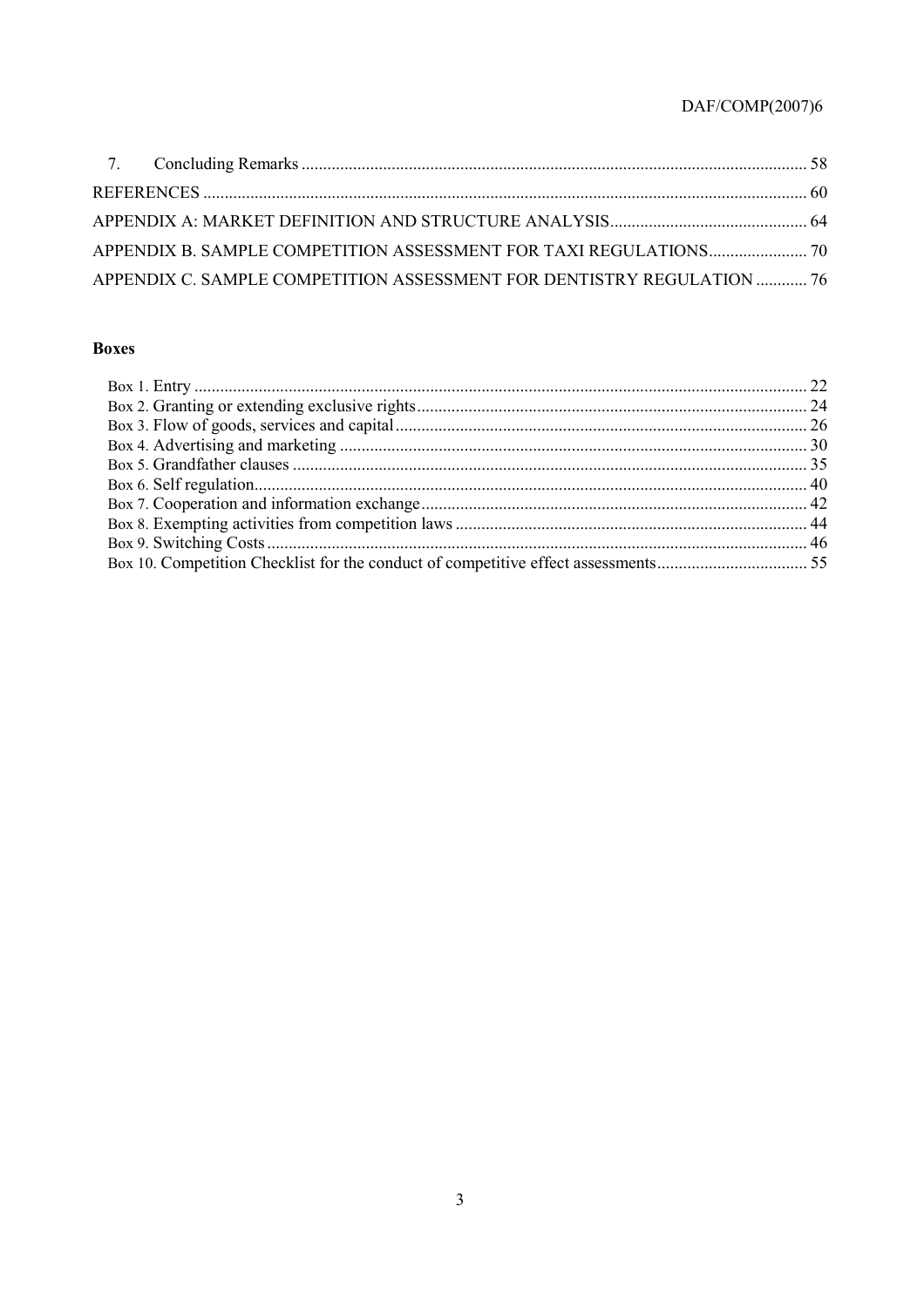7. Concluding Remarks ..................................................................................................................... 58

REFERENCES ........................................................................................................................................... 60

APPENDIX A: MARKET DEFINITION AND STRUCTURE ANALYSIS.............................................. 64

APPENDIX B. SAMPLE COMPETITION ASSESSMENT FOR TAXI REGULATIONS....................... 70

APPENDIX C. SAMPLE COMPETITION ASSESSMENT FOR DENTISTRY REGULATION ............ 76

**Boxes**

Box 1. Entry .............................................................................................................................................. 22
Box 2. Granting or extending exclusive rights........................................................................................... 24
Box 3. Flow of goods, services and capital................................................................................................ 26
Box 4. Advertising and marketing ............................................................................................................. 30
Box 5. Grandfather clauses ........................................................................................................................ 35
Box 6. Self regulation................................................................................................................................. 40
Box 7. Cooperation and information exchange.......................................................................................... 42
Box 8. Exempting activities from competition laws .................................................................................. 44
Box 9. Switching Costs .............................................................................................................................. 46
Box 10. Competition Checklist for the conduct of competitive effect assessments................................... 55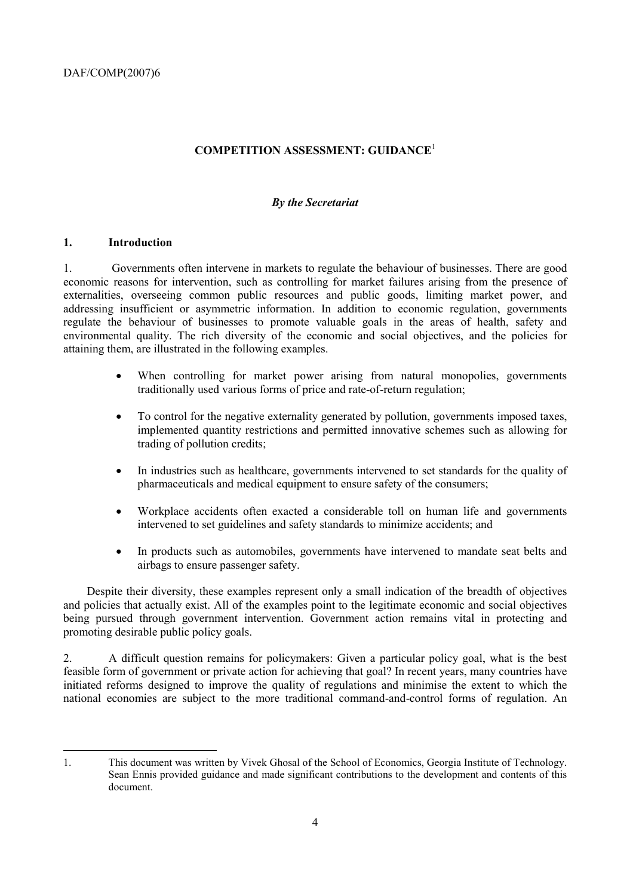# COMPETITION ASSESSMENT: GUIDANCE[1]

*By the Secretariat*

## 1. Introduction

1. Governments often intervene in markets to regulate the behaviour of businesses. There are good economic reasons for intervention, such as controlling for market failures arising from the presence of externalities, overseeing common public resources and public goods, limiting market power, and addressing insufficient or asymmetric information. In addition to economic regulation, governments regulate the behaviour of businesses to promote valuable goals in the areas of health, safety and environmental quality. The rich diversity of the economic and social objectives, and the policies for attaining them, are illustrated in the following examples.

- When controlling for market power arising from natural monopolies, governments traditionally used various forms of price and rate-of-return regulation;
- To control for the negative externality generated by pollution, governments imposed taxes, implemented quantity restrictions and permitted innovative schemes such as allowing for trading of pollution credits;
- In industries such as healthcare, governments intervened to set standards for the quality of pharmaceuticals and medical equipment to ensure safety of the consumers;
- Workplace accidents often exacted a considerable toll on human life and governments intervened to set guidelines and safety standards to minimize accidents; and
- In products such as automobiles, governments have intervened to mandate seat belts and airbags to ensure passenger safety.

Despite their diversity, these examples represent only a small indication of the breadth of objectives and policies that actually exist. All of the examples point to the legitimate economic and social objectives being pursued through government intervention. Government action remains vital in protecting and promoting desirable public policy goals.

2. A difficult question remains for policymakers: Given a particular policy goal, what is the best feasible form of government or private action for achieving that goal? In recent years, many countries have initiated reforms designed to improve the quality of regulations and minimise the extent to which the national economies are subject to the more traditional command-and-control forms of regulation. An

---

1. This document was written by Vivek Ghosal of the School of Economics, Georgia Institute of Technology. Sean Ennis provided guidance and made significant contributions to the development and contents of this document.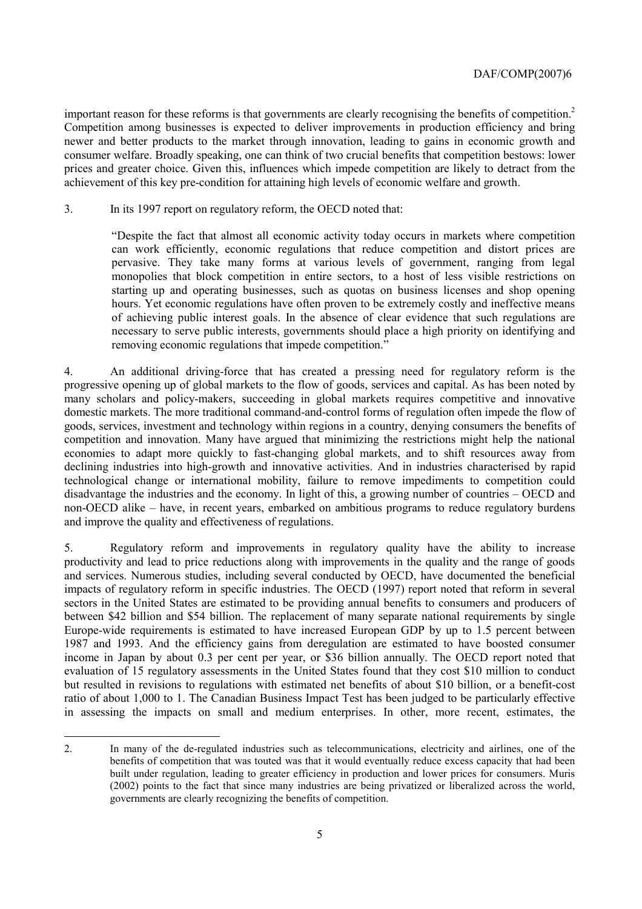important reason for these reforms is that governments are clearly recognising the benefits of competition.[2] Competition among businesses is expected to deliver improvements in production efficiency and bring newer and better products to the market through innovation, leading to gains in economic growth and consumer welfare. Broadly speaking, one can think of two crucial benefits that competition bestows: lower prices and greater choice. Given this, influences which impede competition are likely to detract from the achievement of this key pre-condition for attaining high levels of economic welfare and growth.

3. In its 1997 report on regulatory reform, the OECD noted that:

> "Despite the fact that almost all economic activity today occurs in markets where competition can work efficiently, economic regulations that reduce competition and distort prices are pervasive. They take many forms at various levels of government, ranging from legal monopolies that block competition in entire sectors, to a host of less visible restrictions on starting up and operating businesses, such as quotas on business licenses and shop opening hours. Yet economic regulations have often proven to be extremely costly and ineffective means of achieving public interest goals. In the absence of clear evidence that such regulations are necessary to serve public interests, governments should place a high priority on identifying and removing economic regulations that impede competition."

4. An additional driving-force that has created a pressing need for regulatory reform is the progressive opening up of global markets to the flow of goods, services and capital. As has been noted by many scholars and policy-makers, succeeding in global markets requires competitive and innovative domestic markets. The more traditional command-and-control forms of regulation often impede the flow of goods, services, investment and technology within regions in a country, denying consumers the benefits of competition and innovation. Many have argued that minimizing the restrictions might help the national economies to adapt more quickly to fast-changing global markets, and to shift resources away from declining industries into high-growth and innovative activities. And in industries characterised by rapid technological change or international mobility, failure to remove impediments to competition could disadvantage the industries and the economy. In light of this, a growing number of countries – OECD and non-OECD alike – have, in recent years, embarked on ambitious programs to reduce regulatory burdens and improve the quality and effectiveness of regulations.

5. Regulatory reform and improvements in regulatory quality have the ability to increase productivity and lead to price reductions along with improvements in the quality and the range of goods and services. Numerous studies, including several conducted by OECD, have documented the beneficial impacts of regulatory reform in specific industries. The OECD (1997) report noted that reform in several sectors in the United States are estimated to be providing annual benefits to consumers and producers of between \$42 billion and \$54 billion. The replacement of many separate national requirements by single Europe-wide requirements is estimated to have increased European GDP by up to 1.5 percent between 1987 and 1993. And the efficiency gains from deregulation are estimated to have boosted consumer income in Japan by about 0.3 per cent per year, or \$36 billion annually. The OECD report noted that evaluation of 15 regulatory assessments in the United States found that they cost \$10 million to conduct but resulted in revisions to regulations with estimated net benefits of about \$10 billion, or a benefit-cost ratio of about 1,000 to 1. The Canadian Business Impact Test has been judged to be particularly effective in assessing the impacts on small and medium enterprises. In other, more recent, estimates, the

---

2. In many of the de-regulated industries such as telecommunications, electricity and airlines, one of the benefits of competition that was touted was that it would eventually reduce excess capacity that had been built under regulation, leading to greater efficiency in production and lower prices for consumers. Muris (2002) points to the fact that since many industries are being privatized or liberalized across the world, governments are clearly recognizing the benefits of competition.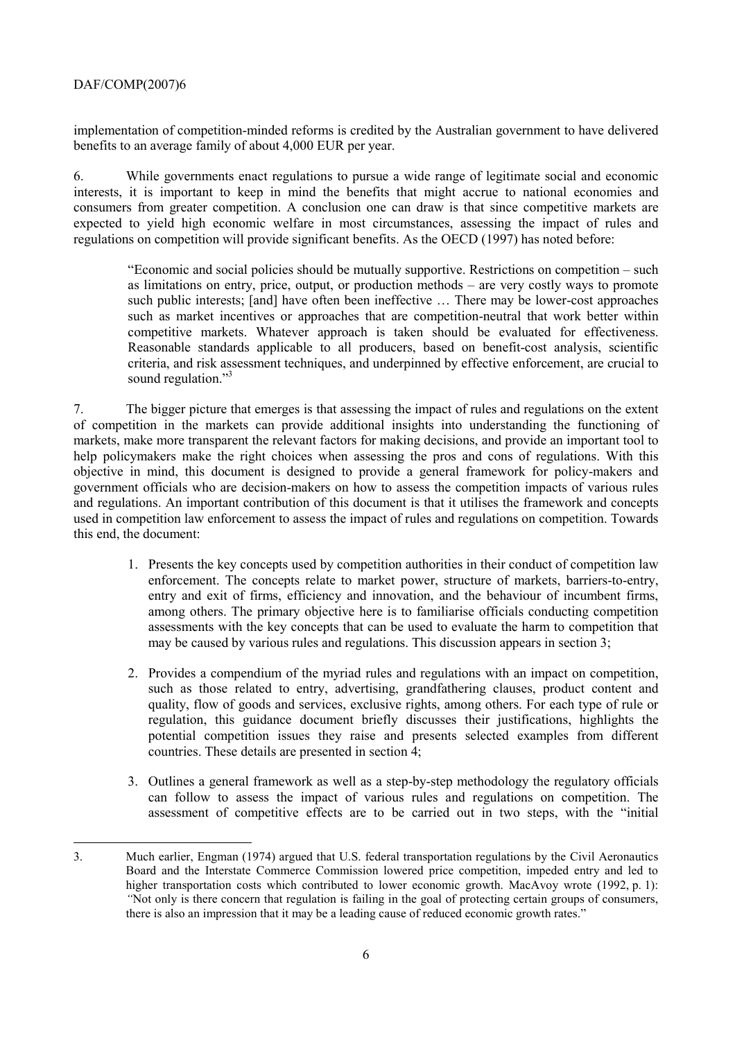implementation of competition-minded reforms is credited by the Australian government to have delivered benefits to an average family of about 4,000 EUR per year.

6. While governments enact regulations to pursue a wide range of legitimate social and economic interests, it is important to keep in mind the benefits that might accrue to national economies and consumers from greater competition. A conclusion one can draw is that since competitive markets are expected to yield high economic welfare in most circumstances, assessing the impact of rules and regulations on competition will provide significant benefits. As the OECD (1997) has noted before:

> "Economic and social policies should be mutually supportive. Restrictions on competition – such as limitations on entry, price, output, or production methods – are very costly ways to promote such public interests; [and] have often been ineffective … There may be lower-cost approaches such as market incentives or approaches that are competition-neutral that work better within competitive markets. Whatever approach is taken should be evaluated for effectiveness. Reasonable standards applicable to all producers, based on benefit-cost analysis, scientific criteria, and risk assessment techniques, and underpinned by effective enforcement, are crucial to sound regulation."[3]

7. The bigger picture that emerges is that assessing the impact of rules and regulations on the extent of competition in the markets can provide additional insights into understanding the functioning of markets, make more transparent the relevant factors for making decisions, and provide an important tool to help policymakers make the right choices when assessing the pros and cons of regulations. With this objective in mind, this document is designed to provide a general framework for policy-makers and government officials who are decision-makers on how to assess the competition impacts of various rules and regulations. An important contribution of this document is that it utilises the framework and concepts used in competition law enforcement to assess the impact of rules and regulations on competition. Towards this end, the document:

1. Presents the key concepts used by competition authorities in their conduct of competition law enforcement. The concepts relate to market power, structure of markets, barriers-to-entry, entry and exit of firms, efficiency and innovation, and the behaviour of incumbent firms, among others. The primary objective here is to familiarise officials conducting competition assessments with the key concepts that can be used to evaluate the harm to competition that may be caused by various rules and regulations. This discussion appears in section 3;

2. Provides a compendium of the myriad rules and regulations with an impact on competition, such as those related to entry, advertising, grandfathering clauses, product content and quality, flow of goods and services, exclusive rights, among others. For each type of rule or regulation, this guidance document briefly discusses their justifications, highlights the potential competition issues they raise and presents selected examples from different countries. These details are presented in section 4;

3. Outlines a general framework as well as a step-by-step methodology the regulatory officials can follow to assess the impact of various rules and regulations on competition. The assessment of competitive effects are to be carried out in two steps, with the "initial

---

3. Much earlier, Engman (1974) argued that U.S. federal transportation regulations by the Civil Aeronautics Board and the Interstate Commerce Commission lowered price competition, impeded entry and led to higher transportation costs which contributed to lower economic growth. MacAvoy wrote (1992, p. 1): *"*Not only is there concern that regulation is failing in the goal of protecting certain groups of consumers, there is also an impression that it may be a leading cause of reduced economic growth rates."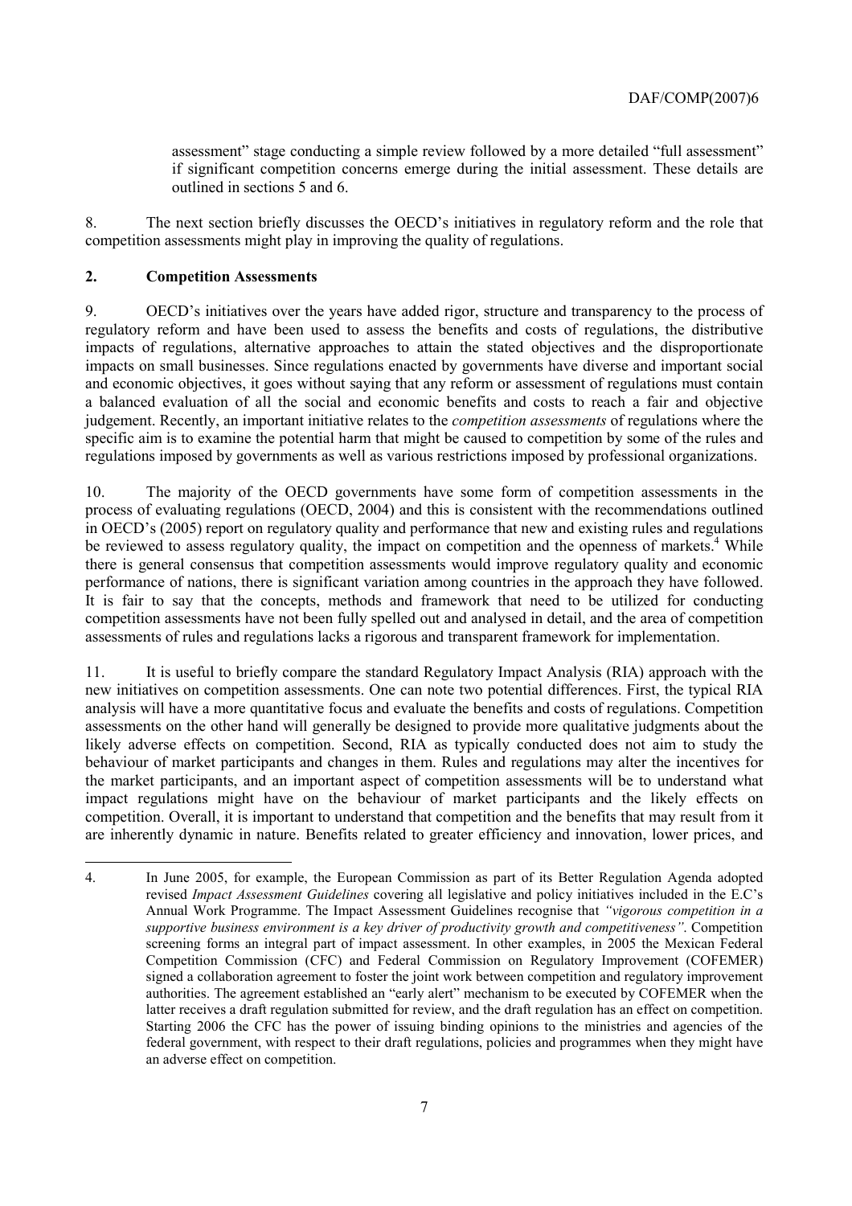assessment" stage conducting a simple review followed by a more detailed "full assessment" if significant competition concerns emerge during the initial assessment. These details are outlined in sections 5 and 6.

8. The next section briefly discusses the OECD's initiatives in regulatory reform and the role that competition assessments might play in improving the quality of regulations.

## 2. Competition Assessments

9. OECD's initiatives over the years have added rigor, structure and transparency to the process of regulatory reform and have been used to assess the benefits and costs of regulations, the distributive impacts of regulations, alternative approaches to attain the stated objectives and the disproportionate impacts on small businesses. Since regulations enacted by governments have diverse and important social and economic objectives, it goes without saying that any reform or assessment of regulations must contain a balanced evaluation of all the social and economic benefits and costs to reach a fair and objective judgement. Recently, an important initiative relates to the *competition assessments* of regulations where the specific aim is to examine the potential harm that might be caused to competition by some of the rules and regulations imposed by governments as well as various restrictions imposed by professional organizations.

10. The majority of the OECD governments have some form of competition assessments in the process of evaluating regulations (OECD, 2004) and this is consistent with the recommendations outlined in OECD's (2005) report on regulatory quality and performance that new and existing rules and regulations be reviewed to assess regulatory quality, the impact on competition and the openness of markets.[4] While there is general consensus that competition assessments would improve regulatory quality and economic performance of nations, there is significant variation among countries in the approach they have followed. It is fair to say that the concepts, methods and framework that need to be utilized for conducting competition assessments have not been fully spelled out and analysed in detail, and the area of competition assessments of rules and regulations lacks a rigorous and transparent framework for implementation.

11. It is useful to briefly compare the standard Regulatory Impact Analysis (RIA) approach with the new initiatives on competition assessments. One can note two potential differences. First, the typical RIA analysis will have a more quantitative focus and evaluate the benefits and costs of regulations. Competition assessments on the other hand will generally be designed to provide more qualitative judgments about the likely adverse effects on competition. Second, RIA as typically conducted does not aim to study the behaviour of market participants and changes in them. Rules and regulations may alter the incentives for the market participants, and an important aspect of competition assessments will be to understand what impact regulations might have on the behaviour of market participants and the likely effects on competition. Overall, it is important to understand that competition and the benefits that may result from it are inherently dynamic in nature. Benefits related to greater efficiency and innovation, lower prices, and

---

4. In June 2005, for example, the European Commission as part of its Better Regulation Agenda adopted revised *Impact Assessment Guidelines* covering all legislative and policy initiatives included in the E.C's Annual Work Programme. The Impact Assessment Guidelines recognise that *"vigorous competition in a supportive business environment is a key driver of productivity growth and competitiveness"*. Competition screening forms an integral part of impact assessment. In other examples, in 2005 the Mexican Federal Competition Commission (CFC) and Federal Commission on Regulatory Improvement (COFEMER) signed a collaboration agreement to foster the joint work between competition and regulatory improvement authorities. The agreement established an "early alert" mechanism to be executed by COFEMER when the latter receives a draft regulation submitted for review, and the draft regulation has an effect on competition. Starting 2006 the CFC has the power of issuing binding opinions to the ministries and agencies of the federal government, with respect to their draft regulations, policies and programmes when they might have an adverse effect on competition.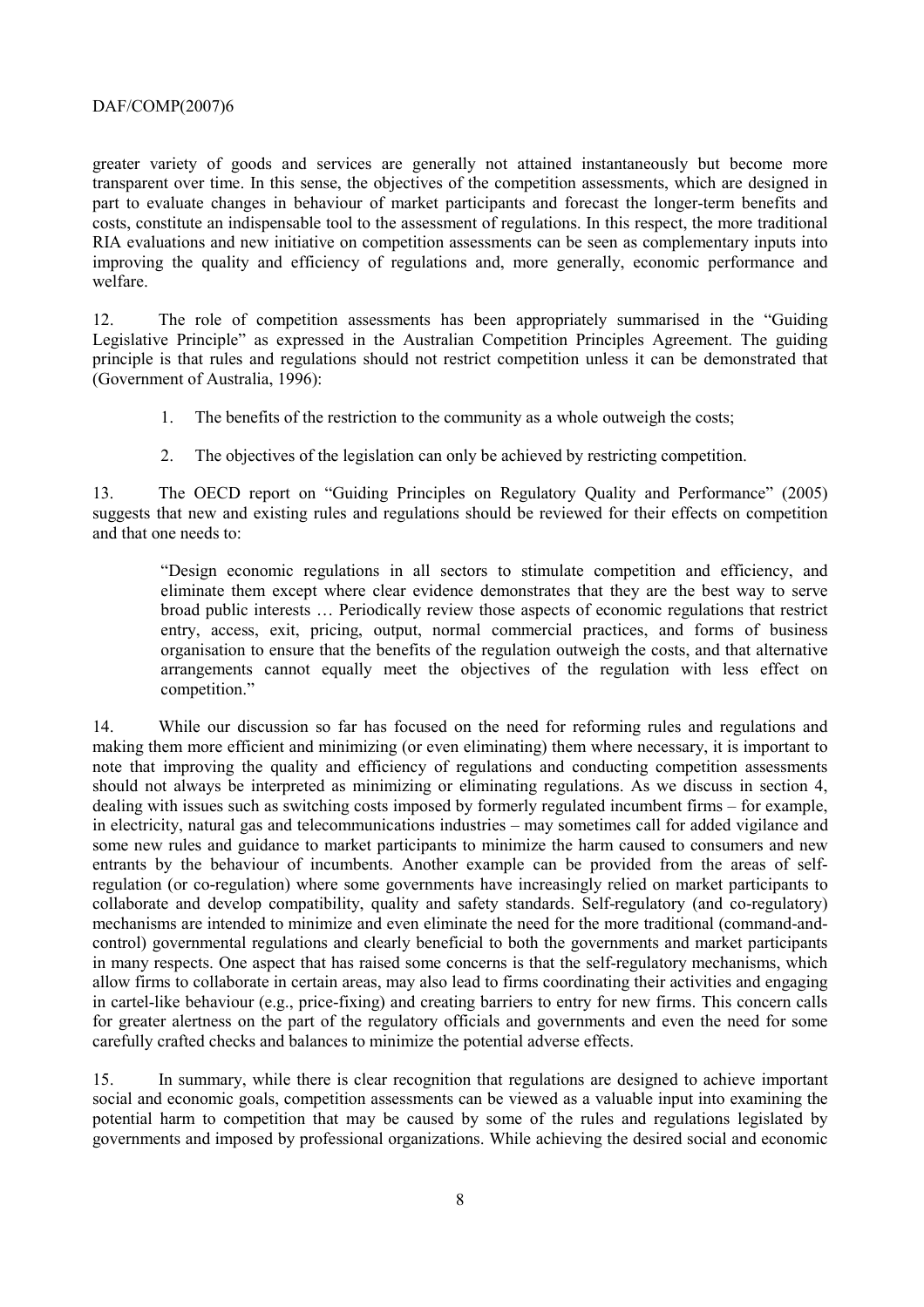greater variety of goods and services are generally not attained instantaneously but become more transparent over time. In this sense, the objectives of the competition assessments, which are designed in part to evaluate changes in behaviour of market participants and forecast the longer-term benefits and costs, constitute an indispensable tool to the assessment of regulations. In this respect, the more traditional RIA evaluations and new initiative on competition assessments can be seen as complementary inputs into improving the quality and efficiency of regulations and, more generally, economic performance and welfare.

12. The role of competition assessments has been appropriately summarised in the "Guiding Legislative Principle" as expressed in the Australian Competition Principles Agreement. The guiding principle is that rules and regulations should not restrict competition unless it can be demonstrated that (Government of Australia, 1996):

1. The benefits of the restriction to the community as a whole outweigh the costs;
2. The objectives of the legislation can only be achieved by restricting competition.

13. The OECD report on "Guiding Principles on Regulatory Quality and Performance" (2005) suggests that new and existing rules and regulations should be reviewed for their effects on competition and that one needs to:

> "Design economic regulations in all sectors to stimulate competition and efficiency, and eliminate them except where clear evidence demonstrates that they are the best way to serve broad public interests … Periodically review those aspects of economic regulations that restrict entry, access, exit, pricing, output, normal commercial practices, and forms of business organisation to ensure that the benefits of the regulation outweigh the costs, and that alternative arrangements cannot equally meet the objectives of the regulation with less effect on competition."

14. While our discussion so far has focused on the need for reforming rules and regulations and making them more efficient and minimizing (or even eliminating) them where necessary, it is important to note that improving the quality and efficiency of regulations and conducting competition assessments should not always be interpreted as minimizing or eliminating regulations. As we discuss in section 4, dealing with issues such as switching costs imposed by formerly regulated incumbent firms – for example, in electricity, natural gas and telecommunications industries – may sometimes call for added vigilance and some new rules and guidance to market participants to minimize the harm caused to consumers and new entrants by the behaviour of incumbents. Another example can be provided from the areas of self-regulation (or co-regulation) where some governments have increasingly relied on market participants to collaborate and develop compatibility, quality and safety standards. Self-regulatory (and co-regulatory) mechanisms are intended to minimize and even eliminate the need for the more traditional (command-and-control) governmental regulations and clearly beneficial to both the governments and market participants in many respects. One aspect that has raised some concerns is that the self-regulatory mechanisms, which allow firms to collaborate in certain areas, may also lead to firms coordinating their activities and engaging in cartel-like behaviour (e.g., price-fixing) and creating barriers to entry for new firms. This concern calls for greater alertness on the part of the regulatory officials and governments and even the need for some carefully crafted checks and balances to minimize the potential adverse effects.

15. In summary, while there is clear recognition that regulations are designed to achieve important social and economic goals, competition assessments can be viewed as a valuable input into examining the potential harm to competition that may be caused by some of the rules and regulations legislated by governments and imposed by professional organizations. While achieving the desired social and economic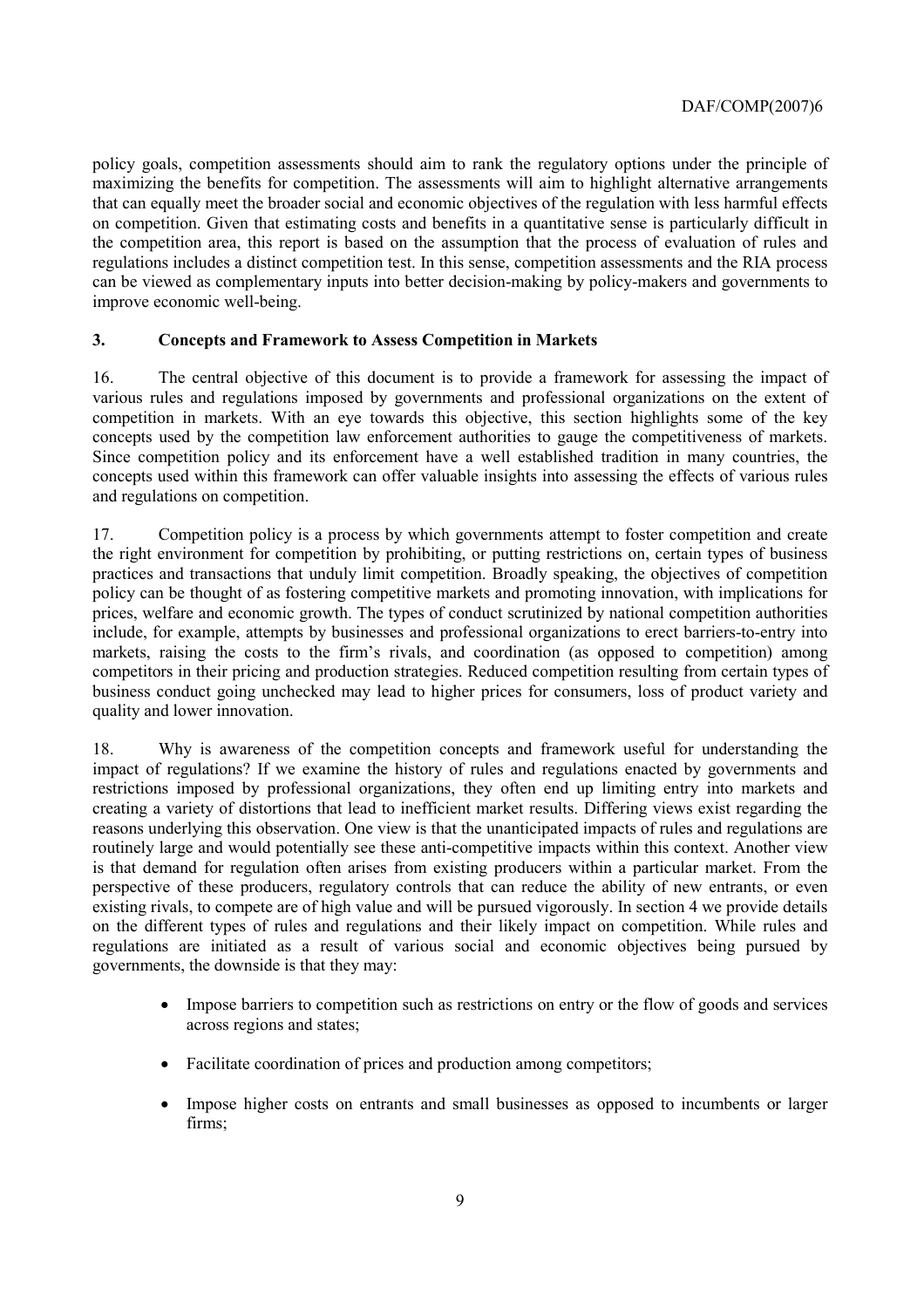policy goals, competition assessments should aim to rank the regulatory options under the principle of maximizing the benefits for competition. The assessments will aim to highlight alternative arrangements that can equally meet the broader social and economic objectives of the regulation with less harmful effects on competition. Given that estimating costs and benefits in a quantitative sense is particularly difficult in the competition area, this report is based on the assumption that the process of evaluation of rules and regulations includes a distinct competition test. In this sense, competition assessments and the RIA process can be viewed as complementary inputs into better decision-making by policy-makers and governments to improve economic well-being.

## 3. Concepts and Framework to Assess Competition in Markets

16. The central objective of this document is to provide a framework for assessing the impact of various rules and regulations imposed by governments and professional organizations on the extent of competition in markets. With an eye towards this objective, this section highlights some of the key concepts used by the competition law enforcement authorities to gauge the competitiveness of markets. Since competition policy and its enforcement have a well established tradition in many countries, the concepts used within this framework can offer valuable insights into assessing the effects of various rules and regulations on competition.

17. Competition policy is a process by which governments attempt to foster competition and create the right environment for competition by prohibiting, or putting restrictions on, certain types of business practices and transactions that unduly limit competition. Broadly speaking, the objectives of competition policy can be thought of as fostering competitive markets and promoting innovation, with implications for prices, welfare and economic growth. The types of conduct scrutinized by national competition authorities include, for example, attempts by businesses and professional organizations to erect barriers-to-entry into markets, raising the costs to the firm's rivals, and coordination (as opposed to competition) among competitors in their pricing and production strategies. Reduced competition resulting from certain types of business conduct going unchecked may lead to higher prices for consumers, loss of product variety and quality and lower innovation.

18. Why is awareness of the competition concepts and framework useful for understanding the impact of regulations? If we examine the history of rules and regulations enacted by governments and restrictions imposed by professional organizations, they often end up limiting entry into markets and creating a variety of distortions that lead to inefficient market results. Differing views exist regarding the reasons underlying this observation. One view is that the unanticipated impacts of rules and regulations are routinely large and would potentially see these anti-competitive impacts within this context. Another view is that demand for regulation often arises from existing producers within a particular market. From the perspective of these producers, regulatory controls that can reduce the ability of new entrants, or even existing rivals, to compete are of high value and will be pursued vigorously. In section 4 we provide details on the different types of rules and regulations and their likely impact on competition. While rules and regulations are initiated as a result of various social and economic objectives being pursued by governments, the downside is that they may:

- Impose barriers to competition such as restrictions on entry or the flow of goods and services across regions and states;
- Facilitate coordination of prices and production among competitors;
- Impose higher costs on entrants and small businesses as opposed to incumbents or larger firms;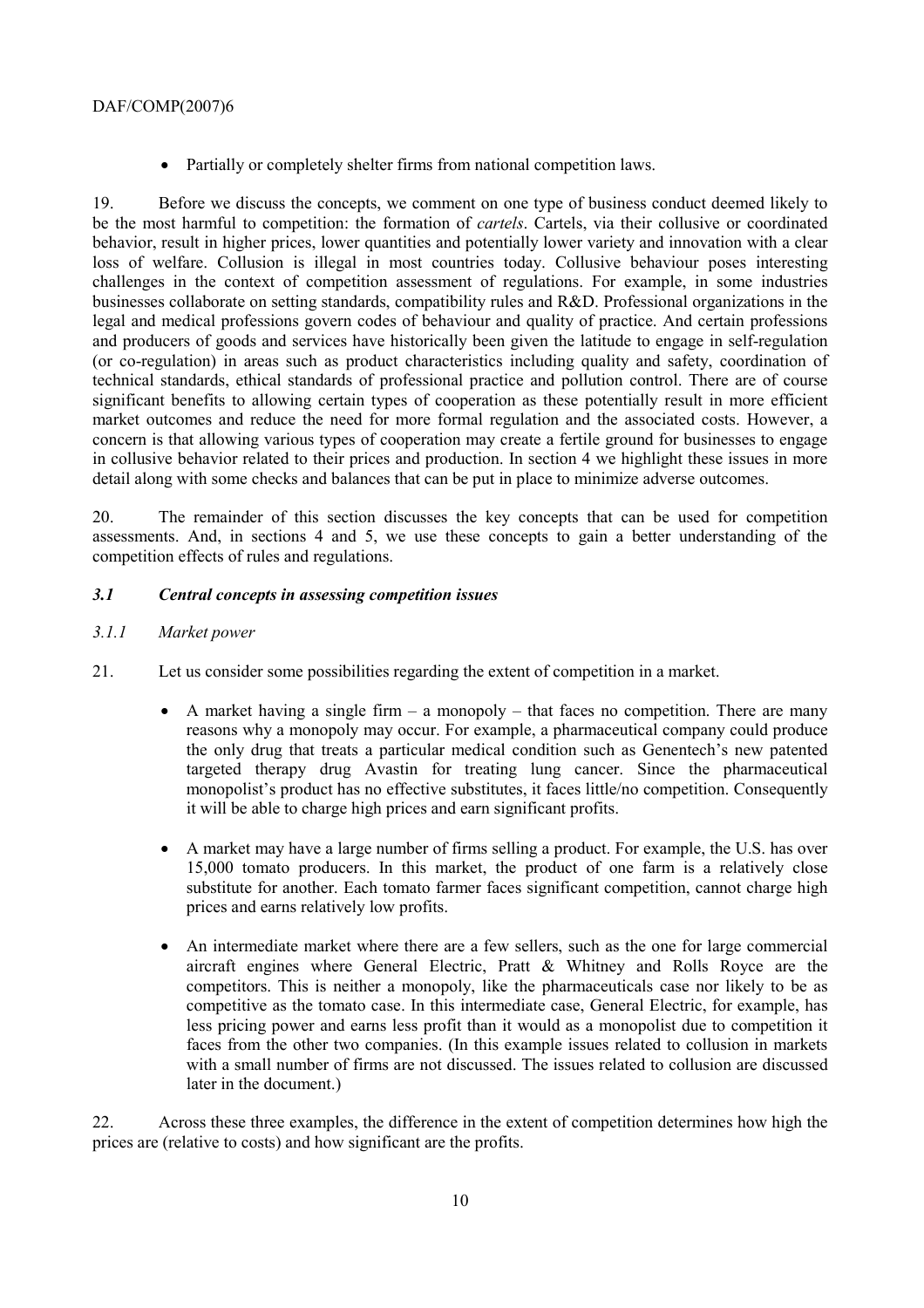- Partially or completely shelter firms from national competition laws.

19. Before we discuss the concepts, we comment on one type of business conduct deemed likely to be the most harmful to competition: the formation of *cartels*. Cartels, via their collusive or coordinated behavior, result in higher prices, lower quantities and potentially lower variety and innovation with a clear loss of welfare. Collusion is illegal in most countries today. Collusive behaviour poses interesting challenges in the context of competition assessment of regulations. For example, in some industries businesses collaborate on setting standards, compatibility rules and R&D. Professional organizations in the legal and medical professions govern codes of behaviour and quality of practice. And certain professions and producers of goods and services have historically been given the latitude to engage in self-regulation (or co-regulation) in areas such as product characteristics including quality and safety, coordination of technical standards, ethical standards of professional practice and pollution control. There are of course significant benefits to allowing certain types of cooperation as these potentially result in more efficient market outcomes and reduce the need for more formal regulation and the associated costs. However, a concern is that allowing various types of cooperation may create a fertile ground for businesses to engage in collusive behavior related to their prices and production. In section 4 we highlight these issues in more detail along with some checks and balances that can be put in place to minimize adverse outcomes.

20. The remainder of this section discusses the key concepts that can be used for competition assessments. And, in sections 4 and 5, we use these concepts to gain a better understanding of the competition effects of rules and regulations.

### *3.1 Central concepts in assessing competition issues*

#### *3.1.1 Market power*

21. Let us consider some possibilities regarding the extent of competition in a market.

- A market having a single firm – a monopoly – that faces no competition. There are many reasons why a monopoly may occur. For example, a pharmaceutical company could produce the only drug that treats a particular medical condition such as Genentech's new patented targeted therapy drug Avastin for treating lung cancer. Since the pharmaceutical monopolist's product has no effective substitutes, it faces little/no competition. Consequently it will be able to charge high prices and earn significant profits.

- A market may have a large number of firms selling a product. For example, the U.S. has over 15,000 tomato producers. In this market, the product of one farm is a relatively close substitute for another. Each tomato farmer faces significant competition, cannot charge high prices and earns relatively low profits.

- An intermediate market where there are a few sellers, such as the one for large commercial aircraft engines where General Electric, Pratt & Whitney and Rolls Royce are the competitors. This is neither a monopoly, like the pharmaceuticals case nor likely to be as competitive as the tomato case. In this intermediate case, General Electric, for example, has less pricing power and earns less profit than it would as a monopolist due to competition it faces from the other two companies. (In this example issues related to collusion in markets with a small number of firms are not discussed. The issues related to collusion are discussed later in the document.)

22. Across these three examples, the difference in the extent of competition determines how high the prices are (relative to costs) and how significant are the profits.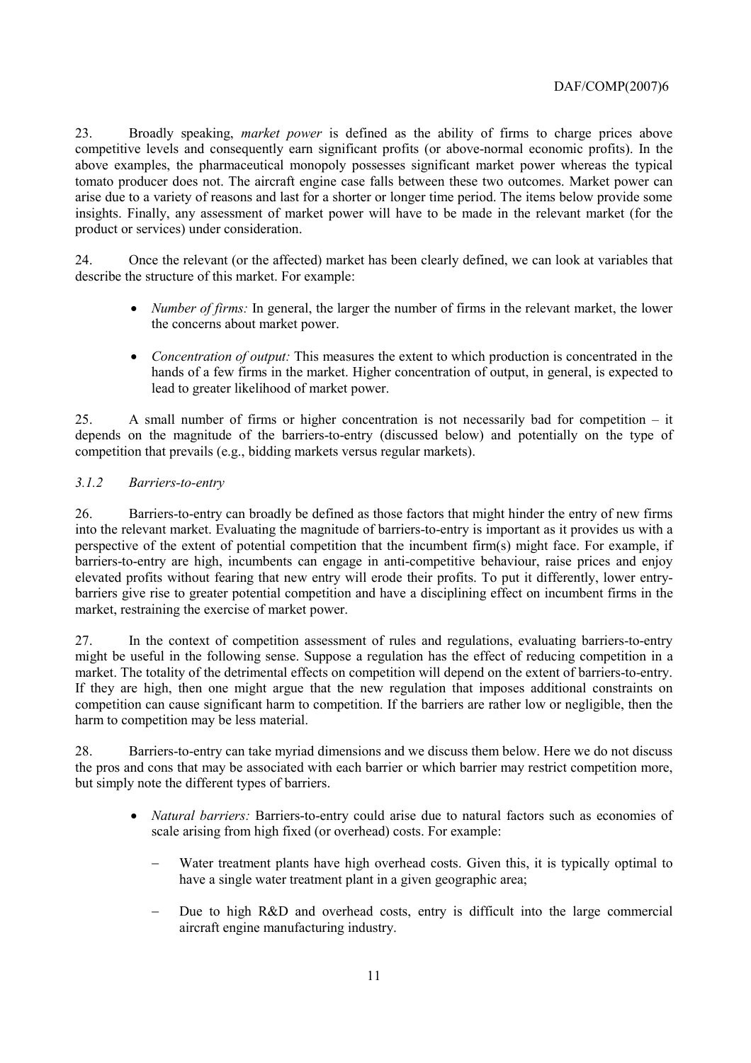23. Broadly speaking, *market power* is defined as the ability of firms to charge prices above competitive levels and consequently earn significant profits (or above-normal economic profits). In the above examples, the pharmaceutical monopoly possesses significant market power whereas the typical tomato producer does not. The aircraft engine case falls between these two outcomes. Market power can arise due to a variety of reasons and last for a shorter or longer time period. The items below provide some insights. Finally, any assessment of market power will have to be made in the relevant market (for the product or services) under consideration.

24. Once the relevant (or the affected) market has been clearly defined, we can look at variables that describe the structure of this market. For example:

- *Number of firms:* In general, the larger the number of firms in the relevant market, the lower the concerns about market power.
- *Concentration of output:* This measures the extent to which production is concentrated in the hands of a few firms in the market. Higher concentration of output, in general, is expected to lead to greater likelihood of market power.

25. A small number of firms or higher concentration is not necessarily bad for competition – it depends on the magnitude of the barriers-to-entry (discussed below) and potentially on the type of competition that prevails (e.g., bidding markets versus regular markets).

### *3.1.2 Barriers-to-entry*

26. Barriers-to-entry can broadly be defined as those factors that might hinder the entry of new firms into the relevant market. Evaluating the magnitude of barriers-to-entry is important as it provides us with a perspective of the extent of potential competition that the incumbent firm(s) might face. For example, if barriers-to-entry are high, incumbents can engage in anti-competitive behaviour, raise prices and enjoy elevated profits without fearing that new entry will erode their profits. To put it differently, lower entry-barriers give rise to greater potential competition and have a disciplining effect on incumbent firms in the market, restraining the exercise of market power.

27. In the context of competition assessment of rules and regulations, evaluating barriers-to-entry might be useful in the following sense. Suppose a regulation has the effect of reducing competition in a market. The totality of the detrimental effects on competition will depend on the extent of barriers-to-entry. If they are high, then one might argue that the new regulation that imposes additional constraints on competition can cause significant harm to competition. If the barriers are rather low or negligible, then the harm to competition may be less material.

28. Barriers-to-entry can take myriad dimensions and we discuss them below. Here we do not discuss the pros and cons that may be associated with each barrier or which barrier may restrict competition more, but simply note the different types of barriers.

- *Natural barriers:* Barriers-to-entry could arise due to natural factors such as economies of scale arising from high fixed (or overhead) costs. For example:
  - Water treatment plants have high overhead costs. Given this, it is typically optimal to have a single water treatment plant in a given geographic area;
  - Due to high R&D and overhead costs, entry is difficult into the large commercial aircraft engine manufacturing industry.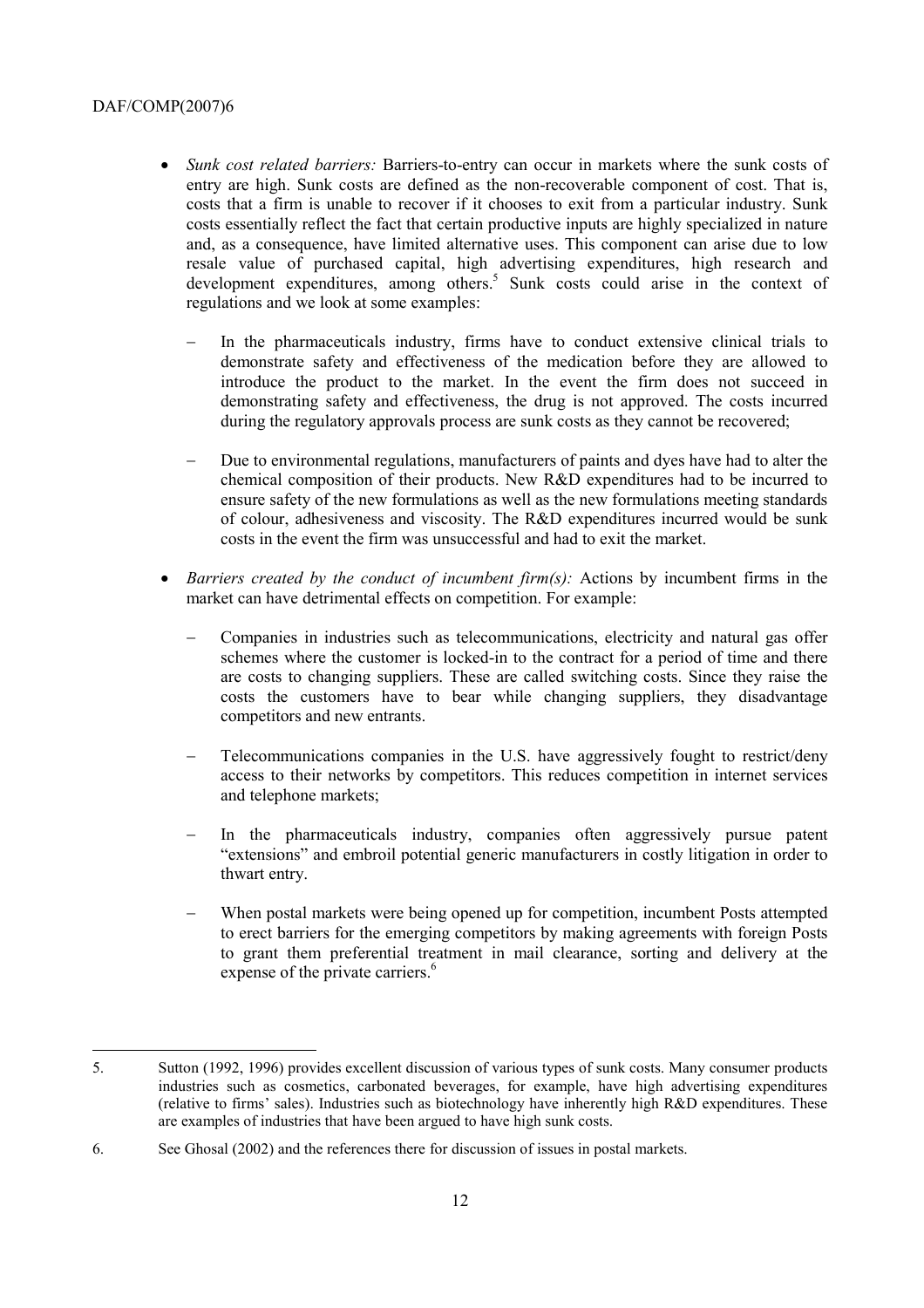- *Sunk cost related barriers:* Barriers-to-entry can occur in markets where the sunk costs of entry are high. Sunk costs are defined as the non-recoverable component of cost. That is, costs that a firm is unable to recover if it chooses to exit from a particular industry. Sunk costs essentially reflect the fact that certain productive inputs are highly specialized in nature and, as a consequence, have limited alternative uses. This component can arise due to low resale value of purchased capital, high advertising expenditures, high research and development expenditures, among others.[5] Sunk costs could arise in the context of regulations and we look at some examples:

  - In the pharmaceuticals industry, firms have to conduct extensive clinical trials to demonstrate safety and effectiveness of the medication before they are allowed to introduce the product to the market. In the event the firm does not succeed in demonstrating safety and effectiveness, the drug is not approved. The costs incurred during the regulatory approvals process are sunk costs as they cannot be recovered;

  - Due to environmental regulations, manufacturers of paints and dyes have had to alter the chemical composition of their products. New R&D expenditures had to be incurred to ensure safety of the new formulations as well as the new formulations meeting standards of colour, adhesiveness and viscosity. The R&D expenditures incurred would be sunk costs in the event the firm was unsuccessful and had to exit the market.

- *Barriers created by the conduct of incumbent firm(s):* Actions by incumbent firms in the market can have detrimental effects on competition. For example:

  - Companies in industries such as telecommunications, electricity and natural gas offer schemes where the customer is locked-in to the contract for a period of time and there are costs to changing suppliers. These are called switching costs. Since they raise the costs the customers have to bear while changing suppliers, they disadvantage competitors and new entrants.

  - Telecommunications companies in the U.S. have aggressively fought to restrict/deny access to their networks by competitors. This reduces competition in internet services and telephone markets;

  - In the pharmaceuticals industry, companies often aggressively pursue patent "extensions" and embroil potential generic manufacturers in costly litigation in order to thwart entry.

  - When postal markets were being opened up for competition, incumbent Posts attempted to erect barriers for the emerging competitors by making agreements with foreign Posts to grant them preferential treatment in mail clearance, sorting and delivery at the expense of the private carriers.[6]

---

5. Sutton (1992, 1996) provides excellent discussion of various types of sunk costs. Many consumer products industries such as cosmetics, carbonated beverages, for example, have high advertising expenditures (relative to firms' sales). Industries such as biotechnology have inherently high R&D expenditures. These are examples of industries that have been argued to have high sunk costs.

6. See Ghosal (2002) and the references there for discussion of issues in postal markets.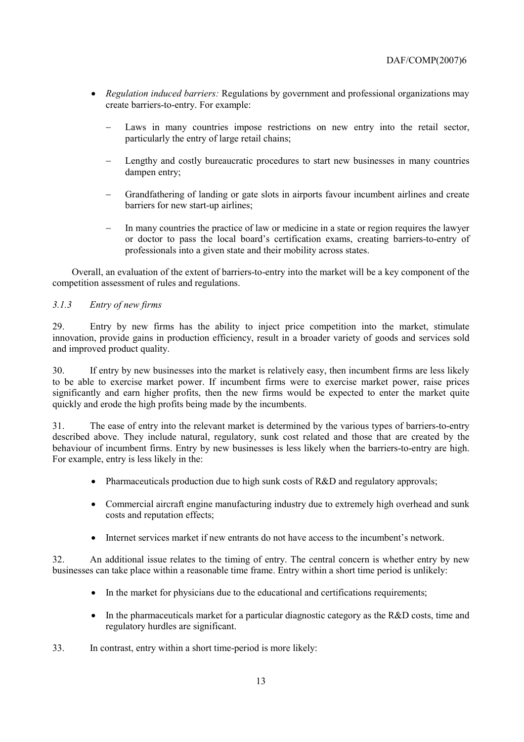- *Regulation induced barriers:* Regulations by government and professional organizations may create barriers-to-entry. For example:

  - Laws in many countries impose restrictions on new entry into the retail sector, particularly the entry of large retail chains;

  - Lengthy and costly bureaucratic procedures to start new businesses in many countries dampen entry;

  - Grandfathering of landing or gate slots in airports favour incumbent airlines and create barriers for new start-up airlines;

  - In many countries the practice of law or medicine in a state or region requires the lawyer or doctor to pass the local board's certification exams, creating barriers-to-entry of professionals into a given state and their mobility across states.

Overall, an evaluation of the extent of barriers-to-entry into the market will be a key component of the competition assessment of rules and regulations.

### *3.1.3 Entry of new firms*

29. Entry by new firms has the ability to inject price competition into the market, stimulate innovation, provide gains in production efficiency, result in a broader variety of goods and services sold and improved product quality.

30. If entry by new businesses into the market is relatively easy, then incumbent firms are less likely to be able to exercise market power. If incumbent firms were to exercise market power, raise prices significantly and earn higher profits, then the new firms would be expected to enter the market quite quickly and erode the high profits being made by the incumbents.

31. The ease of entry into the relevant market is determined by the various types of barriers-to-entry described above. They include natural, regulatory, sunk cost related and those that are created by the behaviour of incumbent firms. Entry by new businesses is less likely when the barriers-to-entry are high. For example, entry is less likely in the:

- Pharmaceuticals production due to high sunk costs of R&D and regulatory approvals;

- Commercial aircraft engine manufacturing industry due to extremely high overhead and sunk costs and reputation effects;

- Internet services market if new entrants do not have access to the incumbent's network.

32. An additional issue relates to the timing of entry. The central concern is whether entry by new businesses can take place within a reasonable time frame. Entry within a short time period is unlikely:

- In the market for physicians due to the educational and certifications requirements;

- In the pharmaceuticals market for a particular diagnostic category as the R&D costs, time and regulatory hurdles are significant.

33. In contrast, entry within a short time-period is more likely: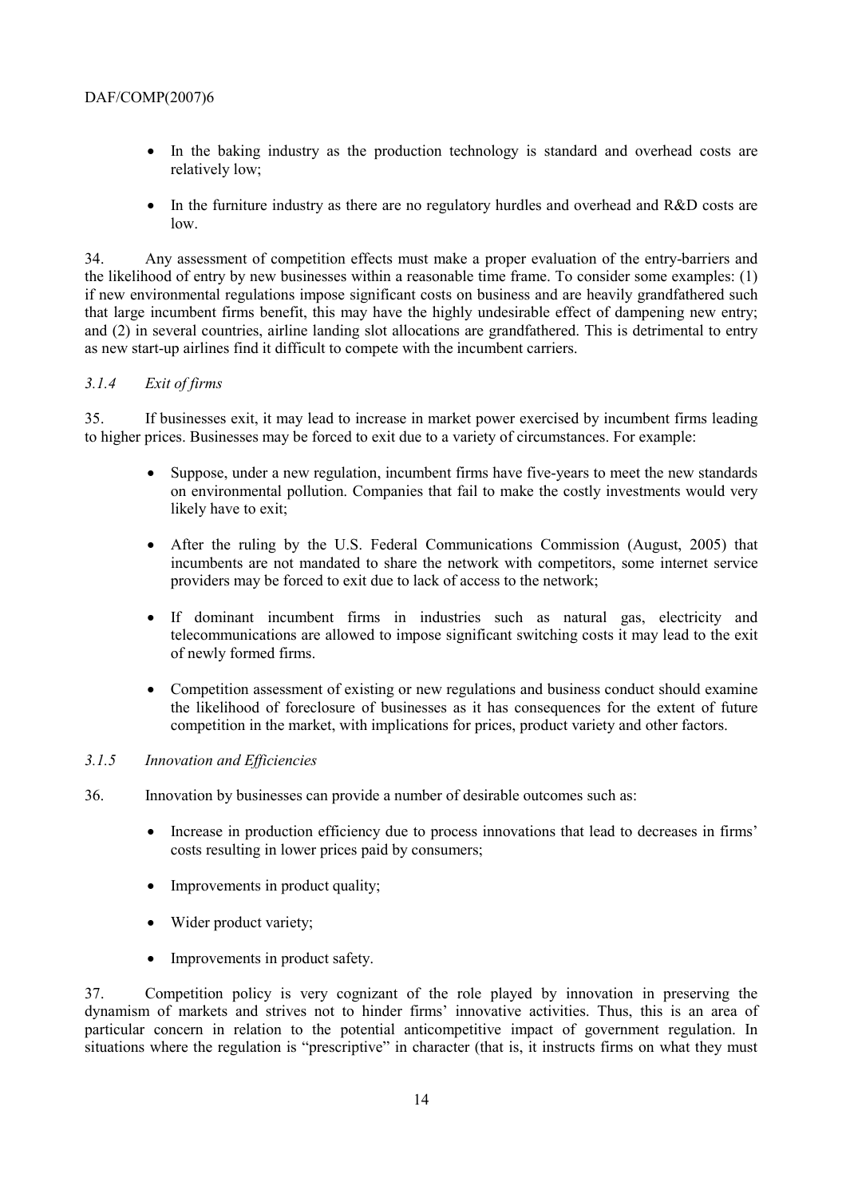- In the baking industry as the production technology is standard and overhead costs are relatively low;
- In the furniture industry as there are no regulatory hurdles and overhead and R&D costs are low.

34. Any assessment of competition effects must make a proper evaluation of the entry-barriers and the likelihood of entry by new businesses within a reasonable time frame. To consider some examples: (1) if new environmental regulations impose significant costs on business and are heavily grandfathered such that large incumbent firms benefit, this may have the highly undesirable effect of dampening new entry; and (2) in several countries, airline landing slot allocations are grandfathered. This is detrimental to entry as new start-up airlines find it difficult to compete with the incumbent carriers.

#### *3.1.4 Exit of firms*

35. If businesses exit, it may lead to increase in market power exercised by incumbent firms leading to higher prices. Businesses may be forced to exit due to a variety of circumstances. For example:

- Suppose, under a new regulation, incumbent firms have five-years to meet the new standards on environmental pollution. Companies that fail to make the costly investments would very likely have to exit;
- After the ruling by the U.S. Federal Communications Commission (August, 2005) that incumbents are not mandated to share the network with competitors, some internet service providers may be forced to exit due to lack of access to the network;
- If dominant incumbent firms in industries such as natural gas, electricity and telecommunications are allowed to impose significant switching costs it may lead to the exit of newly formed firms.
- Competition assessment of existing or new regulations and business conduct should examine the likelihood of foreclosure of businesses as it has consequences for the extent of future competition in the market, with implications for prices, product variety and other factors.

#### *3.1.5 Innovation and Efficiencies*

36. Innovation by businesses can provide a number of desirable outcomes such as:

- Increase in production efficiency due to process innovations that lead to decreases in firms' costs resulting in lower prices paid by consumers;
- Improvements in product quality;
- Wider product variety;
- Improvements in product safety.

37. Competition policy is very cognizant of the role played by innovation in preserving the dynamism of markets and strives not to hinder firms' innovative activities. Thus, this is an area of particular concern in relation to the potential anticompetitive impact of government regulation. In situations where the regulation is "prescriptive" in character (that is, it instructs firms on what they must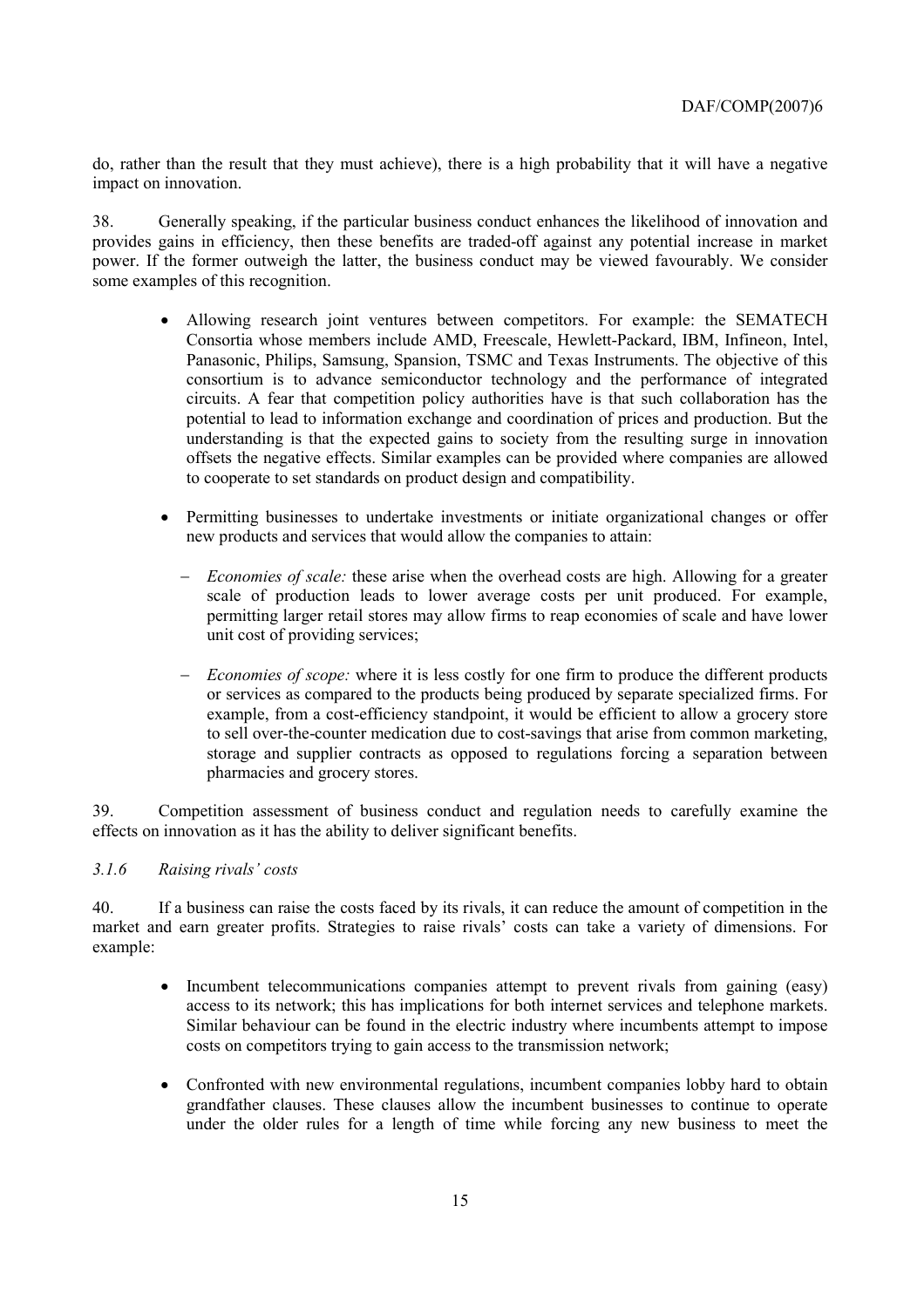do, rather than the result that they must achieve), there is a high probability that it will have a negative impact on innovation.

38. Generally speaking, if the particular business conduct enhances the likelihood of innovation and provides gains in efficiency, then these benefits are traded-off against any potential increase in market power. If the former outweigh the latter, the business conduct may be viewed favourably. We consider some examples of this recognition.

- Allowing research joint ventures between competitors. For example: the SEMATECH Consortia whose members include AMD, Freescale, Hewlett-Packard, IBM, Infineon, Intel, Panasonic, Philips, Samsung, Spansion, TSMC and Texas Instruments. The objective of this consortium is to advance semiconductor technology and the performance of integrated circuits. A fear that competition policy authorities have is that such collaboration has the potential to lead to information exchange and coordination of prices and production. But the understanding is that the expected gains to society from the resulting surge in innovation offsets the negative effects. Similar examples can be provided where companies are allowed to cooperate to set standards on product design and compatibility.

- Permitting businesses to undertake investments or initiate organizational changes or offer new products and services that would allow the companies to attain:
  - *Economies of scale:* these arise when the overhead costs are high. Allowing for a greater scale of production leads to lower average costs per unit produced. For example, permitting larger retail stores may allow firms to reap economies of scale and have lower unit cost of providing services;
  - *Economies of scope:* where it is less costly for one firm to produce the different products or services as compared to the products being produced by separate specialized firms. For example, from a cost-efficiency standpoint, it would be efficient to allow a grocery store to sell over-the-counter medication due to cost-savings that arise from common marketing, storage and supplier contracts as opposed to regulations forcing a separation between pharmacies and grocery stores.

39. Competition assessment of business conduct and regulation needs to carefully examine the effects on innovation as it has the ability to deliver significant benefits.

### *3.1.6 Raising rivals' costs*

40. If a business can raise the costs faced by its rivals, it can reduce the amount of competition in the market and earn greater profits. Strategies to raise rivals' costs can take a variety of dimensions. For example:

- Incumbent telecommunications companies attempt to prevent rivals from gaining (easy) access to its network; this has implications for both internet services and telephone markets. Similar behaviour can be found in the electric industry where incumbents attempt to impose costs on competitors trying to gain access to the transmission network;

- Confronted with new environmental regulations, incumbent companies lobby hard to obtain grandfather clauses. These clauses allow the incumbent businesses to continue to operate under the older rules for a length of time while forcing any new business to meet the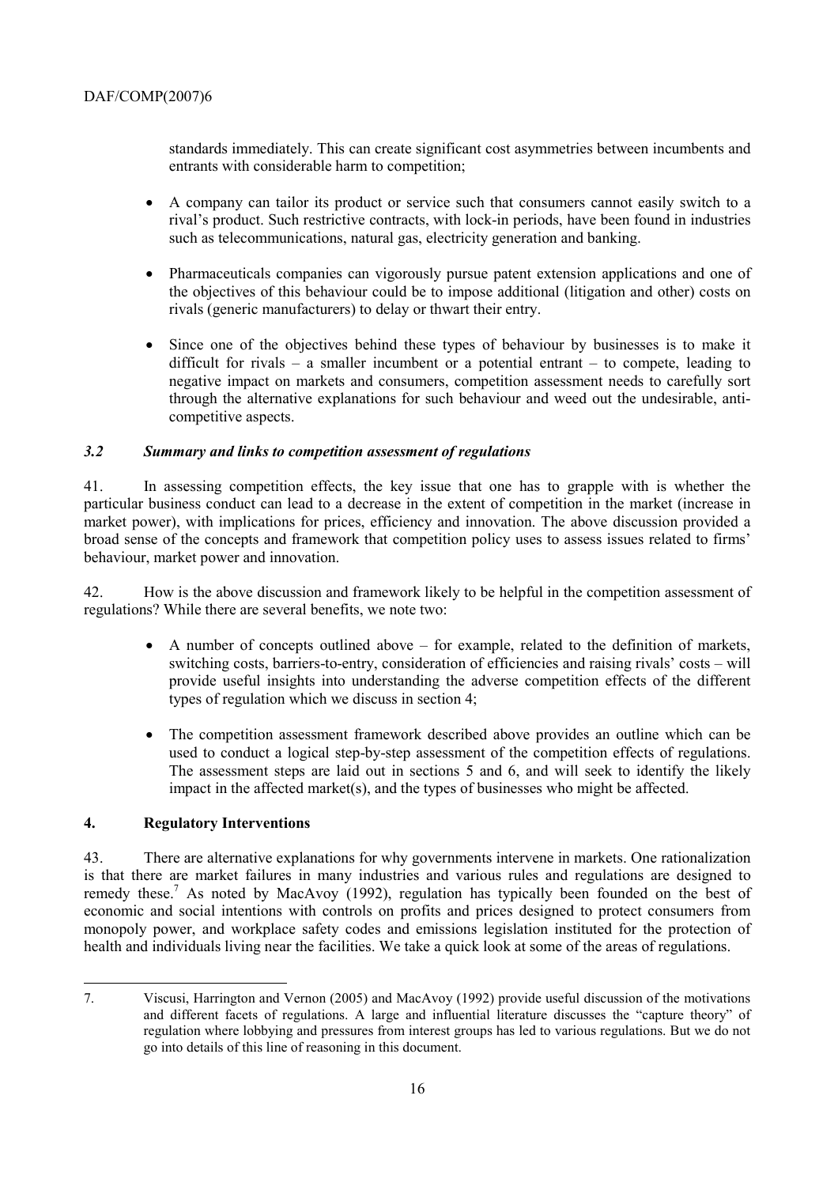standards immediately. This can create significant cost asymmetries between incumbents and entrants with considerable harm to competition;

- A company can tailor its product or service such that consumers cannot easily switch to a rival's product. Such restrictive contracts, with lock-in periods, have been found in industries such as telecommunications, natural gas, electricity generation and banking.

- Pharmaceuticals companies can vigorously pursue patent extension applications and one of the objectives of this behaviour could be to impose additional (litigation and other) costs on rivals (generic manufacturers) to delay or thwart their entry.

- Since one of the objectives behind these types of behaviour by businesses is to make it difficult for rivals – a smaller incumbent or a potential entrant – to compete, leading to negative impact on markets and consumers, competition assessment needs to carefully sort through the alternative explanations for such behaviour and weed out the undesirable, anti-competitive aspects.

### *3.2 Summary and links to competition assessment of regulations*

41. In assessing competition effects, the key issue that one has to grapple with is whether the particular business conduct can lead to a decrease in the extent of competition in the market (increase in market power), with implications for prices, efficiency and innovation. The above discussion provided a broad sense of the concepts and framework that competition policy uses to assess issues related to firms' behaviour, market power and innovation.

42. How is the above discussion and framework likely to be helpful in the competition assessment of regulations? While there are several benefits, we note two:

- A number of concepts outlined above – for example, related to the definition of markets, switching costs, barriers-to-entry, consideration of efficiencies and raising rivals' costs – will provide useful insights into understanding the adverse competition effects of the different types of regulation which we discuss in section 4;

- The competition assessment framework described above provides an outline which can be used to conduct a logical step-by-step assessment of the competition effects of regulations. The assessment steps are laid out in sections 5 and 6, and will seek to identify the likely impact in the affected market(s), and the types of businesses who might be affected.

## 4. Regulatory Interventions

43. There are alternative explanations for why governments intervene in markets. One rationalization is that there are market failures in many industries and various rules and regulations are designed to remedy these.[7] As noted by MacAvoy (1992), regulation has typically been founded on the best of economic and social intentions with controls on profits and prices designed to protect consumers from monopoly power, and workplace safety codes and emissions legislation instituted for the protection of health and individuals living near the facilities. We take a quick look at some of the areas of regulations.

---

7. Viscusi, Harrington and Vernon (2005) and MacAvoy (1992) provide useful discussion of the motivations and different facets of regulations. A large and influential literature discusses the "capture theory" of regulation where lobbying and pressures from interest groups has led to various regulations. But we do not go into details of this line of reasoning in this document.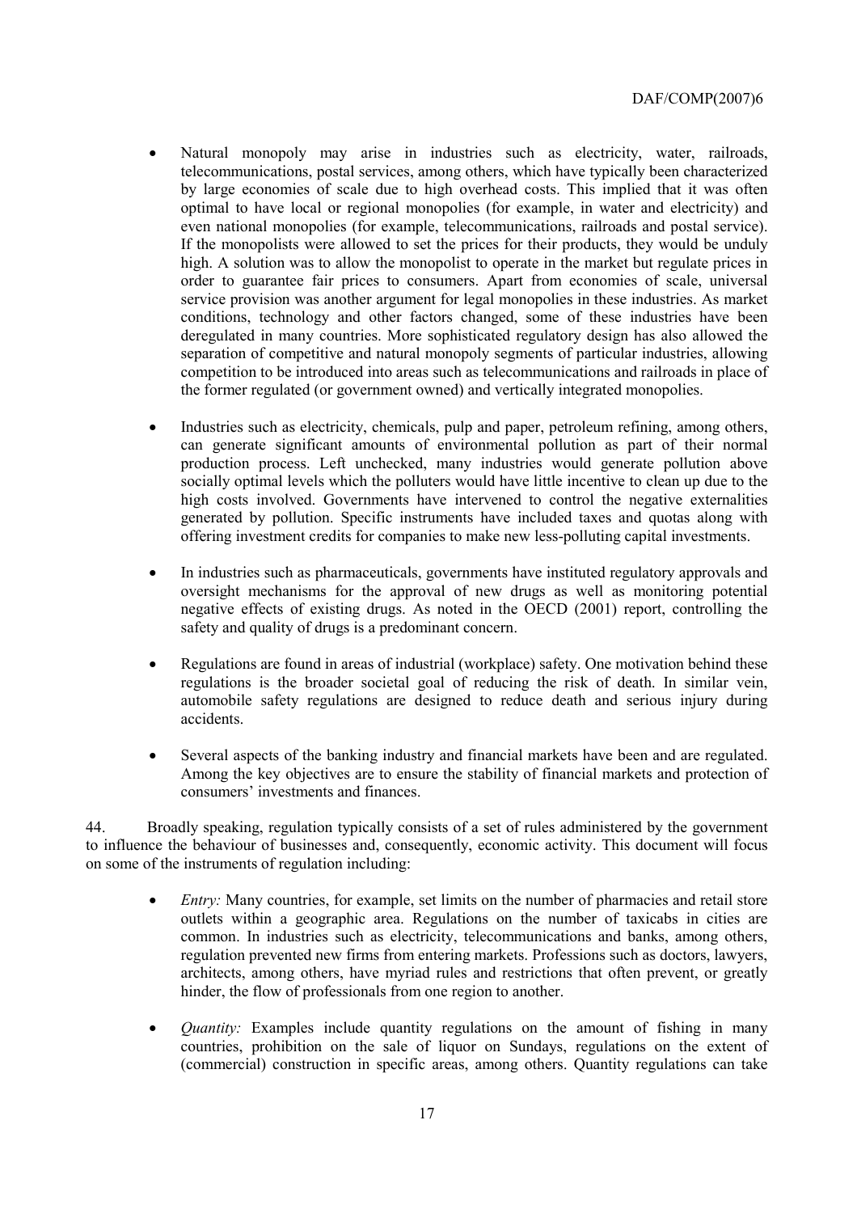- Natural monopoly may arise in industries such as electricity, water, railroads, telecommunications, postal services, among others, which have typically been characterized by large economies of scale due to high overhead costs. This implied that it was often optimal to have local or regional monopolies (for example, in water and electricity) and even national monopolies (for example, telecommunications, railroads and postal service). If the monopolists were allowed to set the prices for their products, they would be unduly high. A solution was to allow the monopolist to operate in the market but regulate prices in order to guarantee fair prices to consumers. Apart from economies of scale, universal service provision was another argument for legal monopolies in these industries. As market conditions, technology and other factors changed, some of these industries have been deregulated in many countries. More sophisticated regulatory design has also allowed the separation of competitive and natural monopoly segments of particular industries, allowing competition to be introduced into areas such as telecommunications and railroads in place of the former regulated (or government owned) and vertically integrated monopolies.

- Industries such as electricity, chemicals, pulp and paper, petroleum refining, among others, can generate significant amounts of environmental pollution as part of their normal production process. Left unchecked, many industries would generate pollution above socially optimal levels which the polluters would have little incentive to clean up due to the high costs involved. Governments have intervened to control the negative externalities generated by pollution. Specific instruments have included taxes and quotas along with offering investment credits for companies to make new less-polluting capital investments.

- In industries such as pharmaceuticals, governments have instituted regulatory approvals and oversight mechanisms for the approval of new drugs as well as monitoring potential negative effects of existing drugs. As noted in the OECD (2001) report, controlling the safety and quality of drugs is a predominant concern.

- Regulations are found in areas of industrial (workplace) safety. One motivation behind these regulations is the broader societal goal of reducing the risk of death. In similar vein, automobile safety regulations are designed to reduce death and serious injury during accidents.

- Several aspects of the banking industry and financial markets have been and are regulated. Among the key objectives are to ensure the stability of financial markets and protection of consumers' investments and finances.

44. Broadly speaking, regulation typically consists of a set of rules administered by the government to influence the behaviour of businesses and, consequently, economic activity. This document will focus on some of the instruments of regulation including:

- *Entry:* Many countries, for example, set limits on the number of pharmacies and retail store outlets within a geographic area. Regulations on the number of taxicabs in cities are common. In industries such as electricity, telecommunications and banks, among others, regulation prevented new firms from entering markets. Professions such as doctors, lawyers, architects, among others, have myriad rules and restrictions that often prevent, or greatly hinder, the flow of professionals from one region to another.

- *Quantity:* Examples include quantity regulations on the amount of fishing in many countries, prohibition on the sale of liquor on Sundays, regulations on the extent of (commercial) construction in specific areas, among others. Quantity regulations can take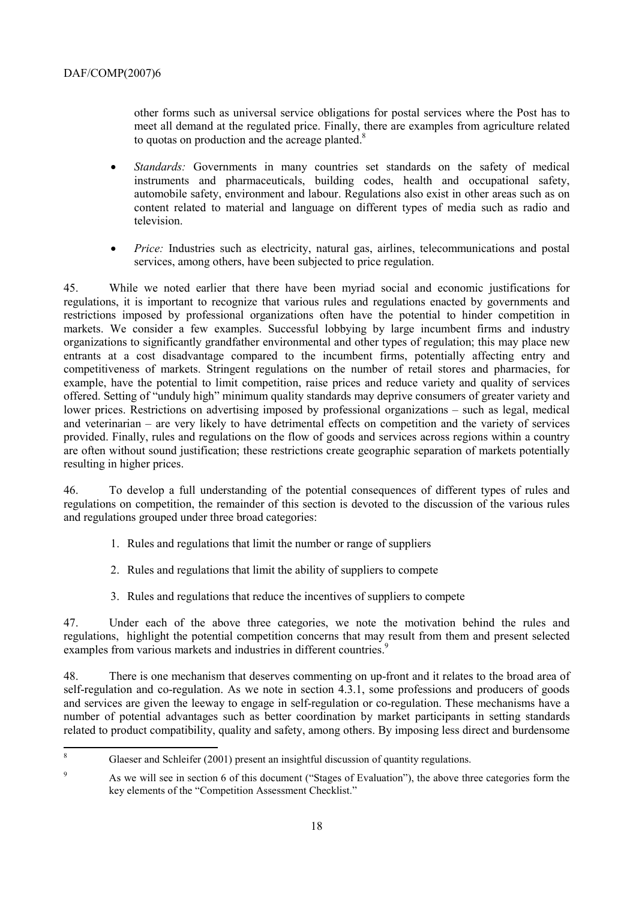other forms such as universal service obligations for postal services where the Post has to meet all demand at the regulated price. Finally, there are examples from agriculture related to quotas on production and the acreage planted.[8]

- *Standards:* Governments in many countries set standards on the safety of medical instruments and pharmaceuticals, building codes, health and occupational safety, automobile safety, environment and labour. Regulations also exist in other areas such as on content related to material and language on different types of media such as radio and television.

- *Price:* Industries such as electricity, natural gas, airlines, telecommunications and postal services, among others, have been subjected to price regulation.

45. While we noted earlier that there have been myriad social and economic justifications for regulations, it is important to recognize that various rules and regulations enacted by governments and restrictions imposed by professional organizations often have the potential to hinder competition in markets. We consider a few examples. Successful lobbying by large incumbent firms and industry organizations to significantly grandfather environmental and other types of regulation; this may place new entrants at a cost disadvantage compared to the incumbent firms, potentially affecting entry and competitiveness of markets. Stringent regulations on the number of retail stores and pharmacies, for example, have the potential to limit competition, raise prices and reduce variety and quality of services offered. Setting of "unduly high" minimum quality standards may deprive consumers of greater variety and lower prices. Restrictions on advertising imposed by professional organizations – such as legal, medical and veterinarian – are very likely to have detrimental effects on competition and the variety of services provided. Finally, rules and regulations on the flow of goods and services across regions within a country are often without sound justification; these restrictions create geographic separation of markets potentially resulting in higher prices.

46. To develop a full understanding of the potential consequences of different types of rules and regulations on competition, the remainder of this section is devoted to the discussion of the various rules and regulations grouped under three broad categories:

1. Rules and regulations that limit the number or range of suppliers
2. Rules and regulations that limit the ability of suppliers to compete
3. Rules and regulations that reduce the incentives of suppliers to compete

47. Under each of the above three categories, we note the motivation behind the rules and regulations, highlight the potential competition concerns that may result from them and present selected examples from various markets and industries in different countries.[9]

48. There is one mechanism that deserves commenting on up-front and it relates to the broad area of self-regulation and co-regulation. As we note in section 4.3.1, some professions and producers of goods and services are given the leeway to engage in self-regulation or co-regulation. These mechanisms have a number of potential advantages such as better coordination by market participants in setting standards related to product compatibility, quality and safety, among others. By imposing less direct and burdensome

---

[8] Glaeser and Schleifer (2001) present an insightful discussion of quantity regulations.

[9] As we will see in section 6 of this document ("Stages of Evaluation"), the above three categories form the key elements of the "Competition Assessment Checklist."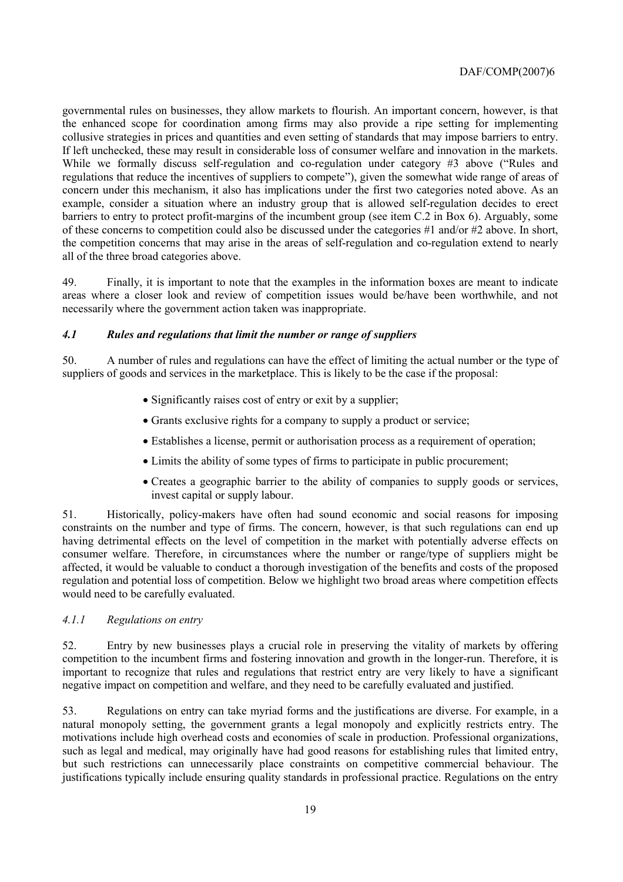governmental rules on businesses, they allow markets to flourish. An important concern, however, is that the enhanced scope for coordination among firms may also provide a ripe setting for implementing collusive strategies in prices and quantities and even setting of standards that may impose barriers to entry. If left unchecked, these may result in considerable loss of consumer welfare and innovation in the markets. While we formally discuss self-regulation and co-regulation under category #3 above ("Rules and regulations that reduce the incentives of suppliers to compete"), given the somewhat wide range of areas of concern under this mechanism, it also has implications under the first two categories noted above. As an example, consider a situation where an industry group that is allowed self-regulation decides to erect barriers to entry to protect profit-margins of the incumbent group (see item C.2 in Box 6). Arguably, some of these concerns to competition could also be discussed under the categories #1 and/or #2 above. In short, the competition concerns that may arise in the areas of self-regulation and co-regulation extend to nearly all of the three broad categories above.

49. Finally, it is important to note that the examples in the information boxes are meant to indicate areas where a closer look and review of competition issues would be/have been worthwhile, and not necessarily where the government action taken was inappropriate.

### *4.1 Rules and regulations that limit the number or range of suppliers*

50. A number of rules and regulations can have the effect of limiting the actual number or the type of suppliers of goods and services in the marketplace. This is likely to be the case if the proposal:

- Significantly raises cost of entry or exit by a supplier;
- Grants exclusive rights for a company to supply a product or service;
- Establishes a license, permit or authorisation process as a requirement of operation;
- Limits the ability of some types of firms to participate in public procurement;
- Creates a geographic barrier to the ability of companies to supply goods or services, invest capital or supply labour.

51. Historically, policy-makers have often had sound economic and social reasons for imposing constraints on the number and type of firms. The concern, however, is that such regulations can end up having detrimental effects on the level of competition in the market with potentially adverse effects on consumer welfare. Therefore, in circumstances where the number or range/type of suppliers might be affected, it would be valuable to conduct a thorough investigation of the benefits and costs of the proposed regulation and potential loss of competition. Below we highlight two broad areas where competition effects would need to be carefully evaluated.

#### *4.1.1 Regulations on entry*

52. Entry by new businesses plays a crucial role in preserving the vitality of markets by offering competition to the incumbent firms and fostering innovation and growth in the longer-run. Therefore, it is important to recognize that rules and regulations that restrict entry are very likely to have a significant negative impact on competition and welfare, and they need to be carefully evaluated and justified.

53. Regulations on entry can take myriad forms and the justifications are diverse. For example, in a natural monopoly setting, the government grants a legal monopoly and explicitly restricts entry. The motivations include high overhead costs and economies of scale in production. Professional organizations, such as legal and medical, may originally have had good reasons for establishing rules that limited entry, but such restrictions can unnecessarily place constraints on competitive commercial behaviour. The justifications typically include ensuring quality standards in professional practice. Regulations on the entry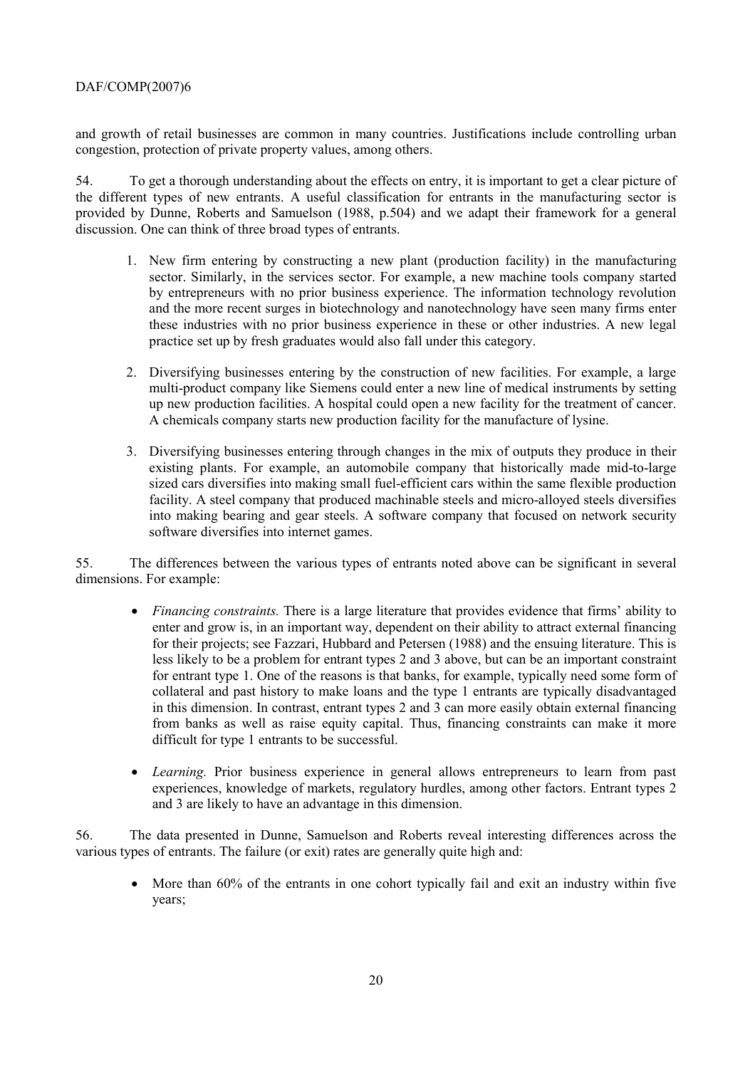and growth of retail businesses are common in many countries. Justifications include controlling urban congestion, protection of private property values, among others.

54. To get a thorough understanding about the effects on entry, it is important to get a clear picture of the different types of new entrants. A useful classification for entrants in the manufacturing sector is provided by Dunne, Roberts and Samuelson (1988, p.504) and we adapt their framework for a general discussion. One can think of three broad types of entrants.

1. New firm entering by constructing a new plant (production facility) in the manufacturing sector. Similarly, in the services sector. For example, a new machine tools company started by entrepreneurs with no prior business experience. The information technology revolution and the more recent surges in biotechnology and nanotechnology have seen many firms enter these industries with no prior business experience in these or other industries. A new legal practice set up by fresh graduates would also fall under this category.

2. Diversifying businesses entering by the construction of new facilities. For example, a large multi-product company like Siemens could enter a new line of medical instruments by setting up new production facilities. A hospital could open a new facility for the treatment of cancer. A chemicals company starts new production facility for the manufacture of lysine.

3. Diversifying businesses entering through changes in the mix of outputs they produce in their existing plants. For example, an automobile company that historically made mid-to-large sized cars diversifies into making small fuel-efficient cars within the same flexible production facility. A steel company that produced machinable steels and micro-alloyed steels diversifies into making bearing and gear steels. A software company that focused on network security software diversifies into internet games.

55. The differences between the various types of entrants noted above can be significant in several dimensions. For example:

- *Financing constraints.* There is a large literature that provides evidence that firms' ability to enter and grow is, in an important way, dependent on their ability to attract external financing for their projects; see Fazzari, Hubbard and Petersen (1988) and the ensuing literature. This is less likely to be a problem for entrant types 2 and 3 above, but can be an important constraint for entrant type 1. One of the reasons is that banks, for example, typically need some form of collateral and past history to make loans and the type 1 entrants are typically disadvantaged in this dimension. In contrast, entrant types 2 and 3 can more easily obtain external financing from banks as well as raise equity capital. Thus, financing constraints can make it more difficult for type 1 entrants to be successful.

- *Learning.* Prior business experience in general allows entrepreneurs to learn from past experiences, knowledge of markets, regulatory hurdles, among other factors. Entrant types 2 and 3 are likely to have an advantage in this dimension.

56. The data presented in Dunne, Samuelson and Roberts reveal interesting differences across the various types of entrants. The failure (or exit) rates are generally quite high and:

- More than 60% of the entrants in one cohort typically fail and exit an industry within five years;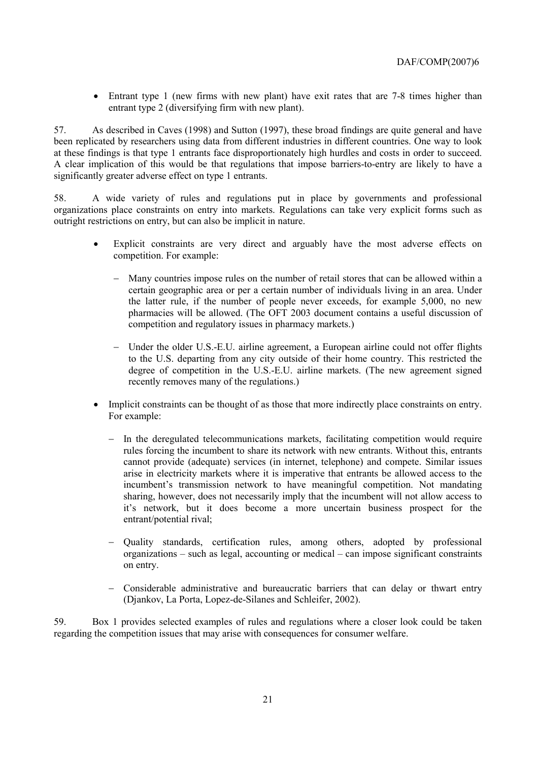- Entrant type 1 (new firms with new plant) have exit rates that are 7-8 times higher than entrant type 2 (diversifying firm with new plant).

57. As described in Caves (1998) and Sutton (1997), these broad findings are quite general and have been replicated by researchers using data from different industries in different countries. One way to look at these findings is that type 1 entrants face disproportionately high hurdles and costs in order to succeed. A clear implication of this would be that regulations that impose barriers-to-entry are likely to have a significantly greater adverse effect on type 1 entrants.

58. A wide variety of rules and regulations put in place by governments and professional organizations place constraints on entry into markets. Regulations can take very explicit forms such as outright restrictions on entry, but can also be implicit in nature.

- Explicit constraints are very direct and arguably have the most adverse effects on competition. For example:
  - Many countries impose rules on the number of retail stores that can be allowed within a certain geographic area or per a certain number of individuals living in an area. Under the latter rule, if the number of people never exceeds, for example 5,000, no new pharmacies will be allowed. (The OFT 2003 document contains a useful discussion of competition and regulatory issues in pharmacy markets.)
  - Under the older U.S.-E.U. airline agreement, a European airline could not offer flights to the U.S. departing from any city outside of their home country. This restricted the degree of competition in the U.S.-E.U. airline markets. (The new agreement signed recently removes many of the regulations.)
- Implicit constraints can be thought of as those that more indirectly place constraints on entry. For example:
  - In the deregulated telecommunications markets, facilitating competition would require rules forcing the incumbent to share its network with new entrants. Without this, entrants cannot provide (adequate) services (in internet, telephone) and compete. Similar issues arise in electricity markets where it is imperative that entrants be allowed access to the incumbent's transmission network to have meaningful competition. Not mandating sharing, however, does not necessarily imply that the incumbent will not allow access to it's network, but it does become a more uncertain business prospect for the entrant/potential rival;
  - Quality standards, certification rules, among others, adopted by professional organizations – such as legal, accounting or medical – can impose significant constraints on entry.
  - Considerable administrative and bureaucratic barriers that can delay or thwart entry (Djankov, La Porta, Lopez-de-Silanes and Schleifer, 2002).

59. Box 1 provides selected examples of rules and regulations where a closer look could be taken regarding the competition issues that may arise with consequences for consumer welfare.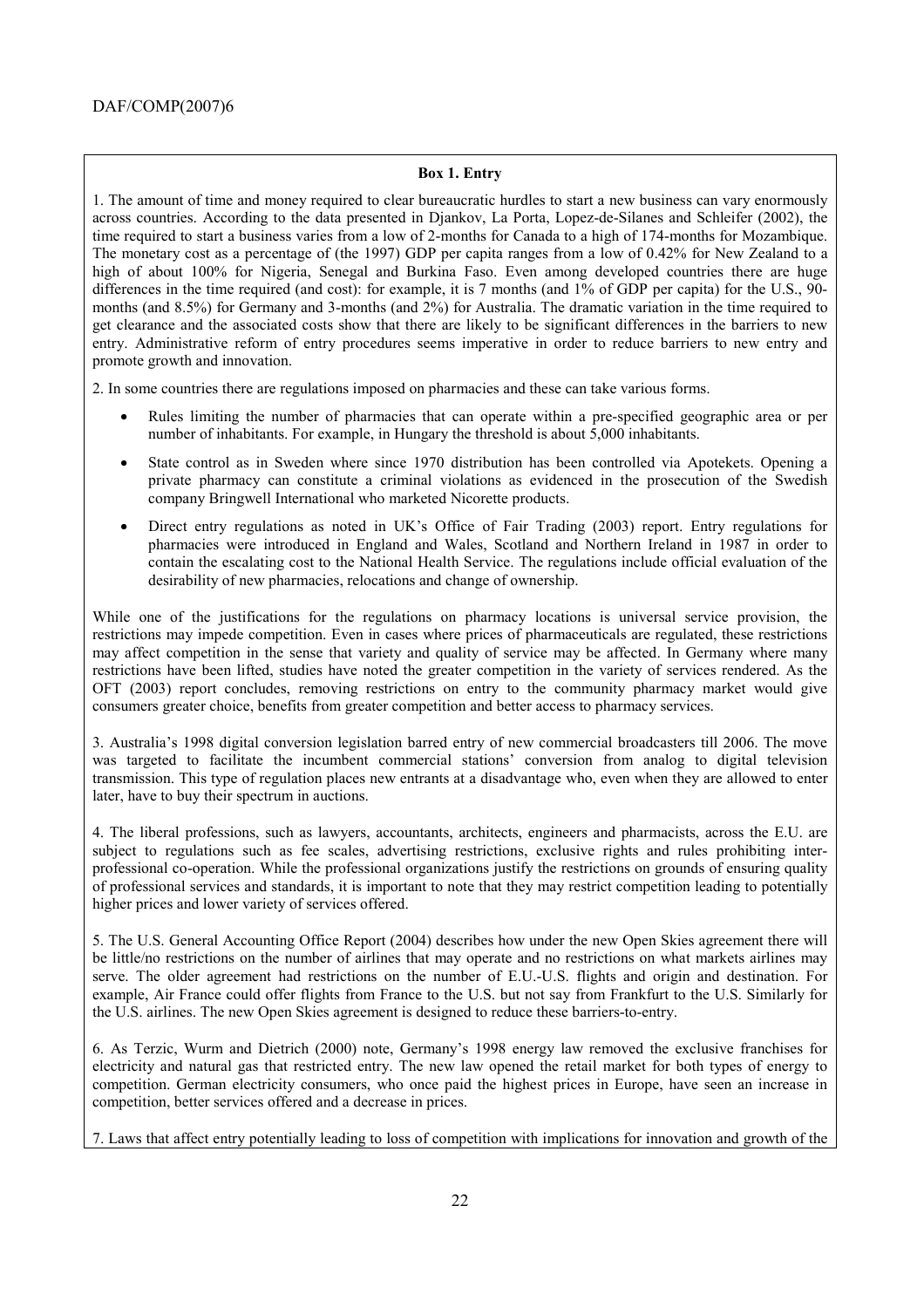**Box 1. Entry**

1. The amount of time and money required to clear bureaucratic hurdles to start a new business can vary enormously across countries. According to the data presented in Djankov, La Porta, Lopez-de-Silanes and Schleifer (2002), the time required to start a business varies from a low of 2-months for Canada to a high of 174-months for Mozambique. The monetary cost as a percentage of (the 1997) GDP per capita ranges from a low of 0.42% for New Zealand to a high of about 100% for Nigeria, Senegal and Burkina Faso. Even among developed countries there are huge differences in the time required (and cost): for example, it is 7 months (and 1% of GDP per capita) for the U.S., 90-months (and 8.5%) for Germany and 3-months (and 2%) for Australia. The dramatic variation in the time required to get clearance and the associated costs show that there are likely to be significant differences in the barriers to new entry. Administrative reform of entry procedures seems imperative in order to reduce barriers to new entry and promote growth and innovation.

2. In some countries there are regulations imposed on pharmacies and these can take various forms.

- Rules limiting the number of pharmacies that can operate within a pre-specified geographic area or per number of inhabitants. For example, in Hungary the threshold is about 5,000 inhabitants.
- State control as in Sweden where since 1970 distribution has been controlled via Apotekets. Opening a private pharmacy can constitute a criminal violations as evidenced in the prosecution of the Swedish company Bringwell International who marketed Nicorette products.
- Direct entry regulations as noted in UK's Office of Fair Trading (2003) report. Entry regulations for pharmacies were introduced in England and Wales, Scotland and Northern Ireland in 1987 in order to contain the escalating cost to the National Health Service. The regulations include official evaluation of the desirability of new pharmacies, relocations and change of ownership.

While one of the justifications for the regulations on pharmacy locations is universal service provision, the restrictions may impede competition. Even in cases where prices of pharmaceuticals are regulated, these restrictions may affect competition in the sense that variety and quality of service may be affected. In Germany where many restrictions have been lifted, studies have noted the greater competition in the variety of services rendered. As the OFT (2003) report concludes, removing restrictions on entry to the community pharmacy market would give consumers greater choice, benefits from greater competition and better access to pharmacy services.

3. Australia's 1998 digital conversion legislation barred entry of new commercial broadcasters till 2006. The move was targeted to facilitate the incumbent commercial stations' conversion from analog to digital television transmission. This type of regulation places new entrants at a disadvantage who, even when they are allowed to enter later, have to buy their spectrum in auctions.

4. The liberal professions, such as lawyers, accountants, architects, engineers and pharmacists, across the E.U. are subject to regulations such as fee scales, advertising restrictions, exclusive rights and rules prohibiting inter-professional co-operation. While the professional organizations justify the restrictions on grounds of ensuring quality of professional services and standards, it is important to note that they may restrict competition leading to potentially higher prices and lower variety of services offered.

5. The U.S. General Accounting Office Report (2004) describes how under the new Open Skies agreement there will be little/no restrictions on the number of airlines that may operate and no restrictions on what markets airlines may serve. The older agreement had restrictions on the number of E.U.-U.S. flights and origin and destination. For example, Air France could offer flights from France to the U.S. but not say from Frankfurt to the U.S. Similarly for the U.S. airlines. The new Open Skies agreement is designed to reduce these barriers-to-entry.

6. As Terzic, Wurm and Dietrich (2000) note, Germany's 1998 energy law removed the exclusive franchises for electricity and natural gas that restricted entry. The new law opened the retail market for both types of energy to competition. German electricity consumers, who once paid the highest prices in Europe, have seen an increase in competition, better services offered and a decrease in prices.

7. Laws that affect entry potentially leading to loss of competition with implications for innovation and growth of the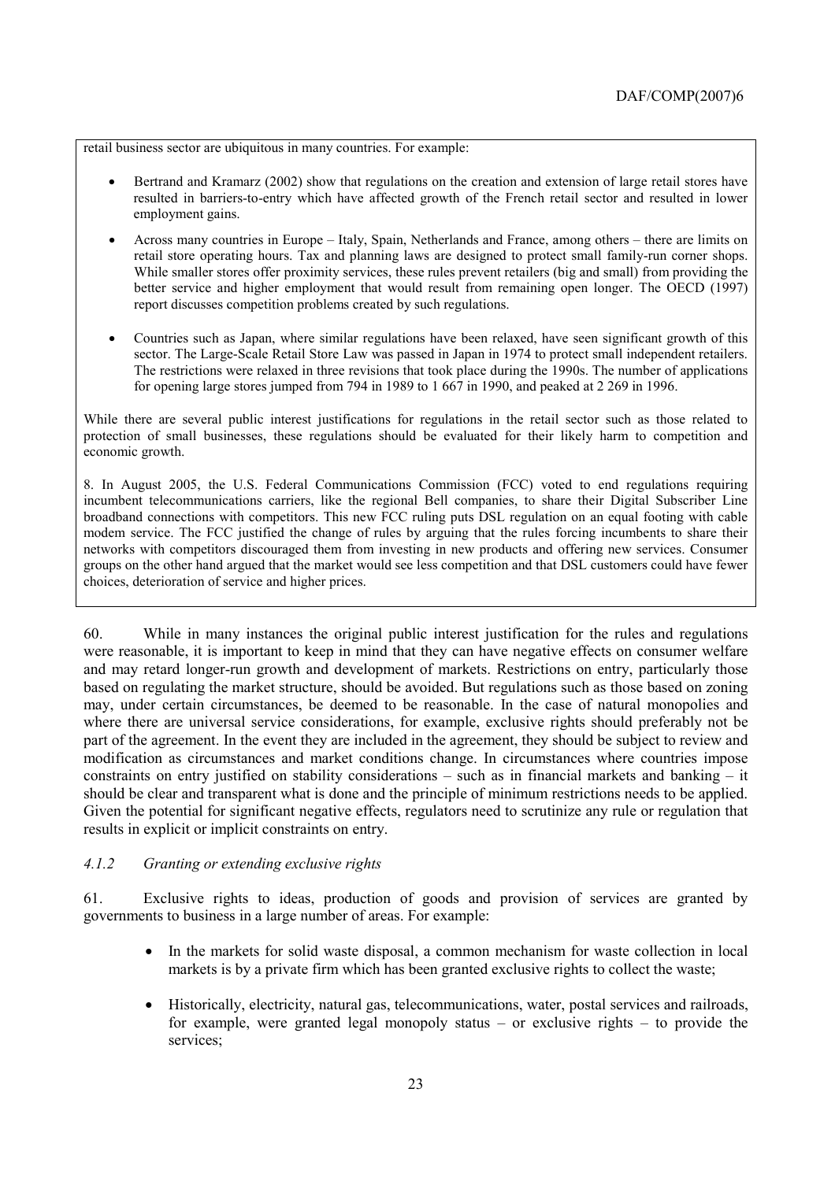retail business sector are ubiquitous in many countries. For example:

- Bertrand and Kramarz (2002) show that regulations on the creation and extension of large retail stores have resulted in barriers-to-entry which have affected growth of the French retail sector and resulted in lower employment gains.
- Across many countries in Europe – Italy, Spain, Netherlands and France, among others – there are limits on retail store operating hours. Tax and planning laws are designed to protect small family-run corner shops. While smaller stores offer proximity services, these rules prevent retailers (big and small) from providing the better service and higher employment that would result from remaining open longer. The OECD (1997) report discusses competition problems created by such regulations.
- Countries such as Japan, where similar regulations have been relaxed, have seen significant growth of this sector. The Large-Scale Retail Store Law was passed in Japan in 1974 to protect small independent retailers. The restrictions were relaxed in three revisions that took place during the 1990s. The number of applications for opening large stores jumped from 794 in 1989 to 1 667 in 1990, and peaked at 2 269 in 1996.

While there are several public interest justifications for regulations in the retail sector such as those related to protection of small businesses, these regulations should be evaluated for their likely harm to competition and economic growth.

8. In August 2005, the U.S. Federal Communications Commission (FCC) voted to end regulations requiring incumbent telecommunications carriers, like the regional Bell companies, to share their Digital Subscriber Line broadband connections with competitors. This new FCC ruling puts DSL regulation on an equal footing with cable modem service. The FCC justified the change of rules by arguing that the rules forcing incumbents to share their networks with competitors discouraged them from investing in new products and offering new services. Consumer groups on the other hand argued that the market would see less competition and that DSL customers could have fewer choices, deterioration of service and higher prices.

60. While in many instances the original public interest justification for the rules and regulations were reasonable, it is important to keep in mind that they can have negative effects on consumer welfare and may retard longer-run growth and development of markets. Restrictions on entry, particularly those based on regulating the market structure, should be avoided. But regulations such as those based on zoning may, under certain circumstances, be deemed to be reasonable. In the case of natural monopolies and where there are universal service considerations, for example, exclusive rights should preferably not be part of the agreement. In the event they are included in the agreement, they should be subject to review and modification as circumstances and market conditions change. In circumstances where countries impose constraints on entry justified on stability considerations – such as in financial markets and banking – it should be clear and transparent what is done and the principle of minimum restrictions needs to be applied. Given the potential for significant negative effects, regulators need to scrutinize any rule or regulation that results in explicit or implicit constraints on entry.

### *4.1.2 Granting or extending exclusive rights*

61. Exclusive rights to ideas, production of goods and provision of services are granted by governments to business in a large number of areas. For example:

- In the markets for solid waste disposal, a common mechanism for waste collection in local markets is by a private firm which has been granted exclusive rights to collect the waste;
- Historically, electricity, natural gas, telecommunications, water, postal services and railroads, for example, were granted legal monopoly status – or exclusive rights – to provide the services;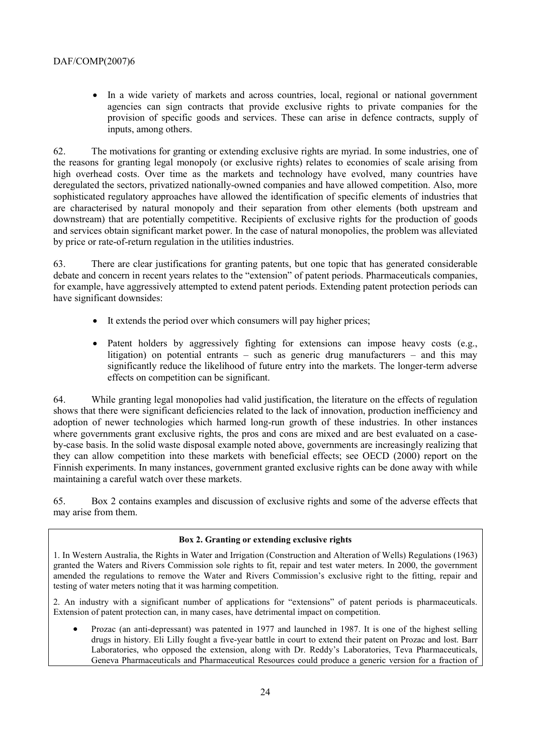- In a wide variety of markets and across countries, local, regional or national government agencies can sign contracts that provide exclusive rights to private companies for the provision of specific goods and services. These can arise in defence contracts, supply of inputs, among others.

62. The motivations for granting or extending exclusive rights are myriad. In some industries, one of the reasons for granting legal monopoly (or exclusive rights) relates to economies of scale arising from high overhead costs. Over time as the markets and technology have evolved, many countries have deregulated the sectors, privatized nationally-owned companies and have allowed competition. Also, more sophisticated regulatory approaches have allowed the identification of specific elements of industries that are characterised by natural monopoly and their separation from other elements (both upstream and downstream) that are potentially competitive. Recipients of exclusive rights for the production of goods and services obtain significant market power. In the case of natural monopolies, the problem was alleviated by price or rate-of-return regulation in the utilities industries.

63. There are clear justifications for granting patents, but one topic that has generated considerable debate and concern in recent years relates to the "extension" of patent periods. Pharmaceuticals companies, for example, have aggressively attempted to extend patent periods. Extending patent protection periods can have significant downsides:

- It extends the period over which consumers will pay higher prices;
- Patent holders by aggressively fighting for extensions can impose heavy costs (e.g., litigation) on potential entrants – such as generic drug manufacturers – and this may significantly reduce the likelihood of future entry into the markets. The longer-term adverse effects on competition can be significant.

64. While granting legal monopolies had valid justification, the literature on the effects of regulation shows that there were significant deficiencies related to the lack of innovation, production inefficiency and adoption of newer technologies which harmed long-run growth of these industries. In other instances where governments grant exclusive rights, the pros and cons are mixed and are best evaluated on a case-by-case basis. In the solid waste disposal example noted above, governments are increasingly realizing that they can allow competition into these markets with beneficial effects; see OECD (2000) report on the Finnish experiments. In many instances, government granted exclusive rights can be done away with while maintaining a careful watch over these markets.

65. Box 2 contains examples and discussion of exclusive rights and some of the adverse effects that may arise from them.

**Box 2. Granting or extending exclusive rights**

1. In Western Australia, the Rights in Water and Irrigation (Construction and Alteration of Wells) Regulations (1963) granted the Waters and Rivers Commission sole rights to fit, repair and test water meters. In 2000, the government amended the regulations to remove the Water and Rivers Commission's exclusive right to the fitting, repair and testing of water meters noting that it was harming competition.

2. An industry with a significant number of applications for "extensions" of patent periods is pharmaceuticals. Extension of patent protection can, in many cases, have detrimental impact on competition.

- Prozac (an anti-depressant) was patented in 1977 and launched in 1987. It is one of the highest selling drugs in history. Eli Lilly fought a five-year battle in court to extend their patent on Prozac and lost. Barr Laboratories, who opposed the extension, along with Dr. Reddy's Laboratories, Teva Pharmaceuticals, Geneva Pharmaceuticals and Pharmaceutical Resources could produce a generic version for a fraction of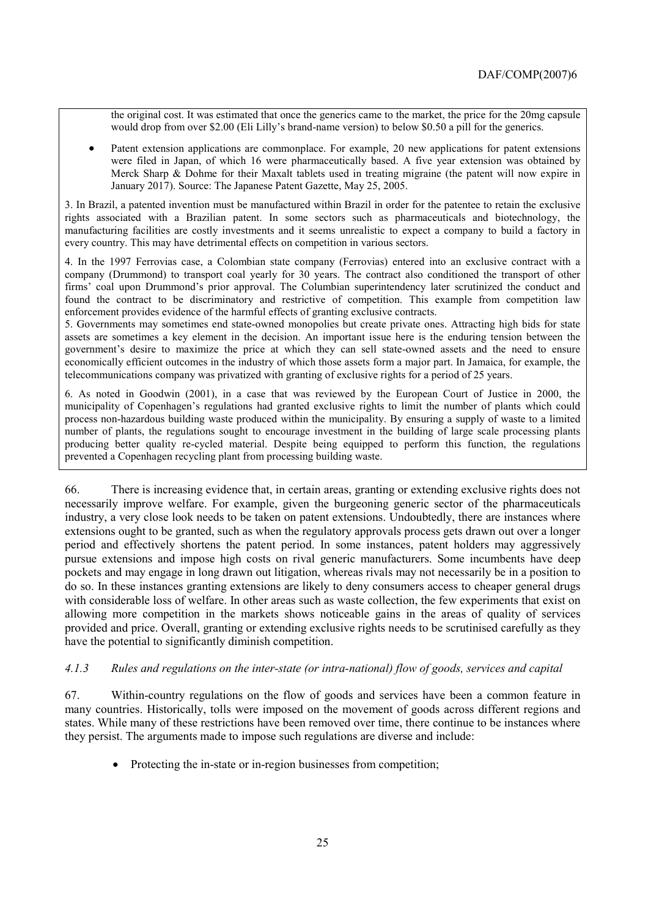the original cost. It was estimated that once the generics came to the market, the price for the 20mg capsule would drop from over $2.00 (Eli Lilly's brand-name version) to below $0.50 a pill for the generics.

- Patent extension applications are commonplace. For example, 20 new applications for patent extensions were filed in Japan, of which 16 were pharmaceutically based. A five year extension was obtained by Merck Sharp & Dohme for their Maxalt tablets used in treating migraine (the patent will now expire in January 2017). Source: The Japanese Patent Gazette, May 25, 2005.

3. In Brazil, a patented invention must be manufactured within Brazil in order for the patentee to retain the exclusive rights associated with a Brazilian patent. In some sectors such as pharmaceuticals and biotechnology, the manufacturing facilities are costly investments and it seems unrealistic to expect a company to build a factory in every country. This may have detrimental effects on competition in various sectors.

4. In the 1997 Ferrovias case, a Colombian state company (Ferrovias) entered into an exclusive contract with a company (Drummond) to transport coal yearly for 30 years. The contract also conditioned the transport of other firms' coal upon Drummond's prior approval. The Columbian superintendency later scrutinized the conduct and found the contract to be discriminatory and restrictive of competition. This example from competition law enforcement provides evidence of the harmful effects of granting exclusive contracts.

5. Governments may sometimes end state-owned monopolies but create private ones. Attracting high bids for state assets are sometimes a key element in the decision. An important issue here is the enduring tension between the government's desire to maximize the price at which they can sell state-owned assets and the need to ensure economically efficient outcomes in the industry of which those assets form a major part. In Jamaica, for example, the telecommunications company was privatized with granting of exclusive rights for a period of 25 years.

6. As noted in Goodwin (2001), in a case that was reviewed by the European Court of Justice in 2000, the municipality of Copenhagen's regulations had granted exclusive rights to limit the number of plants which could process non-hazardous building waste produced within the municipality. By ensuring a supply of waste to a limited number of plants, the regulations sought to encourage investment in the building of large scale processing plants producing better quality re-cycled material. Despite being equipped to perform this function, the regulations prevented a Copenhagen recycling plant from processing building waste.

66. There is increasing evidence that, in certain areas, granting or extending exclusive rights does not necessarily improve welfare. For example, given the burgeoning generic sector of the pharmaceuticals industry, a very close look needs to be taken on patent extensions. Undoubtedly, there are instances where extensions ought to be granted, such as when the regulatory approvals process gets drawn out over a longer period and effectively shortens the patent period. In some instances, patent holders may aggressively pursue extensions and impose high costs on rival generic manufacturers. Some incumbents have deep pockets and may engage in long drawn out litigation, whereas rivals may not necessarily be in a position to do so. In these instances granting extensions are likely to deny consumers access to cheaper general drugs with considerable loss of welfare. In other areas such as waste collection, the few experiments that exist on allowing more competition in the markets shows noticeable gains in the areas of quality of services provided and price. Overall, granting or extending exclusive rights needs to be scrutinised carefully as they have the potential to significantly diminish competition.

#### *4.1.3 Rules and regulations on the inter-state (or intra-national) flow of goods, services and capital*

67. Within-country regulations on the flow of goods and services have been a common feature in many countries. Historically, tolls were imposed on the movement of goods across different regions and states. While many of these restrictions have been removed over time, there continue to be instances where they persist. The arguments made to impose such regulations are diverse and include:

- Protecting the in-state or in-region businesses from competition;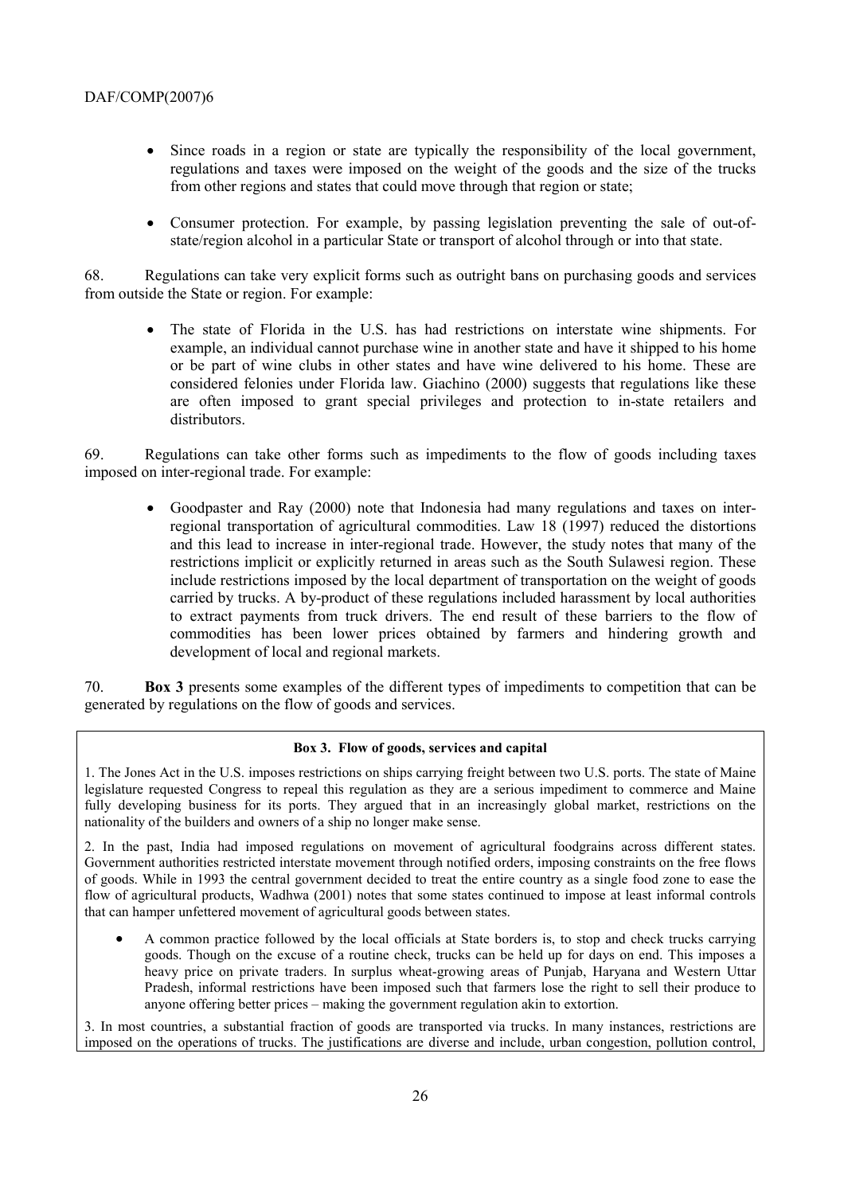- Since roads in a region or state are typically the responsibility of the local government, regulations and taxes were imposed on the weight of the goods and the size of the trucks from other regions and states that could move through that region or state;

- Consumer protection. For example, by passing legislation preventing the sale of out-of-state/region alcohol in a particular State or transport of alcohol through or into that state.

68. Regulations can take very explicit forms such as outright bans on purchasing goods and services from outside the State or region. For example:

- The state of Florida in the U.S. has had restrictions on interstate wine shipments. For example, an individual cannot purchase wine in another state and have it shipped to his home or be part of wine clubs in other states and have wine delivered to his home. These are considered felonies under Florida law. Giachino (2000) suggests that regulations like these are often imposed to grant special privileges and protection to in-state retailers and distributors.

69. Regulations can take other forms such as impediments to the flow of goods including taxes imposed on inter-regional trade. For example:

- Goodpaster and Ray (2000) note that Indonesia had many regulations and taxes on inter-regional transportation of agricultural commodities. Law 18 (1997) reduced the distortions and this lead to increase in inter-regional trade. However, the study notes that many of the restrictions implicit or explicitly returned in areas such as the South Sulawesi region. These include restrictions imposed by the local department of transportation on the weight of goods carried by trucks. A by-product of these regulations included harassment by local authorities to extract payments from truck drivers. The end result of these barriers to the flow of commodities has been lower prices obtained by farmers and hindering growth and development of local and regional markets.

70. **Box 3** presents some examples of the different types of impediments to competition that can be generated by regulations on the flow of goods and services.

**Box 3. Flow of goods, services and capital**

1. The Jones Act in the U.S. imposes restrictions on ships carrying freight between two U.S. ports. The state of Maine legislature requested Congress to repeal this regulation as they are a serious impediment to commerce and Maine fully developing business for its ports. They argued that in an increasingly global market, restrictions on the nationality of the builders and owners of a ship no longer make sense.

2. In the past, India had imposed regulations on movement of agricultural foodgrains across different states. Government authorities restricted interstate movement through notified orders, imposing constraints on the free flows of goods. While in 1993 the central government decided to treat the entire country as a single food zone to ease the flow of agricultural products, Wadhwa (2001) notes that some states continued to impose at least informal controls that can hamper unfettered movement of agricultural goods between states.

- A common practice followed by the local officials at State borders is, to stop and check trucks carrying goods. Though on the excuse of a routine check, trucks can be held up for days on end. This imposes a heavy price on private traders. In surplus wheat-growing areas of Punjab, Haryana and Western Uttar Pradesh, informal restrictions have been imposed such that farmers lose the right to sell their produce to anyone offering better prices – making the government regulation akin to extortion.

3. In most countries, a substantial fraction of goods are transported via trucks. In many instances, restrictions are imposed on the operations of trucks. The justifications are diverse and include, urban congestion, pollution control,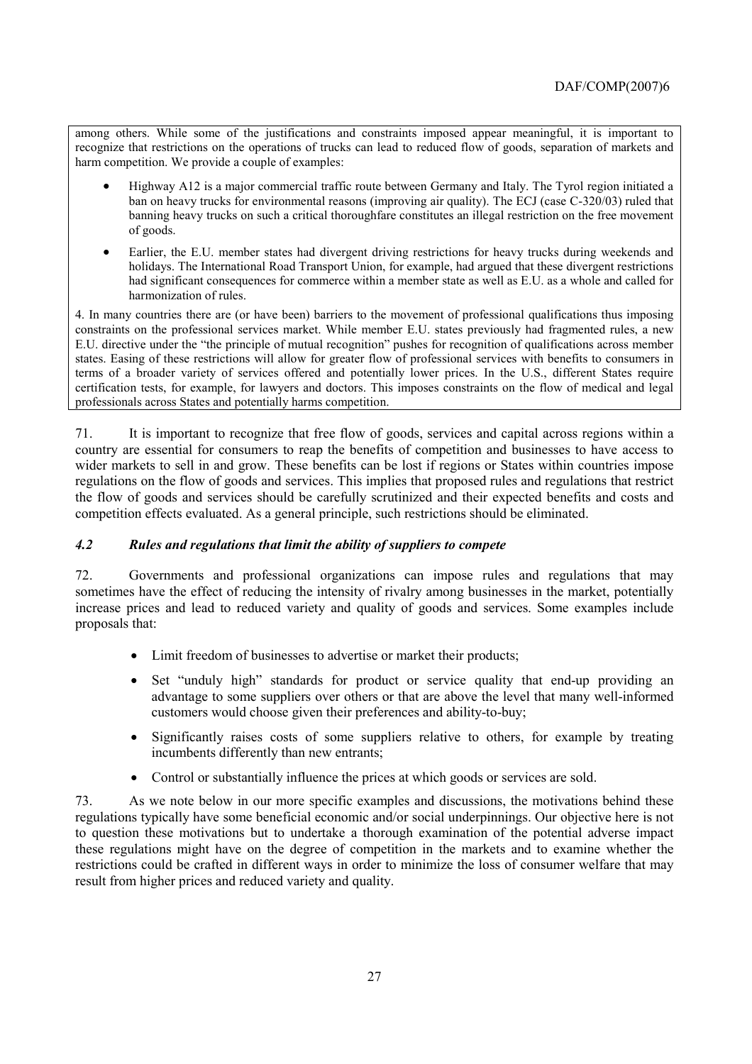among others. While some of the justifications and constraints imposed appear meaningful, it is important to recognize that restrictions on the operations of trucks can lead to reduced flow of goods, separation of markets and harm competition. We provide a couple of examples:

- Highway A12 is a major commercial traffic route between Germany and Italy. The Tyrol region initiated a ban on heavy trucks for environmental reasons (improving air quality). The ECJ (case C-320/03) ruled that banning heavy trucks on such a critical thoroughfare constitutes an illegal restriction on the free movement of goods.
- Earlier, the E.U. member states had divergent driving restrictions for heavy trucks during weekends and holidays. The International Road Transport Union, for example, had argued that these divergent restrictions had significant consequences for commerce within a member state as well as E.U. as a whole and called for harmonization of rules.

4. In many countries there are (or have been) barriers to the movement of professional qualifications thus imposing constraints on the professional services market. While member E.U. states previously had fragmented rules, a new E.U. directive under the "the principle of mutual recognition" pushes for recognition of qualifications across member states. Easing of these restrictions will allow for greater flow of professional services with benefits to consumers in terms of a broader variety of services offered and potentially lower prices. In the U.S., different States require certification tests, for example, for lawyers and doctors. This imposes constraints on the flow of medical and legal professionals across States and potentially harms competition.

71. It is important to recognize that free flow of goods, services and capital across regions within a country are essential for consumers to reap the benefits of competition and businesses to have access to wider markets to sell in and grow. These benefits can be lost if regions or States within countries impose regulations on the flow of goods and services. This implies that proposed rules and regulations that restrict the flow of goods and services should be carefully scrutinized and their expected benefits and costs and competition effects evaluated. As a general principle, such restrictions should be eliminated.

### *4.2 Rules and regulations that limit the ability of suppliers to compete*

72. Governments and professional organizations can impose rules and regulations that may sometimes have the effect of reducing the intensity of rivalry among businesses in the market, potentially increase prices and lead to reduced variety and quality of goods and services. Some examples include proposals that:

- Limit freedom of businesses to advertise or market their products;
- Set "unduly high" standards for product or service quality that end-up providing an advantage to some suppliers over others or that are above the level that many well-informed customers would choose given their preferences and ability-to-buy;
- Significantly raises costs of some suppliers relative to others, for example by treating incumbents differently than new entrants;
- Control or substantially influence the prices at which goods or services are sold.

73. As we note below in our more specific examples and discussions, the motivations behind these regulations typically have some beneficial economic and/or social underpinnings. Our objective here is not to question these motivations but to undertake a thorough examination of the potential adverse impact these regulations might have on the degree of competition in the markets and to examine whether the restrictions could be crafted in different ways in order to minimize the loss of consumer welfare that may result from higher prices and reduced variety and quality.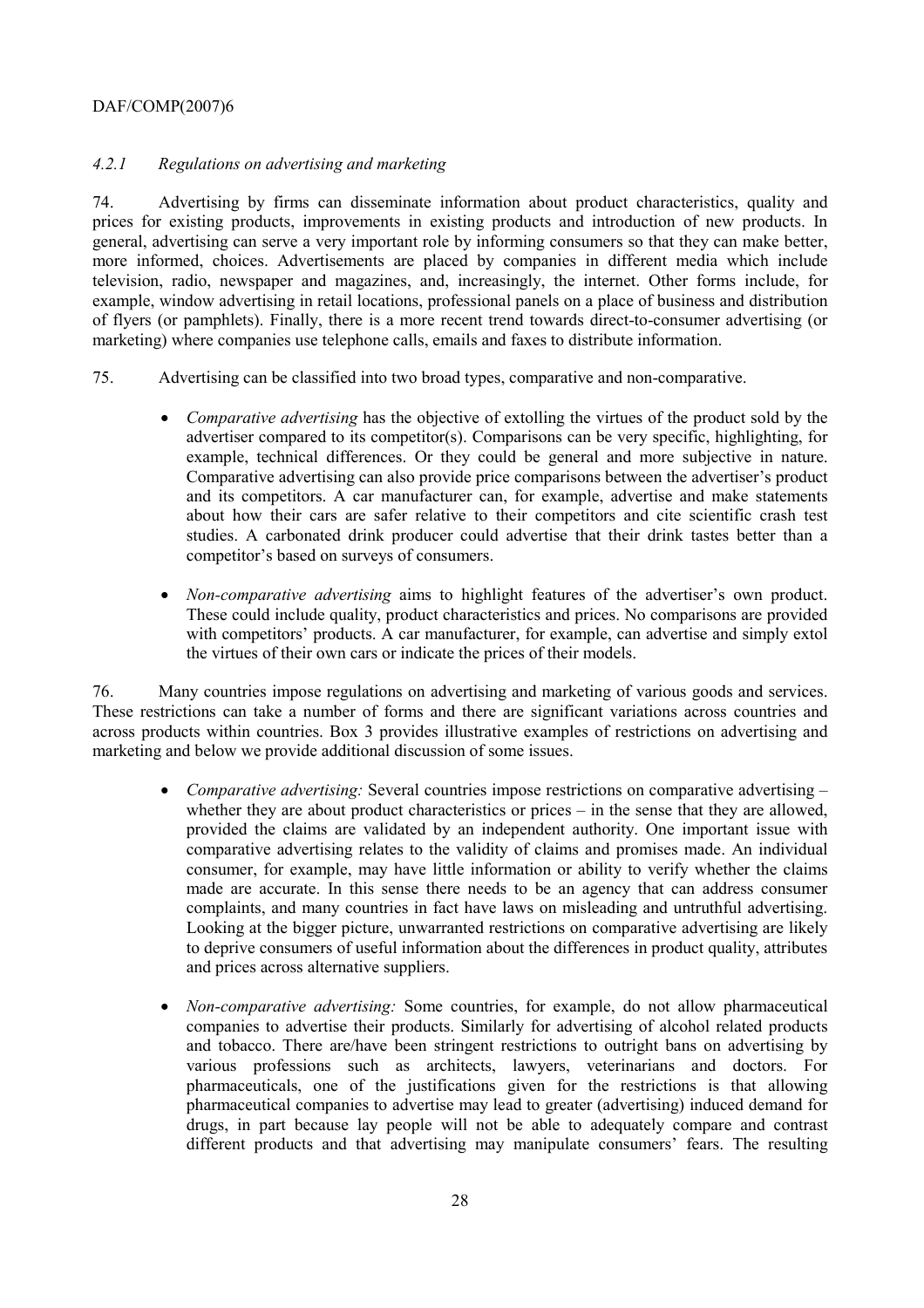#### *4.2.1 Regulations on advertising and marketing*

74. Advertising by firms can disseminate information about product characteristics, quality and prices for existing products, improvements in existing products and introduction of new products. In general, advertising can serve a very important role by informing consumers so that they can make better, more informed, choices. Advertisements are placed by companies in different media which include television, radio, newspaper and magazines, and, increasingly, the internet. Other forms include, for example, window advertising in retail locations, professional panels on a place of business and distribution of flyers (or pamphlets). Finally, there is a more recent trend towards direct-to-consumer advertising (or marketing) where companies use telephone calls, emails and faxes to distribute information.

75. Advertising can be classified into two broad types, comparative and non-comparative.

- *Comparative advertising* has the objective of extolling the virtues of the product sold by the advertiser compared to its competitor(s). Comparisons can be very specific, highlighting, for example, technical differences. Or they could be general and more subjective in nature. Comparative advertising can also provide price comparisons between the advertiser's product and its competitors. A car manufacturer can, for example, advertise and make statements about how their cars are safer relative to their competitors and cite scientific crash test studies. A carbonated drink producer could advertise that their drink tastes better than a competitor's based on surveys of consumers.

- *Non-comparative advertising* aims to highlight features of the advertiser's own product. These could include quality, product characteristics and prices. No comparisons are provided with competitors' products. A car manufacturer, for example, can advertise and simply extol the virtues of their own cars or indicate the prices of their models.

76. Many countries impose regulations on advertising and marketing of various goods and services. These restrictions can take a number of forms and there are significant variations across countries and across products within countries. Box 3 provides illustrative examples of restrictions on advertising and marketing and below we provide additional discussion of some issues.

- *Comparative advertising:* Several countries impose restrictions on comparative advertising – whether they are about product characteristics or prices – in the sense that they are allowed, provided the claims are validated by an independent authority. One important issue with comparative advertising relates to the validity of claims and promises made. An individual consumer, for example, may have little information or ability to verify whether the claims made are accurate. In this sense there needs to be an agency that can address consumer complaints, and many countries in fact have laws on misleading and untruthful advertising. Looking at the bigger picture, unwarranted restrictions on comparative advertising are likely to deprive consumers of useful information about the differences in product quality, attributes and prices across alternative suppliers.

- *Non-comparative advertising:* Some countries, for example, do not allow pharmaceutical companies to advertise their products. Similarly for advertising of alcohol related products and tobacco. There are/have been stringent restrictions to outright bans on advertising by various professions such as architects, lawyers, veterinarians and doctors. For pharmaceuticals, one of the justifications given for the restrictions is that allowing pharmaceutical companies to advertise may lead to greater (advertising) induced demand for drugs, in part because lay people will not be able to adequately compare and contrast different products and that advertising may manipulate consumers' fears. The resulting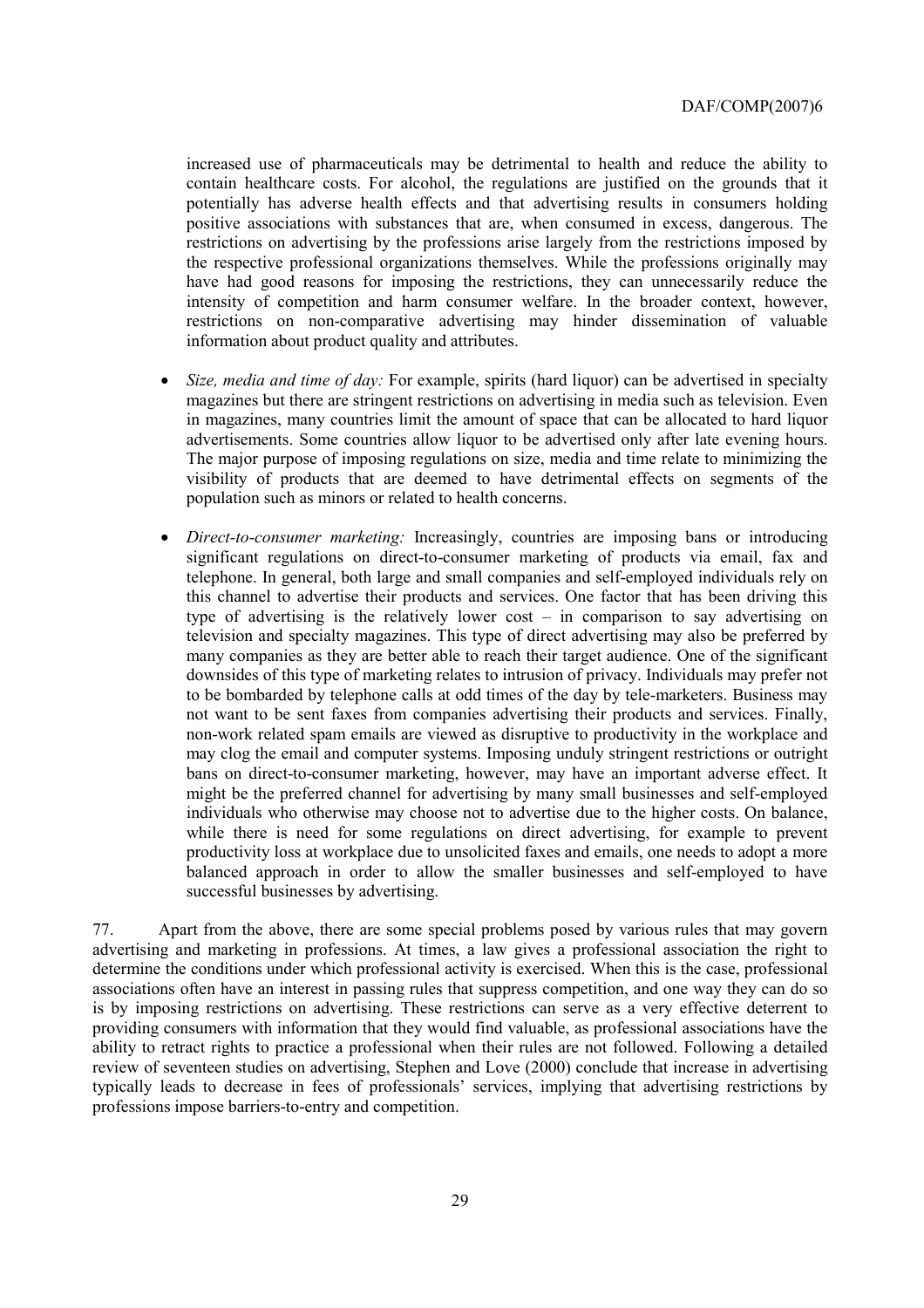increased use of pharmaceuticals may be detrimental to health and reduce the ability to contain healthcare costs. For alcohol, the regulations are justified on the grounds that it potentially has adverse health effects and that advertising results in consumers holding positive associations with substances that are, when consumed in excess, dangerous. The restrictions on advertising by the professions arise largely from the restrictions imposed by the respective professional organizations themselves. While the professions originally may have had good reasons for imposing the restrictions, they can unnecessarily reduce the intensity of competition and harm consumer welfare. In the broader context, however, restrictions on non-comparative advertising may hinder dissemination of valuable information about product quality and attributes.

- *Size, media and time of day:* For example, spirits (hard liquor) can be advertised in specialty magazines but there are stringent restrictions on advertising in media such as television. Even in magazines, many countries limit the amount of space that can be allocated to hard liquor advertisements. Some countries allow liquor to be advertised only after late evening hours. The major purpose of imposing regulations on size, media and time relate to minimizing the visibility of products that are deemed to have detrimental effects on segments of the population such as minors or related to health concerns.

- *Direct-to-consumer marketing:* Increasingly, countries are imposing bans or introducing significant regulations on direct-to-consumer marketing of products via email, fax and telephone. In general, both large and small companies and self-employed individuals rely on this channel to advertise their products and services. One factor that has been driving this type of advertising is the relatively lower cost – in comparison to say advertising on television and specialty magazines. This type of direct advertising may also be preferred by many companies as they are better able to reach their target audience. One of the significant downsides of this type of marketing relates to intrusion of privacy. Individuals may prefer not to be bombarded by telephone calls at odd times of the day by tele-marketers. Business may not want to be sent faxes from companies advertising their products and services. Finally, non-work related spam emails are viewed as disruptive to productivity in the workplace and may clog the email and computer systems. Imposing unduly stringent restrictions or outright bans on direct-to-consumer marketing, however, may have an important adverse effect. It might be the preferred channel for advertising by many small businesses and self-employed individuals who otherwise may choose not to advertise due to the higher costs. On balance, while there is need for some regulations on direct advertising, for example to prevent productivity loss at workplace due to unsolicited faxes and emails, one needs to adopt a more balanced approach in order to allow the smaller businesses and self-employed to have successful businesses by advertising.

77. Apart from the above, there are some special problems posed by various rules that may govern advertising and marketing in professions. At times, a law gives a professional association the right to determine the conditions under which professional activity is exercised. When this is the case, professional associations often have an interest in passing rules that suppress competition, and one way they can do so is by imposing restrictions on advertising. These restrictions can serve as a very effective deterrent to providing consumers with information that they would find valuable, as professional associations have the ability to retract rights to practice a professional when their rules are not followed. Following a detailed review of seventeen studies on advertising, Stephen and Love (2000) conclude that increase in advertising typically leads to decrease in fees of professionals' services, implying that advertising restrictions by professions impose barriers-to-entry and competition.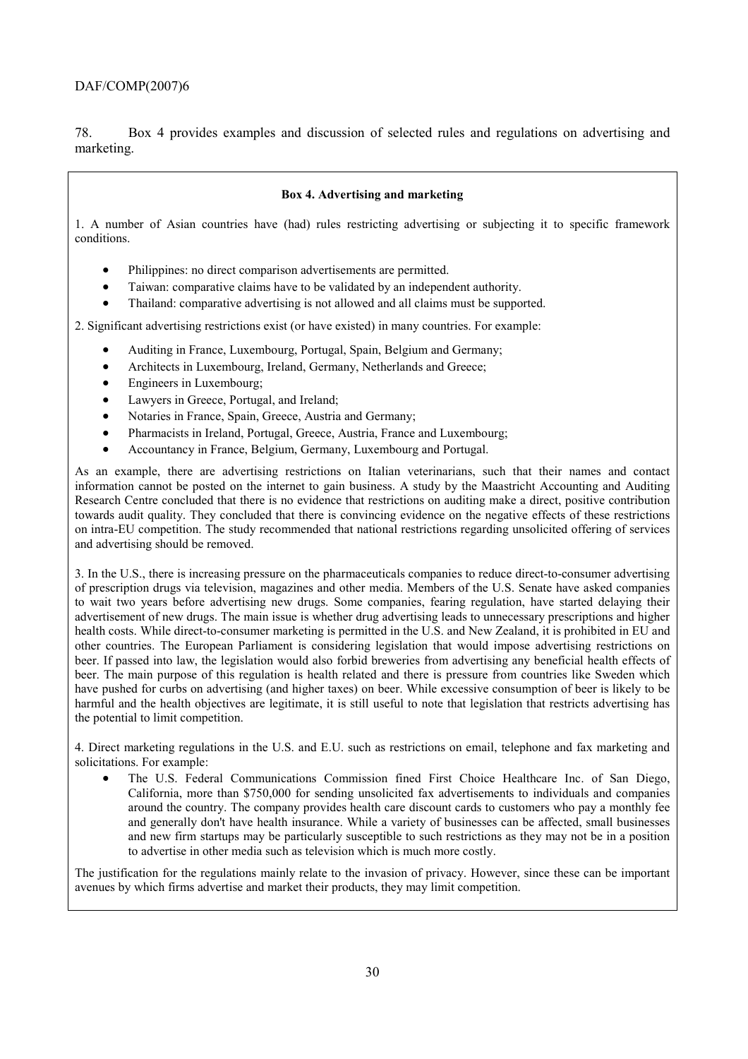78. Box 4 provides examples and discussion of selected rules and regulations on advertising and marketing.

**Box 4. Advertising and marketing**

1. A number of Asian countries have (had) rules restricting advertising or subjecting it to specific framework conditions.

- Philippines: no direct comparison advertisements are permitted.
- Taiwan: comparative claims have to be validated by an independent authority.
- Thailand: comparative advertising is not allowed and all claims must be supported.

2. Significant advertising restrictions exist (or have existed) in many countries. For example:

- Auditing in France, Luxembourg, Portugal, Spain, Belgium and Germany;
- Architects in Luxembourg, Ireland, Germany, Netherlands and Greece;
- Engineers in Luxembourg;
- Lawyers in Greece, Portugal, and Ireland;
- Notaries in France, Spain, Greece, Austria and Germany;
- Pharmacists in Ireland, Portugal, Greece, Austria, France and Luxembourg;
- Accountancy in France, Belgium, Germany, Luxembourg and Portugal.

As an example, there are advertising restrictions on Italian veterinarians, such that their names and contact information cannot be posted on the internet to gain business. A study by the Maastricht Accounting and Auditing Research Centre concluded that there is no evidence that restrictions on auditing make a direct, positive contribution towards audit quality. They concluded that there is convincing evidence on the negative effects of these restrictions on intra-EU competition. The study recommended that national restrictions regarding unsolicited offering of services and advertising should be removed.

3. In the U.S., there is increasing pressure on the pharmaceuticals companies to reduce direct-to-consumer advertising of prescription drugs via television, magazines and other media. Members of the U.S. Senate have asked companies to wait two years before advertising new drugs. Some companies, fearing regulation, have started delaying their advertisement of new drugs. The main issue is whether drug advertising leads to unnecessary prescriptions and higher health costs. While direct-to-consumer marketing is permitted in the U.S. and New Zealand, it is prohibited in EU and other countries. The European Parliament is considering legislation that would impose advertising restrictions on beer. If passed into law, the legislation would also forbid breweries from advertising any beneficial health effects of beer. The main purpose of this regulation is health related and there is pressure from countries like Sweden which have pushed for curbs on advertising (and higher taxes) on beer. While excessive consumption of beer is likely to be harmful and the health objectives are legitimate, it is still useful to note that legislation that restricts advertising has the potential to limit competition.

4. Direct marketing regulations in the U.S. and E.U. such as restrictions on email, telephone and fax marketing and solicitations. For example:

- The U.S. Federal Communications Commission fined First Choice Healthcare Inc. of San Diego, California, more than $750,000 for sending unsolicited fax advertisements to individuals and companies around the country. The company provides health care discount cards to customers who pay a monthly fee and generally don't have health insurance. While a variety of businesses can be affected, small businesses and new firm startups may be particularly susceptible to such restrictions as they may not be in a position to advertise in other media such as television which is much more costly.

The justification for the regulations mainly relate to the invasion of privacy. However, since these can be important avenues by which firms advertise and market their products, they may limit competition.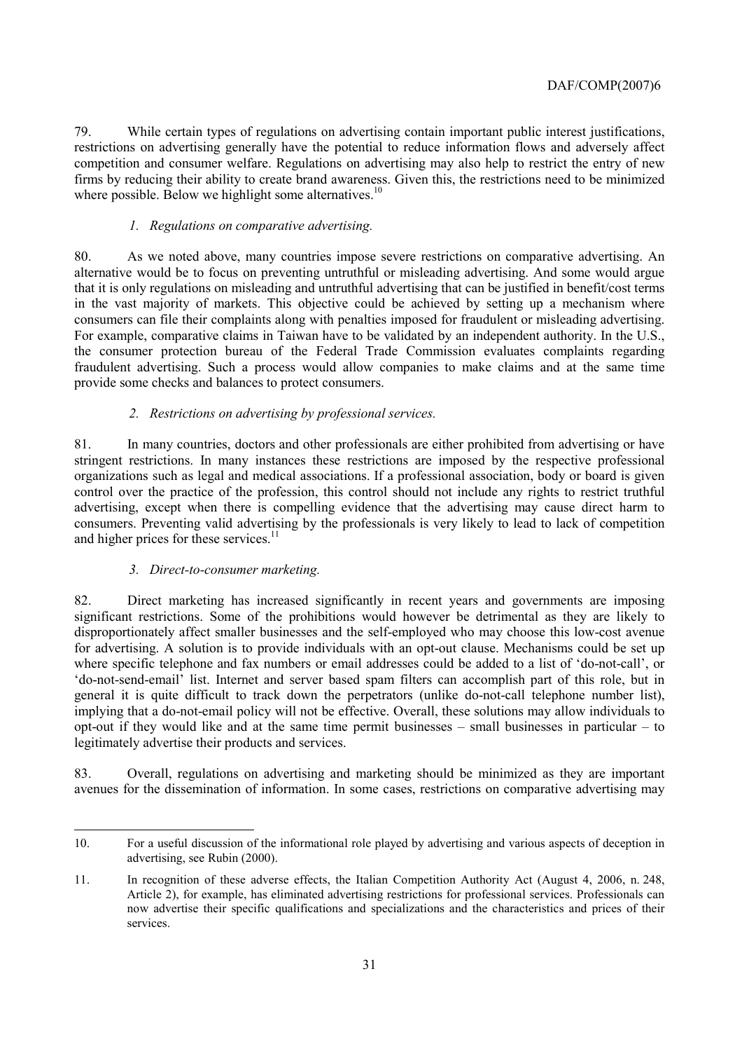79. While certain types of regulations on advertising contain important public interest justifications, restrictions on advertising generally have the potential to reduce information flows and adversely affect competition and consumer welfare. Regulations on advertising may also help to restrict the entry of new firms by reducing their ability to create brand awareness. Given this, the restrictions need to be minimized where possible. Below we highlight some alternatives.[10]

*1. Regulations on comparative advertising.*

80. As we noted above, many countries impose severe restrictions on comparative advertising. An alternative would be to focus on preventing untruthful or misleading advertising. And some would argue that it is only regulations on misleading and untruthful advertising that can be justified in benefit/cost terms in the vast majority of markets. This objective could be achieved by setting up a mechanism where consumers can file their complaints along with penalties imposed for fraudulent or misleading advertising. For example, comparative claims in Taiwan have to be validated by an independent authority. In the U.S., the consumer protection bureau of the Federal Trade Commission evaluates complaints regarding fraudulent advertising. Such a process would allow companies to make claims and at the same time provide some checks and balances to protect consumers.

*2. Restrictions on advertising by professional services.*

81. In many countries, doctors and other professionals are either prohibited from advertising or have stringent restrictions. In many instances these restrictions are imposed by the respective professional organizations such as legal and medical associations. If a professional association, body or board is given control over the practice of the profession, this control should not include any rights to restrict truthful advertising, except when there is compelling evidence that the advertising may cause direct harm to consumers. Preventing valid advertising by the professionals is very likely to lead to lack of competition and higher prices for these services.[11]

*3. Direct-to-consumer marketing.*

82. Direct marketing has increased significantly in recent years and governments are imposing significant restrictions. Some of the prohibitions would however be detrimental as they are likely to disproportionately affect smaller businesses and the self-employed who may choose this low-cost avenue for advertising. A solution is to provide individuals with an opt-out clause. Mechanisms could be set up where specific telephone and fax numbers or email addresses could be added to a list of 'do-not-call', or 'do-not-send-email' list. Internet and server based spam filters can accomplish part of this role, but in general it is quite difficult to track down the perpetrators (unlike do-not-call telephone number list), implying that a do-not-email policy will not be effective. Overall, these solutions may allow individuals to opt-out if they would like and at the same time permit businesses – small businesses in particular – to legitimately advertise their products and services.

83. Overall, regulations on advertising and marketing should be minimized as they are important avenues for the dissemination of information. In some cases, restrictions on comparative advertising may

---

10. For a useful discussion of the informational role played by advertising and various aspects of deception in advertising, see Rubin (2000).

11. In recognition of these adverse effects, the Italian Competition Authority Act (August 4, 2006, n. 248, Article 2), for example, has eliminated advertising restrictions for professional services. Professionals can now advertise their specific qualifications and specializations and the characteristics and prices of their services.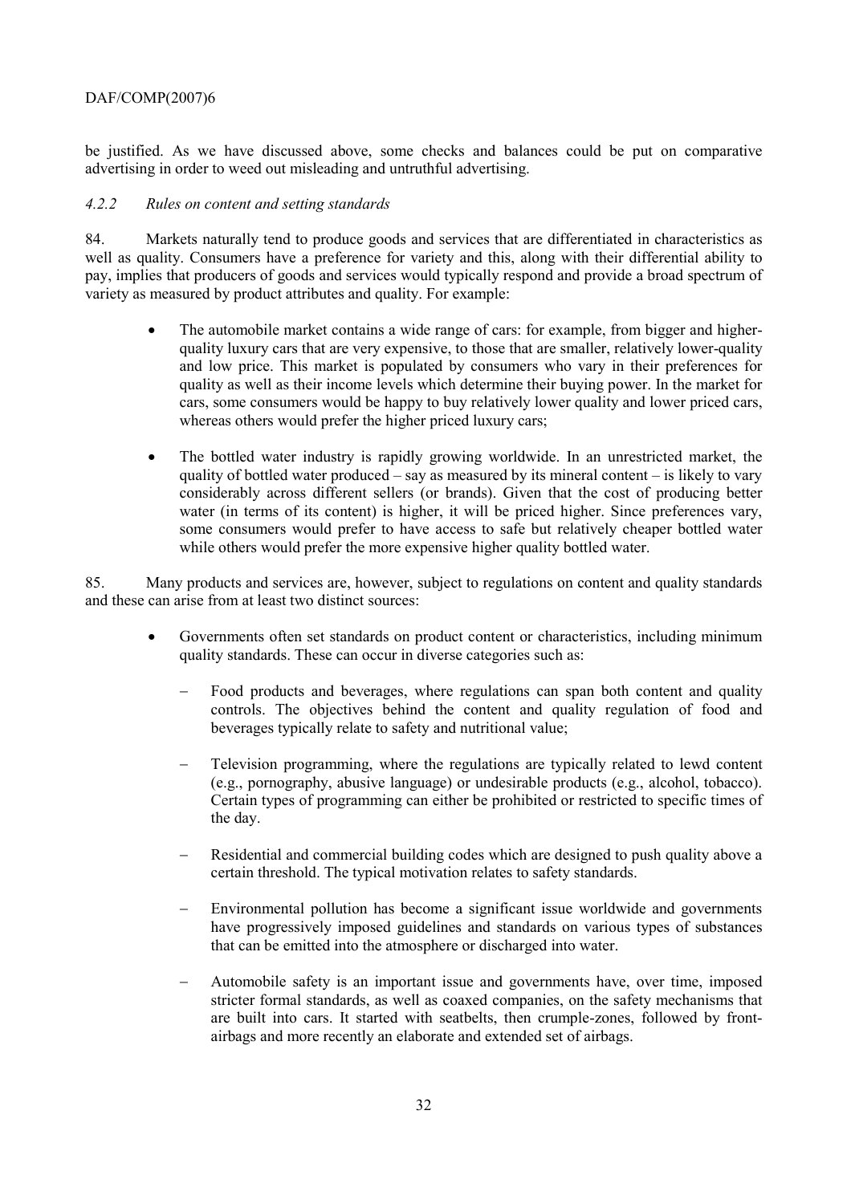be justified. As we have discussed above, some checks and balances could be put on comparative advertising in order to weed out misleading and untruthful advertising.

### *4.2.2 Rules on content and setting standards*

84. Markets naturally tend to produce goods and services that are differentiated in characteristics as well as quality. Consumers have a preference for variety and this, along with their differential ability to pay, implies that producers of goods and services would typically respond and provide a broad spectrum of variety as measured by product attributes and quality. For example:

- The automobile market contains a wide range of cars: for example, from bigger and higher-quality luxury cars that are very expensive, to those that are smaller, relatively lower-quality and low price. This market is populated by consumers who vary in their preferences for quality as well as their income levels which determine their buying power. In the market for cars, some consumers would be happy to buy relatively lower quality and lower priced cars, whereas others would prefer the higher priced luxury cars;

- The bottled water industry is rapidly growing worldwide. In an unrestricted market, the quality of bottled water produced – say as measured by its mineral content – is likely to vary considerably across different sellers (or brands). Given that the cost of producing better water (in terms of its content) is higher, it will be priced higher. Since preferences vary, some consumers would prefer to have access to safe but relatively cheaper bottled water while others would prefer the more expensive higher quality bottled water.

85. Many products and services are, however, subject to regulations on content and quality standards and these can arise from at least two distinct sources:

- Governments often set standards on product content or characteristics, including minimum quality standards. These can occur in diverse categories such as:
  - Food products and beverages, where regulations can span both content and quality controls. The objectives behind the content and quality regulation of food and beverages typically relate to safety and nutritional value;
  - Television programming, where the regulations are typically related to lewd content (e.g., pornography, abusive language) or undesirable products (e.g., alcohol, tobacco). Certain types of programming can either be prohibited or restricted to specific times of the day.
  - Residential and commercial building codes which are designed to push quality above a certain threshold. The typical motivation relates to safety standards.
  - Environmental pollution has become a significant issue worldwide and governments have progressively imposed guidelines and standards on various types of substances that can be emitted into the atmosphere or discharged into water.
  - Automobile safety is an important issue and governments have, over time, imposed stricter formal standards, as well as coaxed companies, on the safety mechanisms that are built into cars. It started with seatbelts, then crumple-zones, followed by front-airbags and more recently an elaborate and extended set of airbags.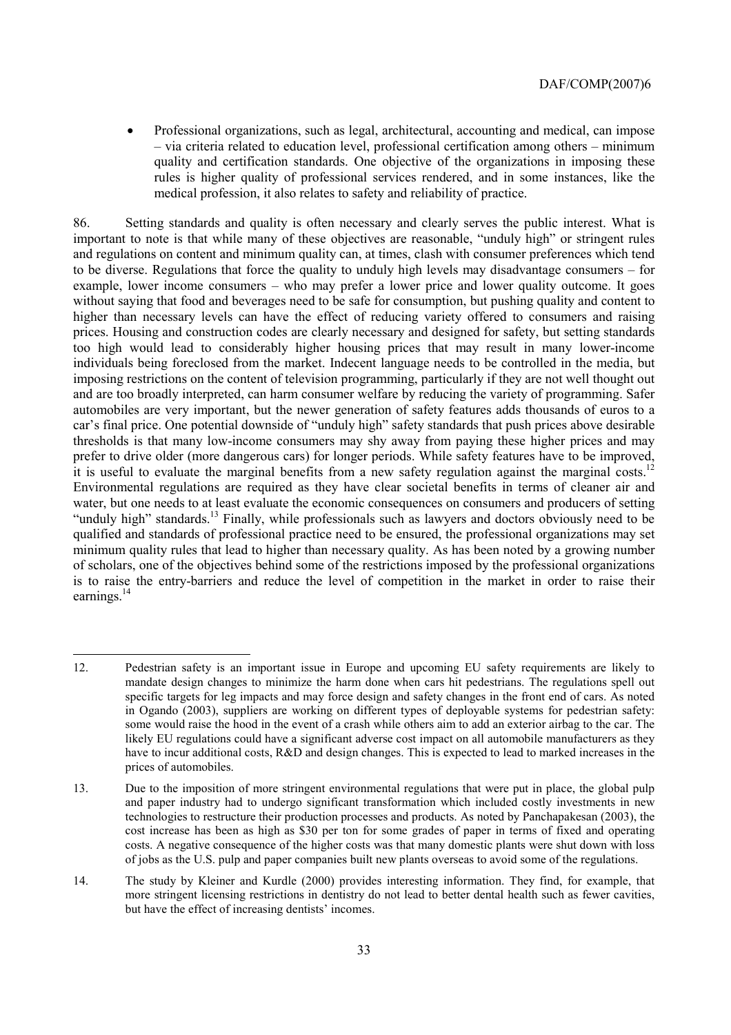- Professional organizations, such as legal, architectural, accounting and medical, can impose – via criteria related to education level, professional certification among others – minimum quality and certification standards. One objective of the organizations in imposing these rules is higher quality of professional services rendered, and in some instances, like the medical profession, it also relates to safety and reliability of practice.

86. Setting standards and quality is often necessary and clearly serves the public interest. What is important to note is that while many of these objectives are reasonable, "unduly high" or stringent rules and regulations on content and minimum quality can, at times, clash with consumer preferences which tend to be diverse. Regulations that force the quality to unduly high levels may disadvantage consumers – for example, lower income consumers – who may prefer a lower price and lower quality outcome. It goes without saying that food and beverages need to be safe for consumption, but pushing quality and content to higher than necessary levels can have the effect of reducing variety offered to consumers and raising prices. Housing and construction codes are clearly necessary and designed for safety, but setting standards too high would lead to considerably higher housing prices that may result in many lower-income individuals being foreclosed from the market. Indecent language needs to be controlled in the media, but imposing restrictions on the content of television programming, particularly if they are not well thought out and are too broadly interpreted, can harm consumer welfare by reducing the variety of programming. Safer automobiles are very important, but the newer generation of safety features adds thousands of euros to a car's final price. One potential downside of "unduly high" safety standards that push prices above desirable thresholds is that many low-income consumers may shy away from paying these higher prices and may prefer to drive older (more dangerous cars) for longer periods. While safety features have to be improved, it is useful to evaluate the marginal benefits from a new safety regulation against the marginal costs.[12] Environmental regulations are required as they have clear societal benefits in terms of cleaner air and water, but one needs to at least evaluate the economic consequences on consumers and producers of setting "unduly high" standards.[13] Finally, while professionals such as lawyers and doctors obviously need to be qualified and standards of professional practice need to be ensured, the professional organizations may set minimum quality rules that lead to higher than necessary quality. As has been noted by a growing number of scholars, one of the objectives behind some of the restrictions imposed by the professional organizations is to raise the entry-barriers and reduce the level of competition in the market in order to raise their earnings.[14]

---

12. Pedestrian safety is an important issue in Europe and upcoming EU safety requirements are likely to mandate design changes to minimize the harm done when cars hit pedestrians. The regulations spell out specific targets for leg impacts and may force design and safety changes in the front end of cars. As noted in Ogando (2003), suppliers are working on different types of deployable systems for pedestrian safety: some would raise the hood in the event of a crash while others aim to add an exterior airbag to the car. The likely EU regulations could have a significant adverse cost impact on all automobile manufacturers as they have to incur additional costs, R&D and design changes. This is expected to lead to marked increases in the prices of automobiles.

13. Due to the imposition of more stringent environmental regulations that were put in place, the global pulp and paper industry had to undergo significant transformation which included costly investments in new technologies to restructure their production processes and products. As noted by Panchapakesan (2003), the cost increase has been as high as $30 per ton for some grades of paper in terms of fixed and operating costs. A negative consequence of the higher costs was that many domestic plants were shut down with loss of jobs as the U.S. pulp and paper companies built new plants overseas to avoid some of the regulations.

14. The study by Kleiner and Kurdle (2000) provides interesting information. They find, for example, that more stringent licensing restrictions in dentistry do not lead to better dental health such as fewer cavities, but have the effect of increasing dentists' incomes.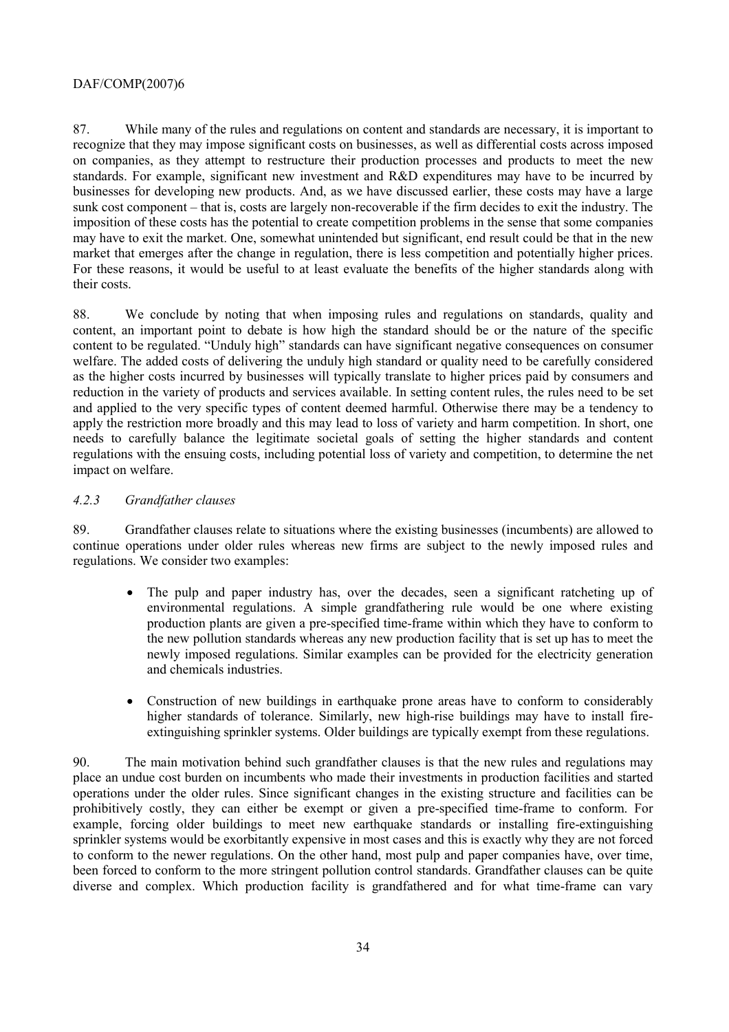87. While many of the rules and regulations on content and standards are necessary, it is important to recognize that they may impose significant costs on businesses, as well as differential costs across imposed on companies, as they attempt to restructure their production processes and products to meet the new standards. For example, significant new investment and R&D expenditures may have to be incurred by businesses for developing new products. And, as we have discussed earlier, these costs may have a large sunk cost component – that is, costs are largely non-recoverable if the firm decides to exit the industry. The imposition of these costs has the potential to create competition problems in the sense that some companies may have to exit the market. One, somewhat unintended but significant, end result could be that in the new market that emerges after the change in regulation, there is less competition and potentially higher prices. For these reasons, it would be useful to at least evaluate the benefits of the higher standards along with their costs.

88. We conclude by noting that when imposing rules and regulations on standards, quality and content, an important point to debate is how high the standard should be or the nature of the specific content to be regulated. "Unduly high" standards can have significant negative consequences on consumer welfare. The added costs of delivering the unduly high standard or quality need to be carefully considered as the higher costs incurred by businesses will typically translate to higher prices paid by consumers and reduction in the variety of products and services available. In setting content rules, the rules need to be set and applied to the very specific types of content deemed harmful. Otherwise there may be a tendency to apply the restriction more broadly and this may lead to loss of variety and harm competition. In short, one needs to carefully balance the legitimate societal goals of setting the higher standards and content regulations with the ensuing costs, including potential loss of variety and competition, to determine the net impact on welfare.

### *4.2.3 Grandfather clauses*

89. Grandfather clauses relate to situations where the existing businesses (incumbents) are allowed to continue operations under older rules whereas new firms are subject to the newly imposed rules and regulations. We consider two examples:

- The pulp and paper industry has, over the decades, seen a significant ratcheting up of environmental regulations. A simple grandfathering rule would be one where existing production plants are given a pre-specified time-frame within which they have to conform to the new pollution standards whereas any new production facility that is set up has to meet the newly imposed regulations. Similar examples can be provided for the electricity generation and chemicals industries.
- Construction of new buildings in earthquake prone areas have to conform to considerably higher standards of tolerance. Similarly, new high-rise buildings may have to install fire-extinguishing sprinkler systems. Older buildings are typically exempt from these regulations.

90. The main motivation behind such grandfather clauses is that the new rules and regulations may place an undue cost burden on incumbents who made their investments in production facilities and started operations under the older rules. Since significant changes in the existing structure and facilities can be prohibitively costly, they can either be exempt or given a pre-specified time-frame to conform. For example, forcing older buildings to meet new earthquake standards or installing fire-extinguishing sprinkler systems would be exorbitantly expensive in most cases and this is exactly why they are not forced to conform to the newer regulations. On the other hand, most pulp and paper companies have, over time, been forced to conform to the more stringent pollution control standards. Grandfather clauses can be quite diverse and complex. Which production facility is grandfathered and for what time-frame can vary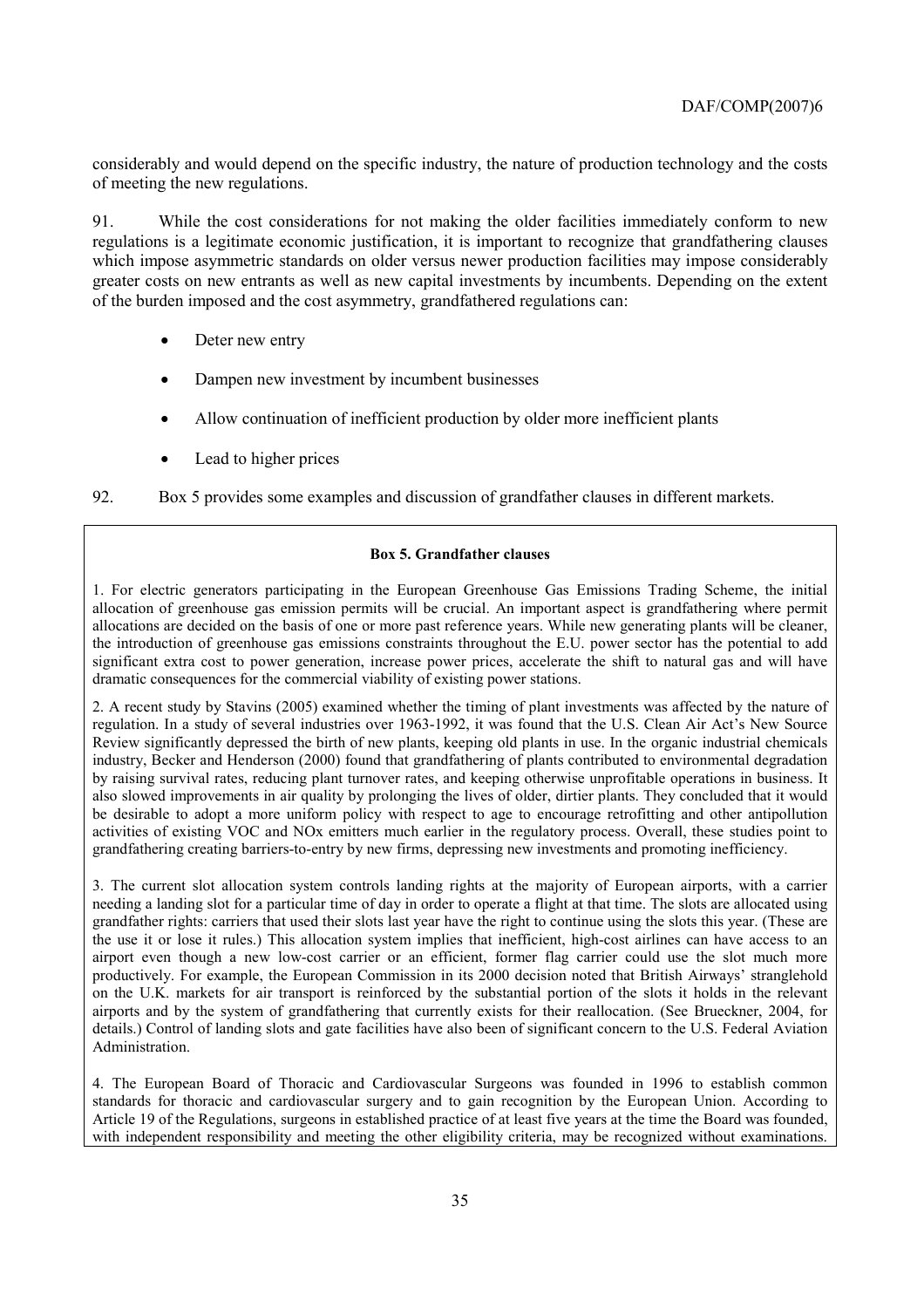considerably and would depend on the specific industry, the nature of production technology and the costs of meeting the new regulations.

91. While the cost considerations for not making the older facilities immediately conform to new regulations is a legitimate economic justification, it is important to recognize that grandfathering clauses which impose asymmetric standards on older versus newer production facilities may impose considerably greater costs on new entrants as well as new capital investments by incumbents. Depending on the extent of the burden imposed and the cost asymmetry, grandfathered regulations can:

- Deter new entry
- Dampen new investment by incumbent businesses
- Allow continuation of inefficient production by older more inefficient plants
- Lead to higher prices

92. Box 5 provides some examples and discussion of grandfather clauses in different markets.

**Box 5. Grandfather clauses**

1. For electric generators participating in the European Greenhouse Gas Emissions Trading Scheme, the initial allocation of greenhouse gas emission permits will be crucial. An important aspect is grandfathering where permit allocations are decided on the basis of one or more past reference years. While new generating plants will be cleaner, the introduction of greenhouse gas emissions constraints throughout the E.U. power sector has the potential to add significant extra cost to power generation, increase power prices, accelerate the shift to natural gas and will have dramatic consequences for the commercial viability of existing power stations.

2. A recent study by Stavins (2005) examined whether the timing of plant investments was affected by the nature of regulation. In a study of several industries over 1963-1992, it was found that the U.S. Clean Air Act's New Source Review significantly depressed the birth of new plants, keeping old plants in use. In the organic industrial chemicals industry, Becker and Henderson (2000) found that grandfathering of plants contributed to environmental degradation by raising survival rates, reducing plant turnover rates, and keeping otherwise unprofitable operations in business. It also slowed improvements in air quality by prolonging the lives of older, dirtier plants. They concluded that it would be desirable to adopt a more uniform policy with respect to age to encourage retrofitting and other antipollution activities of existing VOC and NOx emitters much earlier in the regulatory process. Overall, these studies point to grandfathering creating barriers-to-entry by new firms, depressing new investments and promoting inefficiency.

3. The current slot allocation system controls landing rights at the majority of European airports, with a carrier needing a landing slot for a particular time of day in order to operate a flight at that time. The slots are allocated using grandfather rights: carriers that used their slots last year have the right to continue using the slots this year. (These are the use it or lose it rules.) This allocation system implies that inefficient, high-cost airlines can have access to an airport even though a new low-cost carrier or an efficient, former flag carrier could use the slot much more productively. For example, the European Commission in its 2000 decision noted that British Airways' stranglehold on the U.K. markets for air transport is reinforced by the substantial portion of the slots it holds in the relevant airports and by the system of grandfathering that currently exists for their reallocation. (See Brueckner, 2004, for details.) Control of landing slots and gate facilities have also been of significant concern to the U.S. Federal Aviation Administration.

4. The European Board of Thoracic and Cardiovascular Surgeons was founded in 1996 to establish common standards for thoracic and cardiovascular surgery and to gain recognition by the European Union. According to Article 19 of the Regulations, surgeons in established practice of at least five years at the time the Board was founded, with independent responsibility and meeting the other eligibility criteria, may be recognized without examinations.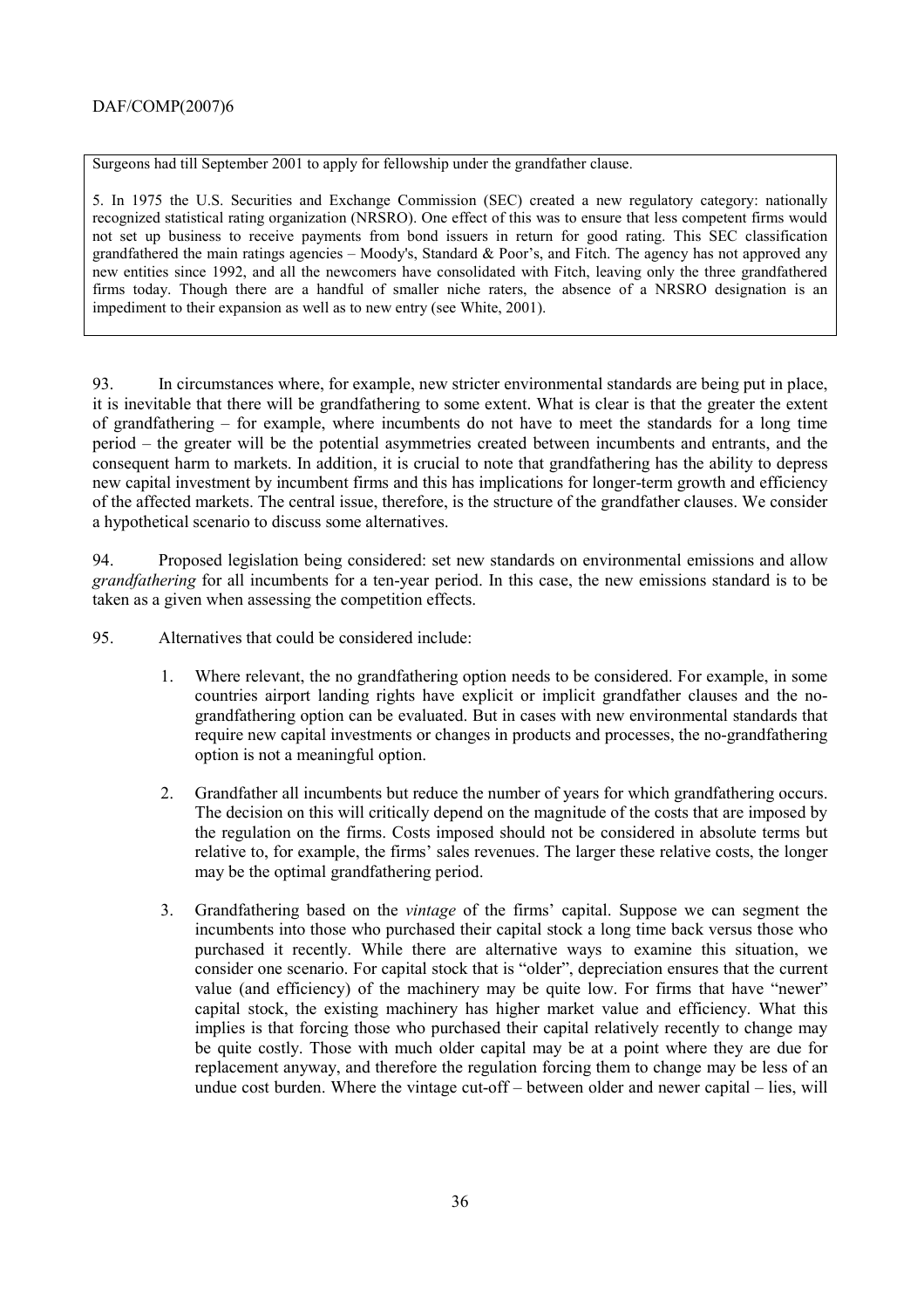Surgeons had till September 2001 to apply for fellowship under the grandfather clause.

5. In 1975 the U.S. Securities and Exchange Commission (SEC) created a new regulatory category: nationally recognized statistical rating organization (NRSRO). One effect of this was to ensure that less competent firms would not set up business to receive payments from bond issuers in return for good rating. This SEC classification grandfathered the main ratings agencies – Moody's, Standard & Poor's, and Fitch. The agency has not approved any new entities since 1992, and all the newcomers have consolidated with Fitch, leaving only the three grandfathered firms today. Though there are a handful of smaller niche raters, the absence of a NRSRO designation is an impediment to their expansion as well as to new entry (see White, 2001).

93. In circumstances where, for example, new stricter environmental standards are being put in place, it is inevitable that there will be grandfathering to some extent. What is clear is that the greater the extent of grandfathering – for example, where incumbents do not have to meet the standards for a long time period – the greater will be the potential asymmetries created between incumbents and entrants, and the consequent harm to markets. In addition, it is crucial to note that grandfathering has the ability to depress new capital investment by incumbent firms and this has implications for longer-term growth and efficiency of the affected markets. The central issue, therefore, is the structure of the grandfather clauses. We consider a hypothetical scenario to discuss some alternatives.

94. Proposed legislation being considered: set new standards on environmental emissions and allow *grandfathering* for all incumbents for a ten-year period. In this case, the new emissions standard is to be taken as a given when assessing the competition effects.

95. Alternatives that could be considered include:

1. Where relevant, the no grandfathering option needs to be considered. For example, in some countries airport landing rights have explicit or implicit grandfather clauses and the no-grandfathering option can be evaluated. But in cases with new environmental standards that require new capital investments or changes in products and processes, the no-grandfathering option is not a meaningful option.

2. Grandfather all incumbents but reduce the number of years for which grandfathering occurs. The decision on this will critically depend on the magnitude of the costs that are imposed by the regulation on the firms. Costs imposed should not be considered in absolute terms but relative to, for example, the firms' sales revenues. The larger these relative costs, the longer may be the optimal grandfathering period.

3. Grandfathering based on the *vintage* of the firms' capital. Suppose we can segment the incumbents into those who purchased their capital stock a long time back versus those who purchased it recently. While there are alternative ways to examine this situation, we consider one scenario. For capital stock that is "older", depreciation ensures that the current value (and efficiency) of the machinery may be quite low. For firms that have "newer" capital stock, the existing machinery has higher market value and efficiency. What this implies is that forcing those who purchased their capital relatively recently to change may be quite costly. Those with much older capital may be at a point where they are due for replacement anyway, and therefore the regulation forcing them to change may be less of an undue cost burden. Where the vintage cut-off – between older and newer capital – lies, will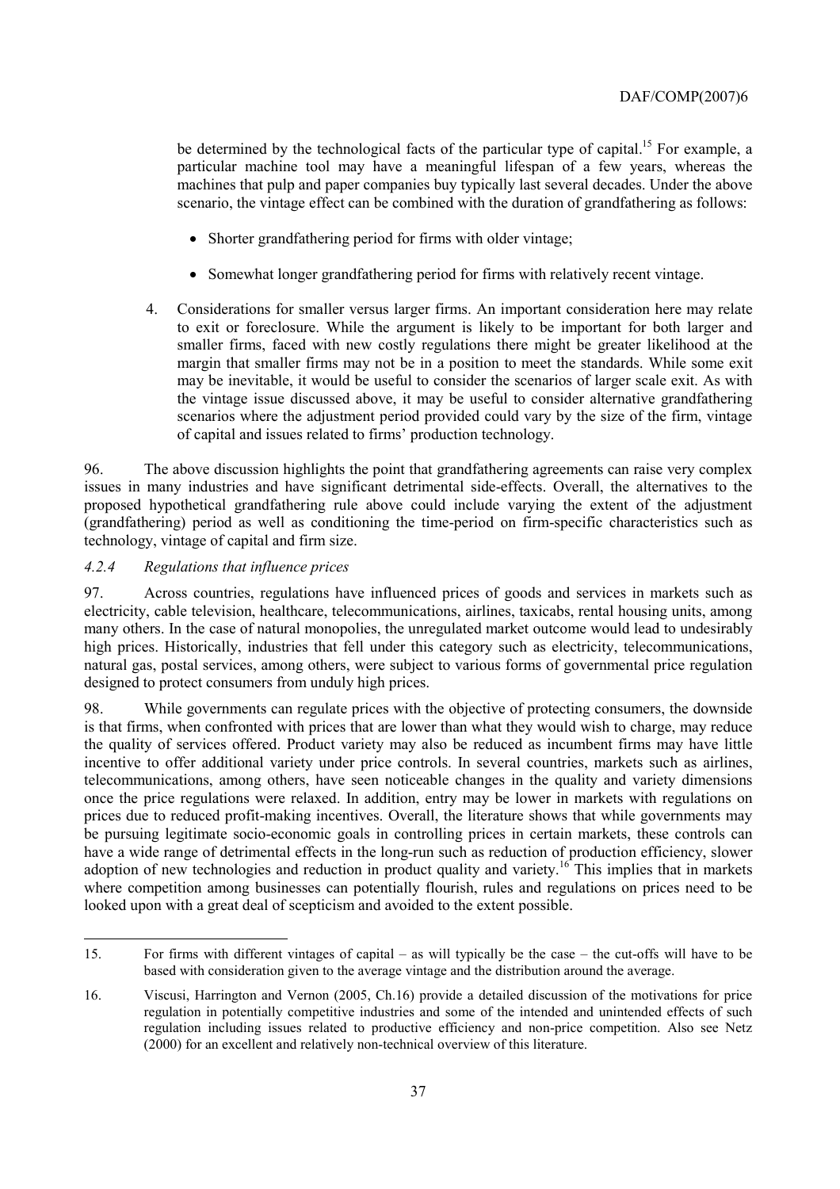be determined by the technological facts of the particular type of capital.[15] For example, a particular machine tool may have a meaningful lifespan of a few years, whereas the machines that pulp and paper companies buy typically last several decades. Under the above scenario, the vintage effect can be combined with the duration of grandfathering as follows:

- Shorter grandfathering period for firms with older vintage;
- Somewhat longer grandfathering period for firms with relatively recent vintage.

4. Considerations for smaller versus larger firms. An important consideration here may relate to exit or foreclosure. While the argument is likely to be important for both larger and smaller firms, faced with new costly regulations there might be greater likelihood at the margin that smaller firms may not be in a position to meet the standards. While some exit may be inevitable, it would be useful to consider the scenarios of larger scale exit. As with the vintage issue discussed above, it may be useful to consider alternative grandfathering scenarios where the adjustment period provided could vary by the size of the firm, vintage of capital and issues related to firms' production technology.

96. The above discussion highlights the point that grandfathering agreements can raise very complex issues in many industries and have significant detrimental side-effects. Overall, the alternatives to the proposed hypothetical grandfathering rule above could include varying the extent of the adjustment (grandfathering) period as well as conditioning the time-period on firm-specific characteristics such as technology, vintage of capital and firm size.

#### *4.2.4 Regulations that influence prices*

97. Across countries, regulations have influenced prices of goods and services in markets such as electricity, cable television, healthcare, telecommunications, airlines, taxicabs, rental housing units, among many others. In the case of natural monopolies, the unregulated market outcome would lead to undesirably high prices. Historically, industries that fell under this category such as electricity, telecommunications, natural gas, postal services, among others, were subject to various forms of governmental price regulation designed to protect consumers from unduly high prices.

98. While governments can regulate prices with the objective of protecting consumers, the downside is that firms, when confronted with prices that are lower than what they would wish to charge, may reduce the quality of services offered. Product variety may also be reduced as incumbent firms may have little incentive to offer additional variety under price controls. In several countries, markets such as airlines, telecommunications, among others, have seen noticeable changes in the quality and variety dimensions once the price regulations were relaxed. In addition, entry may be lower in markets with regulations on prices due to reduced profit-making incentives. Overall, the literature shows that while governments may be pursuing legitimate socio-economic goals in controlling prices in certain markets, these controls can have a wide range of detrimental effects in the long-run such as reduction of production efficiency, slower adoption of new technologies and reduction in product quality and variety.[16] This implies that in markets where competition among businesses can potentially flourish, rules and regulations on prices need to be looked upon with a great deal of scepticism and avoided to the extent possible.

---

15. For firms with different vintages of capital – as will typically be the case – the cut-offs will have to be based with consideration given to the average vintage and the distribution around the average.

16. Viscusi, Harrington and Vernon (2005, Ch.16) provide a detailed discussion of the motivations for price regulation in potentially competitive industries and some of the intended and unintended effects of such regulation including issues related to productive efficiency and non-price competition. Also see Netz (2000) for an excellent and relatively non-technical overview of this literature.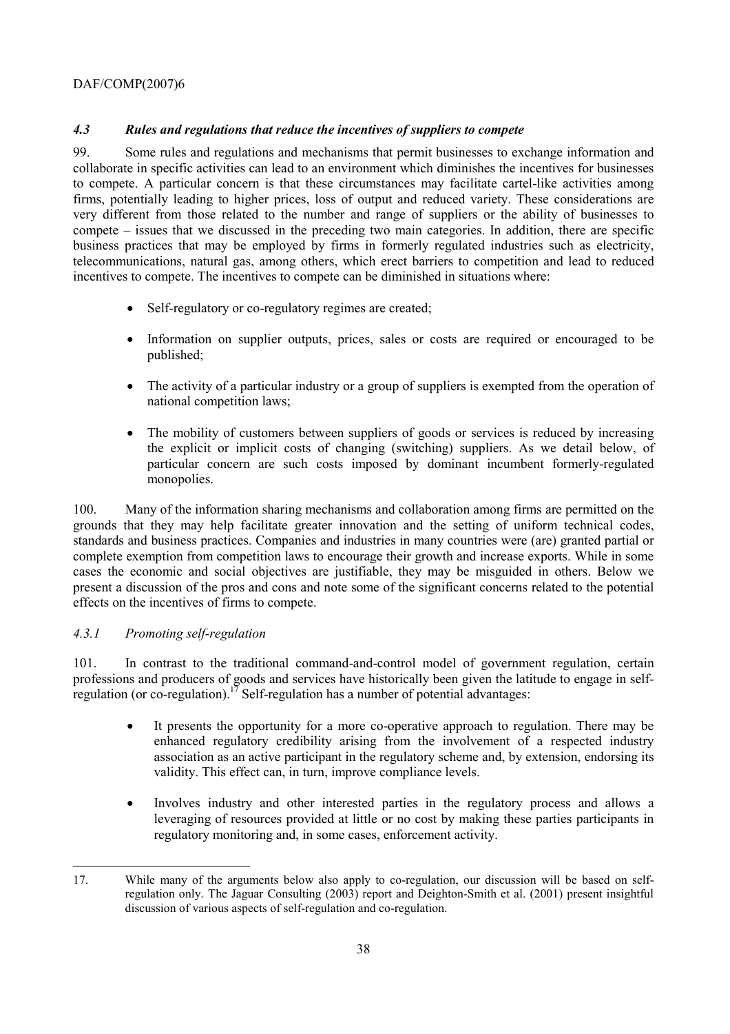### *4.3 Rules and regulations that reduce the incentives of suppliers to compete*

99. Some rules and regulations and mechanisms that permit businesses to exchange information and collaborate in specific activities can lead to an environment which diminishes the incentives for businesses to compete. A particular concern is that these circumstances may facilitate cartel-like activities among firms, potentially leading to higher prices, loss of output and reduced variety. These considerations are very different from those related to the number and range of suppliers or the ability of businesses to compete – issues that we discussed in the preceding two main categories. In addition, there are specific business practices that may be employed by firms in formerly regulated industries such as electricity, telecommunications, natural gas, among others, which erect barriers to competition and lead to reduced incentives to compete. The incentives to compete can be diminished in situations where:

- Self-regulatory or co-regulatory regimes are created;
- Information on supplier outputs, prices, sales or costs are required or encouraged to be published;
- The activity of a particular industry or a group of suppliers is exempted from the operation of national competition laws;
- The mobility of customers between suppliers of goods or services is reduced by increasing the explicit or implicit costs of changing (switching) suppliers. As we detail below, of particular concern are such costs imposed by dominant incumbent formerly-regulated monopolies.

100. Many of the information sharing mechanisms and collaboration among firms are permitted on the grounds that they may help facilitate greater innovation and the setting of uniform technical codes, standards and business practices. Companies and industries in many countries were (are) granted partial or complete exemption from competition laws to encourage their growth and increase exports. While in some cases the economic and social objectives are justifiable, they may be misguided in others. Below we present a discussion of the pros and cons and note some of the significant concerns related to the potential effects on the incentives of firms to compete.

#### *4.3.1 Promoting self-regulation*

101. In contrast to the traditional command-and-control model of government regulation, certain professions and producers of goods and services have historically been given the latitude to engage in self-regulation (or co-regulation).[17] Self-regulation has a number of potential advantages:

- It presents the opportunity for a more co-operative approach to regulation. There may be enhanced regulatory credibility arising from the involvement of a respected industry association as an active participant in the regulatory scheme and, by extension, endorsing its validity. This effect can, in turn, improve compliance levels.
- Involves industry and other interested parties in the regulatory process and allows a leveraging of resources provided at little or no cost by making these parties participants in regulatory monitoring and, in some cases, enforcement activity.

---

17. While many of the arguments below also apply to co-regulation, our discussion will be based on self-regulation only. The Jaguar Consulting (2003) report and Deighton-Smith et al. (2001) present insightful discussion of various aspects of self-regulation and co-regulation.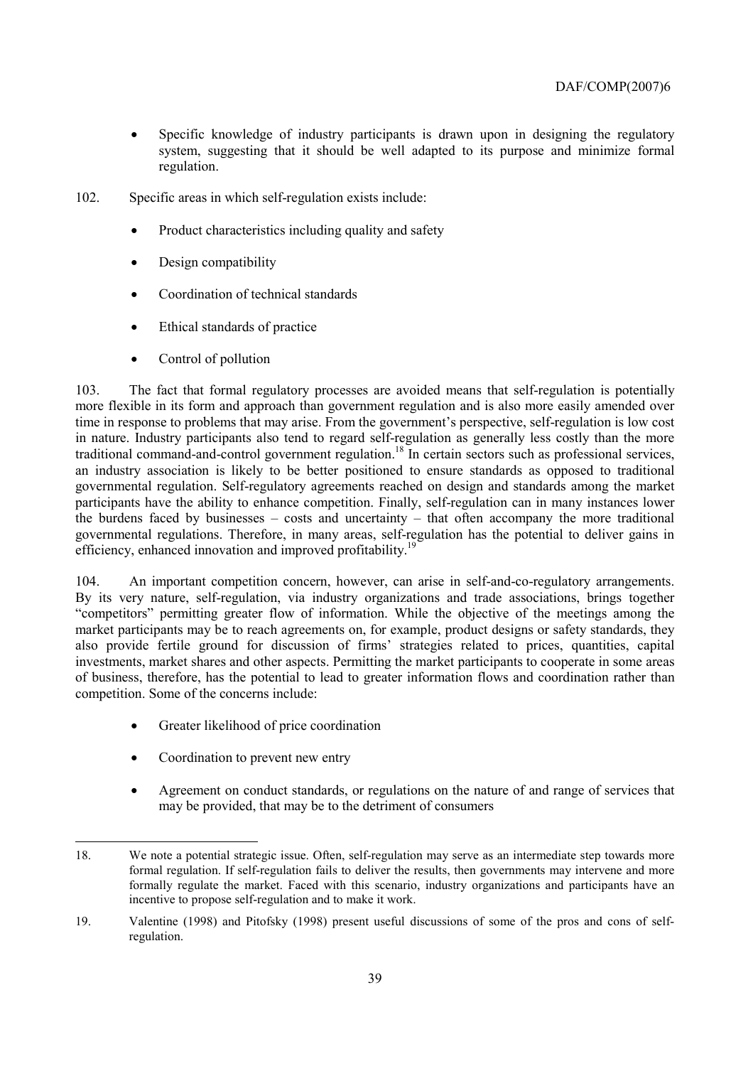- Specific knowledge of industry participants is drawn upon in designing the regulatory system, suggesting that it should be well adapted to its purpose and minimize formal regulation.

102. Specific areas in which self-regulation exists include:

- Product characteristics including quality and safety
- Design compatibility
- Coordination of technical standards
- Ethical standards of practice
- Control of pollution

103. The fact that formal regulatory processes are avoided means that self-regulation is potentially more flexible in its form and approach than government regulation and is also more easily amended over time in response to problems that may arise. From the government's perspective, self-regulation is low cost in nature. Industry participants also tend to regard self-regulation as generally less costly than the more traditional command-and-control government regulation.[18] In certain sectors such as professional services, an industry association is likely to be better positioned to ensure standards as opposed to traditional governmental regulation. Self-regulatory agreements reached on design and standards among the market participants have the ability to enhance competition. Finally, self-regulation can in many instances lower the burdens faced by businesses – costs and uncertainty – that often accompany the more traditional governmental regulations. Therefore, in many areas, self-regulation has the potential to deliver gains in efficiency, enhanced innovation and improved profitability.[19]

104. An important competition concern, however, can arise in self-and-co-regulatory arrangements. By its very nature, self-regulation, via industry organizations and trade associations, brings together "competitors" permitting greater flow of information. While the objective of the meetings among the market participants may be to reach agreements on, for example, product designs or safety standards, they also provide fertile ground for discussion of firms' strategies related to prices, quantities, capital investments, market shares and other aspects. Permitting the market participants to cooperate in some areas of business, therefore, has the potential to lead to greater information flows and coordination rather than competition. Some of the concerns include:

- Greater likelihood of price coordination
- Coordination to prevent new entry
- Agreement on conduct standards, or regulations on the nature of and range of services that may be provided, that may be to the detriment of consumers

---

18. We note a potential strategic issue. Often, self-regulation may serve as an intermediate step towards more formal regulation. If self-regulation fails to deliver the results, then governments may intervene and more formally regulate the market. Faced with this scenario, industry organizations and participants have an incentive to propose self-regulation and to make it work.

19. Valentine (1998) and Pitofsky (1998) present useful discussions of some of the pros and cons of self-regulation.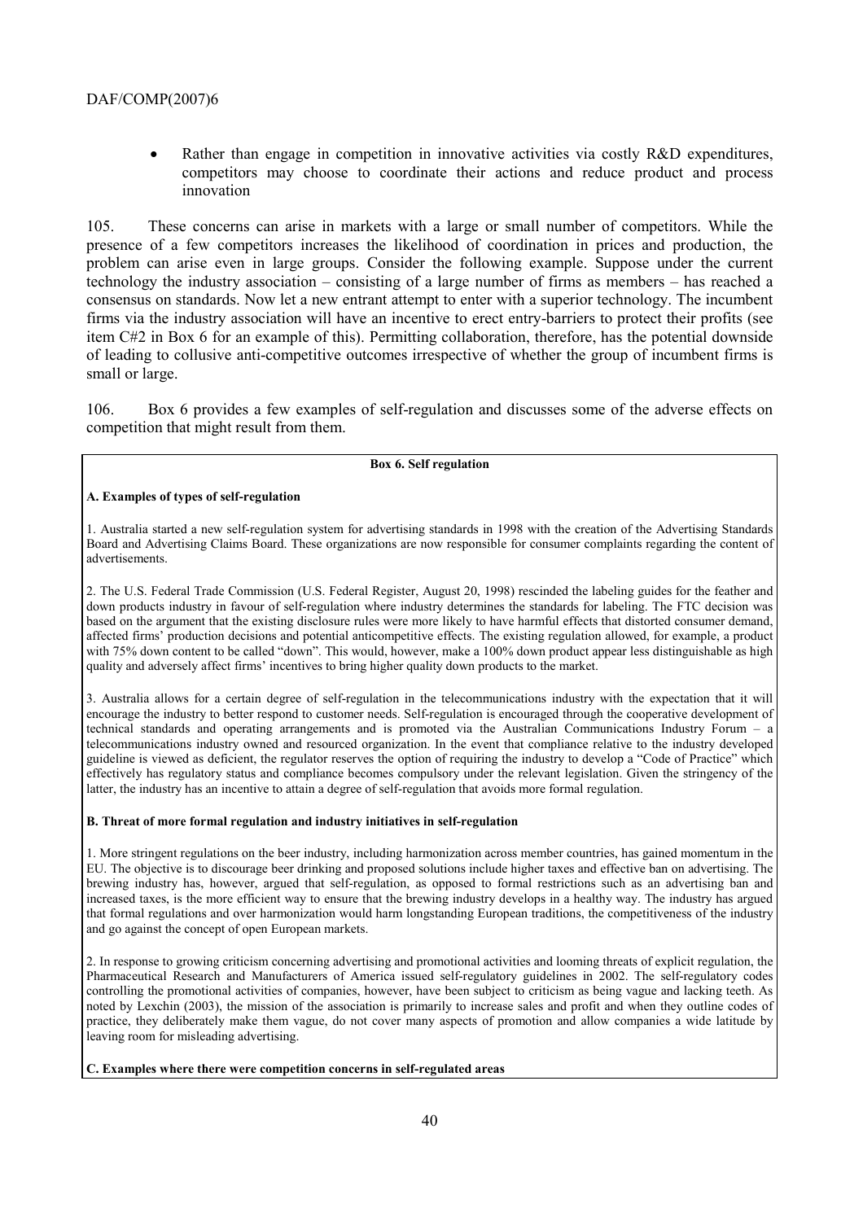- Rather than engage in competition in innovative activities via costly R&D expenditures, competitors may choose to coordinate their actions and reduce product and process innovation

105. These concerns can arise in markets with a large or small number of competitors. While the presence of a few competitors increases the likelihood of coordination in prices and production, the problem can arise even in large groups. Consider the following example. Suppose under the current technology the industry association – consisting of a large number of firms as members – has reached a consensus on standards. Now let a new entrant attempt to enter with a superior technology. The incumbent firms via the industry association will have an incentive to erect entry-barriers to protect their profits (see item C#2 in Box 6 for an example of this). Permitting collaboration, therefore, has the potential downside of leading to collusive anti-competitive outcomes irrespective of whether the group of incumbent firms is small or large.

106. Box 6 provides a few examples of self-regulation and discusses some of the adverse effects on competition that might result from them.

**Box 6. Self regulation**

**A. Examples of types of self-regulation**

1. Australia started a new self-regulation system for advertising standards in 1998 with the creation of the Advertising Standards Board and Advertising Claims Board. These organizations are now responsible for consumer complaints regarding the content of advertisements.

2. The U.S. Federal Trade Commission (U.S. Federal Register, August 20, 1998) rescinded the labeling guides for the feather and down products industry in favour of self-regulation where industry determines the standards for labeling. The FTC decision was based on the argument that the existing disclosure rules were more likely to have harmful effects that distorted consumer demand, affected firms' production decisions and potential anticompetitive effects. The existing regulation allowed, for example, a product with 75% down content to be called "down". This would, however, make a 100% down product appear less distinguishable as high quality and adversely affect firms' incentives to bring higher quality down products to the market.

3. Australia allows for a certain degree of self-regulation in the telecommunications industry with the expectation that it will encourage the industry to better respond to customer needs. Self-regulation is encouraged through the cooperative development of technical standards and operating arrangements and is promoted via the Australian Communications Industry Forum – a telecommunications industry owned and resourced organization. In the event that compliance relative to the industry developed guideline is viewed as deficient, the regulator reserves the option of requiring the industry to develop a "Code of Practice" which effectively has regulatory status and compliance becomes compulsory under the relevant legislation. Given the stringency of the latter, the industry has an incentive to attain a degree of self-regulation that avoids more formal regulation.

**B. Threat of more formal regulation and industry initiatives in self-regulation**

1. More stringent regulations on the beer industry, including harmonization across member countries, has gained momentum in the EU. The objective is to discourage beer drinking and proposed solutions include higher taxes and effective ban on advertising. The brewing industry has, however, argued that self-regulation, as opposed to formal restrictions such as an advertising ban and increased taxes, is the more efficient way to ensure that the brewing industry develops in a healthy way. The industry has argued that formal regulations and over harmonization would harm longstanding European traditions, the competitiveness of the industry and go against the concept of open European markets.

2. In response to growing criticism concerning advertising and promotional activities and looming threats of explicit regulation, the Pharmaceutical Research and Manufacturers of America issued self-regulatory guidelines in 2002. The self-regulatory codes controlling the promotional activities of companies, however, have been subject to criticism as being vague and lacking teeth. As noted by Lexchin (2003), the mission of the association is primarily to increase sales and profit and when they outline codes of practice, they deliberately make them vague, do not cover many aspects of promotion and allow companies a wide latitude by leaving room for misleading advertising.

**C. Examples where there were competition concerns in self-regulated areas**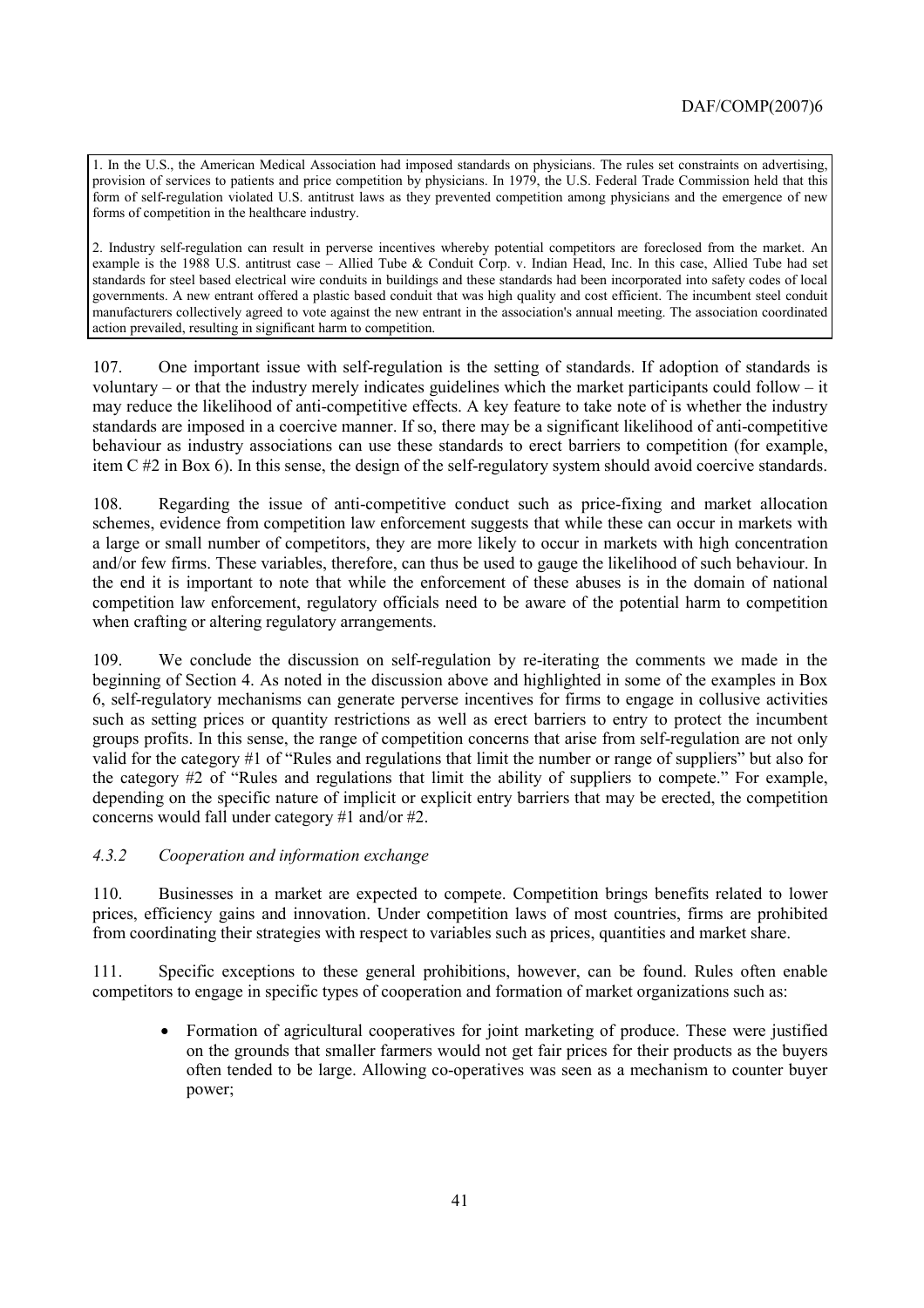1. In the U.S., the American Medical Association had imposed standards on physicians. The rules set constraints on advertising, provision of services to patients and price competition by physicians. In 1979, the U.S. Federal Trade Commission held that this form of self-regulation violated U.S. antitrust laws as they prevented competition among physicians and the emergence of new forms of competition in the healthcare industry.

2. Industry self-regulation can result in perverse incentives whereby potential competitors are foreclosed from the market. An example is the 1988 U.S. antitrust case – Allied Tube & Conduit Corp. v. Indian Head, Inc. In this case, Allied Tube had set standards for steel based electrical wire conduits in buildings and these standards had been incorporated into safety codes of local governments. A new entrant offered a plastic based conduit that was high quality and cost efficient. The incumbent steel conduit manufacturers collectively agreed to vote against the new entrant in the association's annual meeting. The association coordinated action prevailed, resulting in significant harm to competition.

107. One important issue with self-regulation is the setting of standards. If adoption of standards is voluntary – or that the industry merely indicates guidelines which the market participants could follow – it may reduce the likelihood of anti-competitive effects. A key feature to take note of is whether the industry standards are imposed in a coercive manner. If so, there may be a significant likelihood of anti-competitive behaviour as industry associations can use these standards to erect barriers to competition (for example, item C #2 in Box 6). In this sense, the design of the self-regulatory system should avoid coercive standards.

108. Regarding the issue of anti-competitive conduct such as price-fixing and market allocation schemes, evidence from competition law enforcement suggests that while these can occur in markets with a large or small number of competitors, they are more likely to occur in markets with high concentration and/or few firms. These variables, therefore, can thus be used to gauge the likelihood of such behaviour. In the end it is important to note that while the enforcement of these abuses is in the domain of national competition law enforcement, regulatory officials need to be aware of the potential harm to competition when crafting or altering regulatory arrangements.

109. We conclude the discussion on self-regulation by re-iterating the comments we made in the beginning of Section 4. As noted in the discussion above and highlighted in some of the examples in Box 6, self-regulatory mechanisms can generate perverse incentives for firms to engage in collusive activities such as setting prices or quantity restrictions as well as erect barriers to entry to protect the incumbent groups profits. In this sense, the range of competition concerns that arise from self-regulation are not only valid for the category #1 of "Rules and regulations that limit the number or range of suppliers" but also for the category #2 of "Rules and regulations that limit the ability of suppliers to compete." For example, depending on the specific nature of implicit or explicit entry barriers that may be erected, the competition concerns would fall under category #1 and/or #2.

### *4.3.2 Cooperation and information exchange*

110. Businesses in a market are expected to compete. Competition brings benefits related to lower prices, efficiency gains and innovation. Under competition laws of most countries, firms are prohibited from coordinating their strategies with respect to variables such as prices, quantities and market share.

111. Specific exceptions to these general prohibitions, however, can be found. Rules often enable competitors to engage in specific types of cooperation and formation of market organizations such as:

- Formation of agricultural cooperatives for joint marketing of produce. These were justified on the grounds that smaller farmers would not get fair prices for their products as the buyers often tended to be large. Allowing co-operatives was seen as a mechanism to counter buyer power;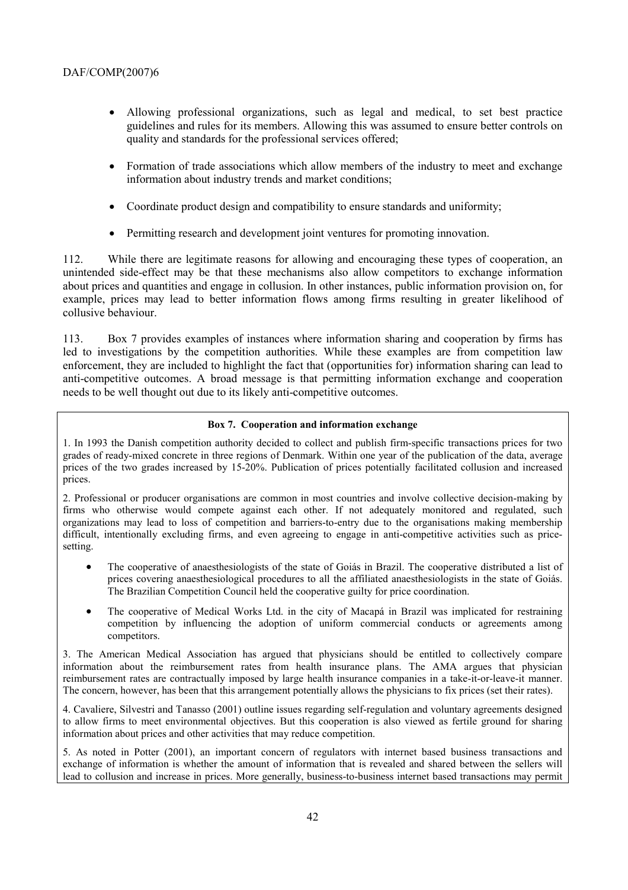- Allowing professional organizations, such as legal and medical, to set best practice guidelines and rules for its members. Allowing this was assumed to ensure better controls on quality and standards for the professional services offered;
- Formation of trade associations which allow members of the industry to meet and exchange information about industry trends and market conditions;
- Coordinate product design and compatibility to ensure standards and uniformity;
- Permitting research and development joint ventures for promoting innovation.

112. While there are legitimate reasons for allowing and encouraging these types of cooperation, an unintended side-effect may be that these mechanisms also allow competitors to exchange information about prices and quantities and engage in collusion. In other instances, public information provision on, for example, prices may lead to better information flows among firms resulting in greater likelihood of collusive behaviour.

113. Box 7 provides examples of instances where information sharing and cooperation by firms has led to investigations by the competition authorities. While these examples are from competition law enforcement, they are included to highlight the fact that (opportunities for) information sharing can lead to anti-competitive outcomes. A broad message is that permitting information exchange and cooperation needs to be well thought out due to its likely anti-competitive outcomes.

**Box 7. Cooperation and information exchange**

1. In 1993 the Danish competition authority decided to collect and publish firm-specific transactions prices for two grades of ready-mixed concrete in three regions of Denmark. Within one year of the publication of the data, average prices of the two grades increased by 15-20%. Publication of prices potentially facilitated collusion and increased prices.

2. Professional or producer organisations are common in most countries and involve collective decision-making by firms who otherwise would compete against each other. If not adequately monitored and regulated, such organizations may lead to loss of competition and barriers-to-entry due to the organisations making membership difficult, intentionally excluding firms, and even agreeing to engage in anti-competitive activities such as price-setting.

- The cooperative of anaesthesiologists of the state of Goiás in Brazil. The cooperative distributed a list of prices covering anaesthesiological procedures to all the affiliated anaesthesiologists in the state of Goiás. The Brazilian Competition Council held the cooperative guilty for price coordination.
- The cooperative of Medical Works Ltd. in the city of Macapá in Brazil was implicated for restraining competition by influencing the adoption of uniform commercial conducts or agreements among competitors.

3. The American Medical Association has argued that physicians should be entitled to collectively compare information about the reimbursement rates from health insurance plans. The AMA argues that physician reimbursement rates are contractually imposed by large health insurance companies in a take-it-or-leave-it manner. The concern, however, has been that this arrangement potentially allows the physicians to fix prices (set their rates).

4. Cavaliere, Silvestri and Tanasso (2001) outline issues regarding self-regulation and voluntary agreements designed to allow firms to meet environmental objectives. But this cooperation is also viewed as fertile ground for sharing information about prices and other activities that may reduce competition.

5. As noted in Potter (2001), an important concern of regulators with internet based business transactions and exchange of information is whether the amount of information that is revealed and shared between the sellers will lead to collusion and increase in prices. More generally, business-to-business internet based transactions may permit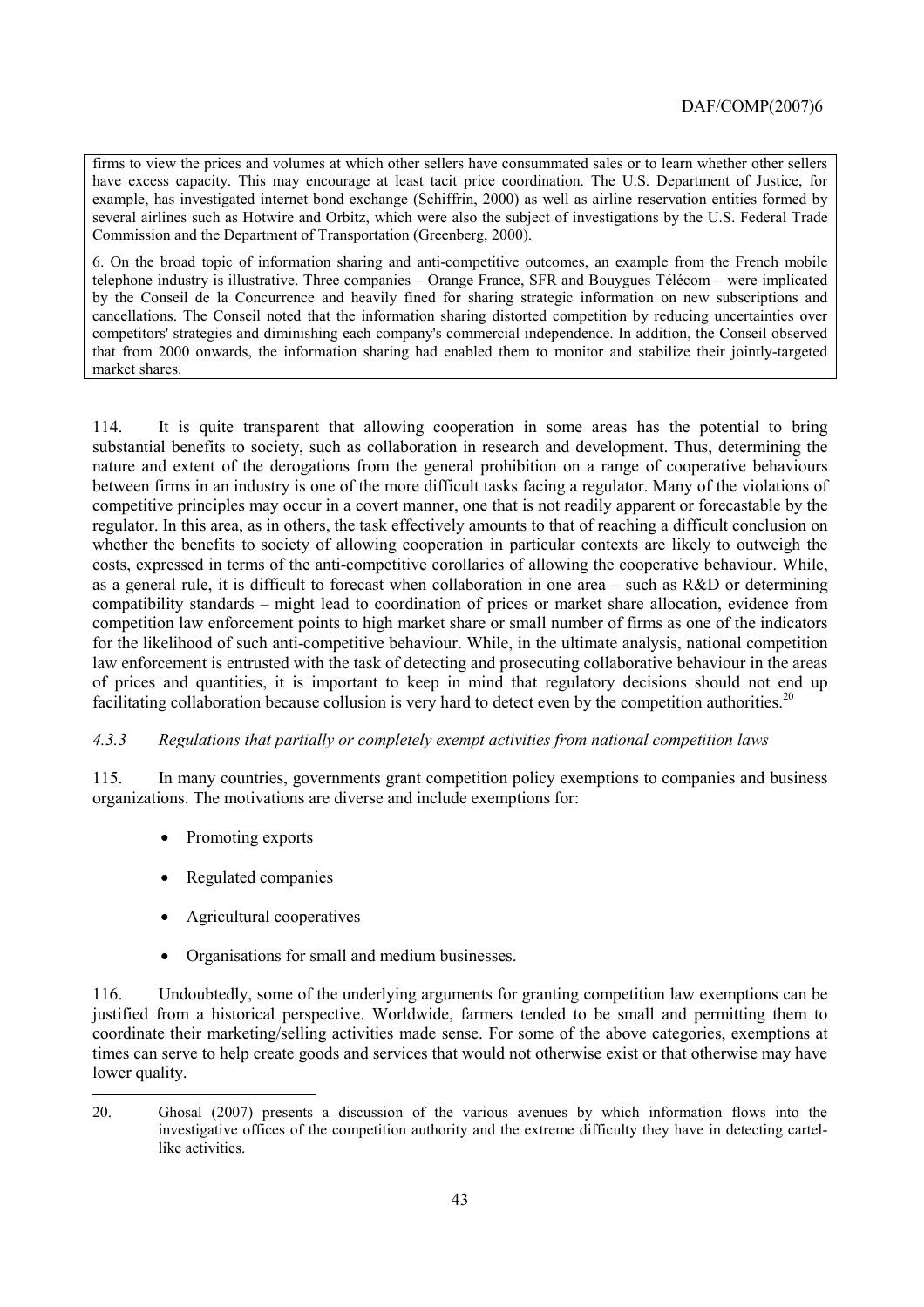firms to view the prices and volumes at which other sellers have consummated sales or to learn whether other sellers have excess capacity. This may encourage at least tacit price coordination. The U.S. Department of Justice, for example, has investigated internet bond exchange (Schiffrin, 2000) as well as airline reservation entities formed by several airlines such as Hotwire and Orbitz, which were also the subject of investigations by the U.S. Federal Trade Commission and the Department of Transportation (Greenberg, 2000).

6. On the broad topic of information sharing and anti-competitive outcomes, an example from the French mobile telephone industry is illustrative. Three companies – Orange France, SFR and Bouygues Télécom – were implicated by the Conseil de la Concurrence and heavily fined for sharing strategic information on new subscriptions and cancellations. The Conseil noted that the information sharing distorted competition by reducing uncertainties over competitors' strategies and diminishing each company's commercial independence. In addition, the Conseil observed that from 2000 onwards, the information sharing had enabled them to monitor and stabilize their jointly-targeted market shares.

114. It is quite transparent that allowing cooperation in some areas has the potential to bring substantial benefits to society, such as collaboration in research and development. Thus, determining the nature and extent of the derogations from the general prohibition on a range of cooperative behaviours between firms in an industry is one of the more difficult tasks facing a regulator. Many of the violations of competitive principles may occur in a covert manner, one that is not readily apparent or forecastable by the regulator. In this area, as in others, the task effectively amounts to that of reaching a difficult conclusion on whether the benefits to society of allowing cooperation in particular contexts are likely to outweigh the costs, expressed in terms of the anti-competitive corollaries of allowing the cooperative behaviour. While, as a general rule, it is difficult to forecast when collaboration in one area – such as R&D or determining compatibility standards – might lead to coordination of prices or market share allocation, evidence from competition law enforcement points to high market share or small number of firms as one of the indicators for the likelihood of such anti-competitive behaviour. While, in the ultimate analysis, national competition law enforcement is entrusted with the task of detecting and prosecuting collaborative behaviour in the areas of prices and quantities, it is important to keep in mind that regulatory decisions should not end up facilitating collaboration because collusion is very hard to detect even by the competition authorities.[20]

### *4.3.3 Regulations that partially or completely exempt activities from national competition laws*

115. In many countries, governments grant competition policy exemptions to companies and business organizations. The motivations are diverse and include exemptions for:

- Promoting exports
- Regulated companies
- Agricultural cooperatives
- Organisations for small and medium businesses.

116. Undoubtedly, some of the underlying arguments for granting competition law exemptions can be justified from a historical perspective. Worldwide, farmers tended to be small and permitting them to coordinate their marketing/selling activities made sense. For some of the above categories, exemptions at times can serve to help create goods and services that would not otherwise exist or that otherwise may have lower quality.

20. Ghosal (2007) presents a discussion of the various avenues by which information flows into the investigative offices of the competition authority and the extreme difficulty they have in detecting cartel-like activities.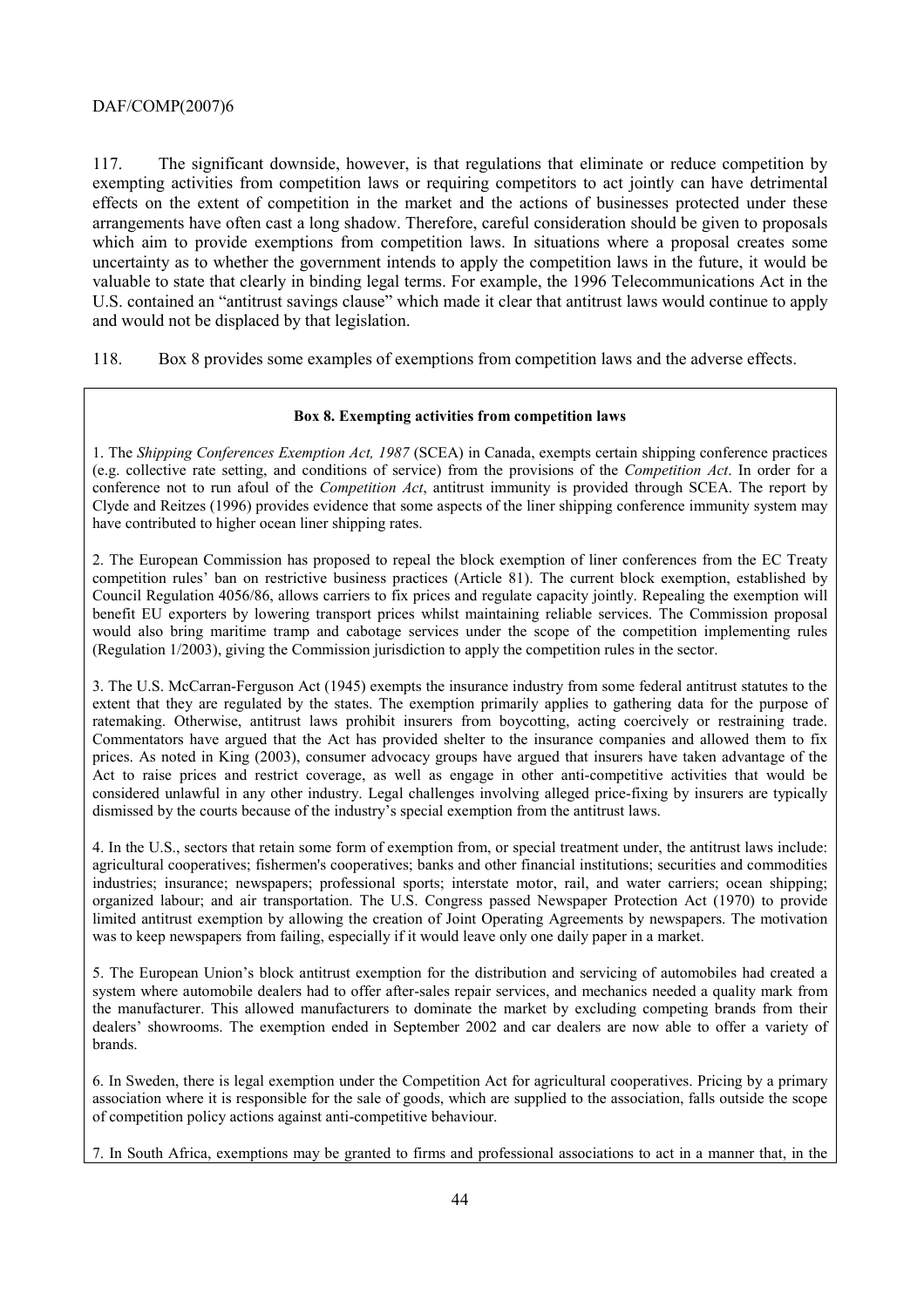117. The significant downside, however, is that regulations that eliminate or reduce competition by exempting activities from competition laws or requiring competitors to act jointly can have detrimental effects on the extent of competition in the market and the actions of businesses protected under these arrangements have often cast a long shadow. Therefore, careful consideration should be given to proposals which aim to provide exemptions from competition laws. In situations where a proposal creates some uncertainty as to whether the government intends to apply the competition laws in the future, it would be valuable to state that clearly in binding legal terms. For example, the 1996 Telecommunications Act in the U.S. contained an "antitrust savings clause" which made it clear that antitrust laws would continue to apply and would not be displaced by that legislation.

118. Box 8 provides some examples of exemptions from competition laws and the adverse effects.

**Box 8. Exempting activities from competition laws**

1. The *Shipping Conferences Exemption Act, 1987* (SCEA) in Canada, exempts certain shipping conference practices (e.g. collective rate setting, and conditions of service) from the provisions of the *Competition Act*. In order for a conference not to run afoul of the *Competition Act*, antitrust immunity is provided through SCEA. The report by Clyde and Reitzes (1996) provides evidence that some aspects of the liner shipping conference immunity system may have contributed to higher ocean liner shipping rates.

2. The European Commission has proposed to repeal the block exemption of liner conferences from the EC Treaty competition rules' ban on restrictive business practices (Article 81). The current block exemption, established by Council Regulation 4056/86, allows carriers to fix prices and regulate capacity jointly. Repealing the exemption will benefit EU exporters by lowering transport prices whilst maintaining reliable services. The Commission proposal would also bring maritime tramp and cabotage services under the scope of the competition implementing rules (Regulation 1/2003), giving the Commission jurisdiction to apply the competition rules in the sector.

3. The U.S. McCarran-Ferguson Act (1945) exempts the insurance industry from some federal antitrust statutes to the extent that they are regulated by the states. The exemption primarily applies to gathering data for the purpose of ratemaking. Otherwise, antitrust laws prohibit insurers from boycotting, acting coercively or restraining trade. Commentators have argued that the Act has provided shelter to the insurance companies and allowed them to fix prices. As noted in King (2003), consumer advocacy groups have argued that insurers have taken advantage of the Act to raise prices and restrict coverage, as well as engage in other anti-competitive activities that would be considered unlawful in any other industry. Legal challenges involving alleged price-fixing by insurers are typically dismissed by the courts because of the industry's special exemption from the antitrust laws.

4. In the U.S., sectors that retain some form of exemption from, or special treatment under, the antitrust laws include: agricultural cooperatives; fishermen's cooperatives; banks and other financial institutions; securities and commodities industries; insurance; newspapers; professional sports; interstate motor, rail, and water carriers; ocean shipping; organized labour; and air transportation. The U.S. Congress passed Newspaper Protection Act (1970) to provide limited antitrust exemption by allowing the creation of Joint Operating Agreements by newspapers. The motivation was to keep newspapers from failing, especially if it would leave only one daily paper in a market.

5. The European Union's block antitrust exemption for the distribution and servicing of automobiles had created a system where automobile dealers had to offer after-sales repair services, and mechanics needed a quality mark from the manufacturer. This allowed manufacturers to dominate the market by excluding competing brands from their dealers' showrooms. The exemption ended in September 2002 and car dealers are now able to offer a variety of brands.

6. In Sweden, there is legal exemption under the Competition Act for agricultural cooperatives. Pricing by a primary association where it is responsible for the sale of goods, which are supplied to the association, falls outside the scope of competition policy actions against anti-competitive behaviour.

7. In South Africa, exemptions may be granted to firms and professional associations to act in a manner that, in the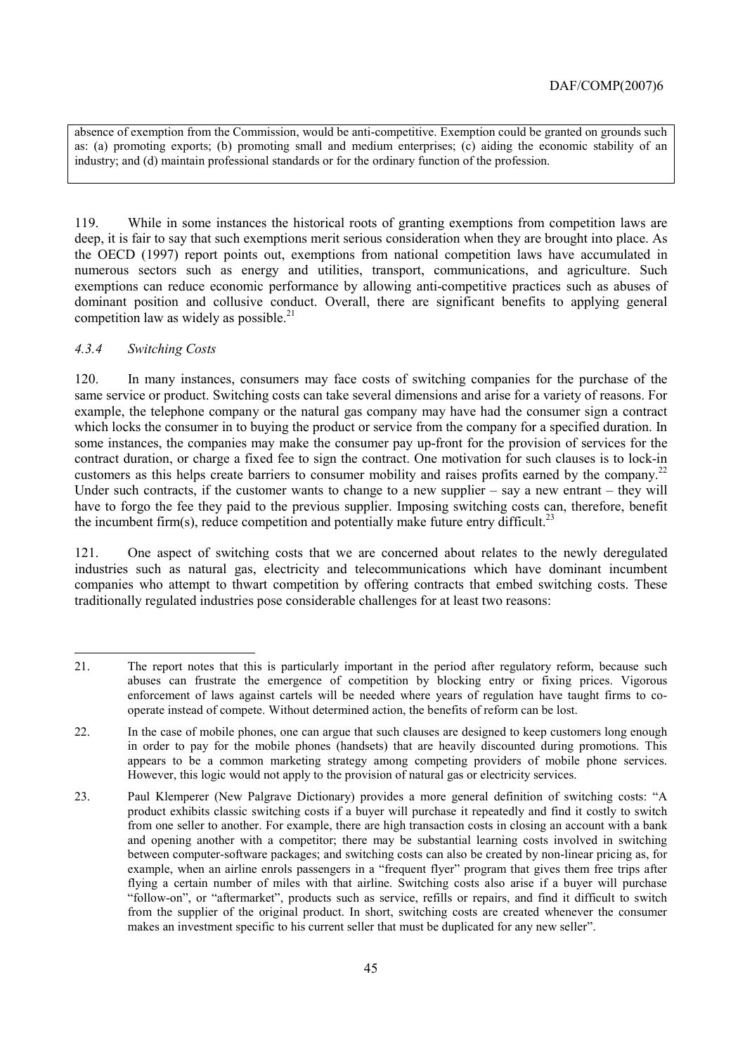absence of exemption from the Commission, would be anti-competitive. Exemption could be granted on grounds such as: (a) promoting exports; (b) promoting small and medium enterprises; (c) aiding the economic stability of an industry; and (d) maintain professional standards or for the ordinary function of the profession.

119. While in some instances the historical roots of granting exemptions from competition laws are deep, it is fair to say that such exemptions merit serious consideration when they are brought into place. As the OECD (1997) report points out, exemptions from national competition laws have accumulated in numerous sectors such as energy and utilities, transport, communications, and agriculture. Such exemptions can reduce economic performance by allowing anti-competitive practices such as abuses of dominant position and collusive conduct. Overall, there are significant benefits to applying general competition law as widely as possible.[21]

### *4.3.4 Switching Costs*

120. In many instances, consumers may face costs of switching companies for the purchase of the same service or product. Switching costs can take several dimensions and arise for a variety of reasons. For example, the telephone company or the natural gas company may have had the consumer sign a contract which locks the consumer in to buying the product or service from the company for a specified duration. In some instances, the companies may make the consumer pay up-front for the provision of services for the contract duration, or charge a fixed fee to sign the contract. One motivation for such clauses is to lock-in customers as this helps create barriers to consumer mobility and raises profits earned by the company.[22] Under such contracts, if the customer wants to change to a new supplier – say a new entrant – they will have to forgo the fee they paid to the previous supplier. Imposing switching costs can, therefore, benefit the incumbent firm(s), reduce competition and potentially make future entry difficult.[23]

121. One aspect of switching costs that we are concerned about relates to the newly deregulated industries such as natural gas, electricity and telecommunications which have dominant incumbent companies who attempt to thwart competition by offering contracts that embed switching costs. These traditionally regulated industries pose considerable challenges for at least two reasons:

---

21. The report notes that this is particularly important in the period after regulatory reform, because such abuses can frustrate the emergence of competition by blocking entry or fixing prices. Vigorous enforcement of laws against cartels will be needed where years of regulation have taught firms to co-operate instead of compete. Without determined action, the benefits of reform can be lost.

22. In the case of mobile phones, one can argue that such clauses are designed to keep customers long enough in order to pay for the mobile phones (handsets) that are heavily discounted during promotions. This appears to be a common marketing strategy among competing providers of mobile phone services. However, this logic would not apply to the provision of natural gas or electricity services.

23. Paul Klemperer (New Palgrave Dictionary) provides a more general definition of switching costs: "A product exhibits classic switching costs if a buyer will purchase it repeatedly and find it costly to switch from one seller to another. For example, there are high transaction costs in closing an account with a bank and opening another with a competitor; there may be substantial learning costs involved in switching between computer-software packages; and switching costs can also be created by non-linear pricing as, for example, when an airline enrols passengers in a "frequent flyer" program that gives them free trips after flying a certain number of miles with that airline. Switching costs also arise if a buyer will purchase "follow-on", or "aftermarket", products such as service, refills or repairs, and find it difficult to switch from the supplier of the original product. In short, switching costs are created whenever the consumer makes an investment specific to his current seller that must be duplicated for any new seller".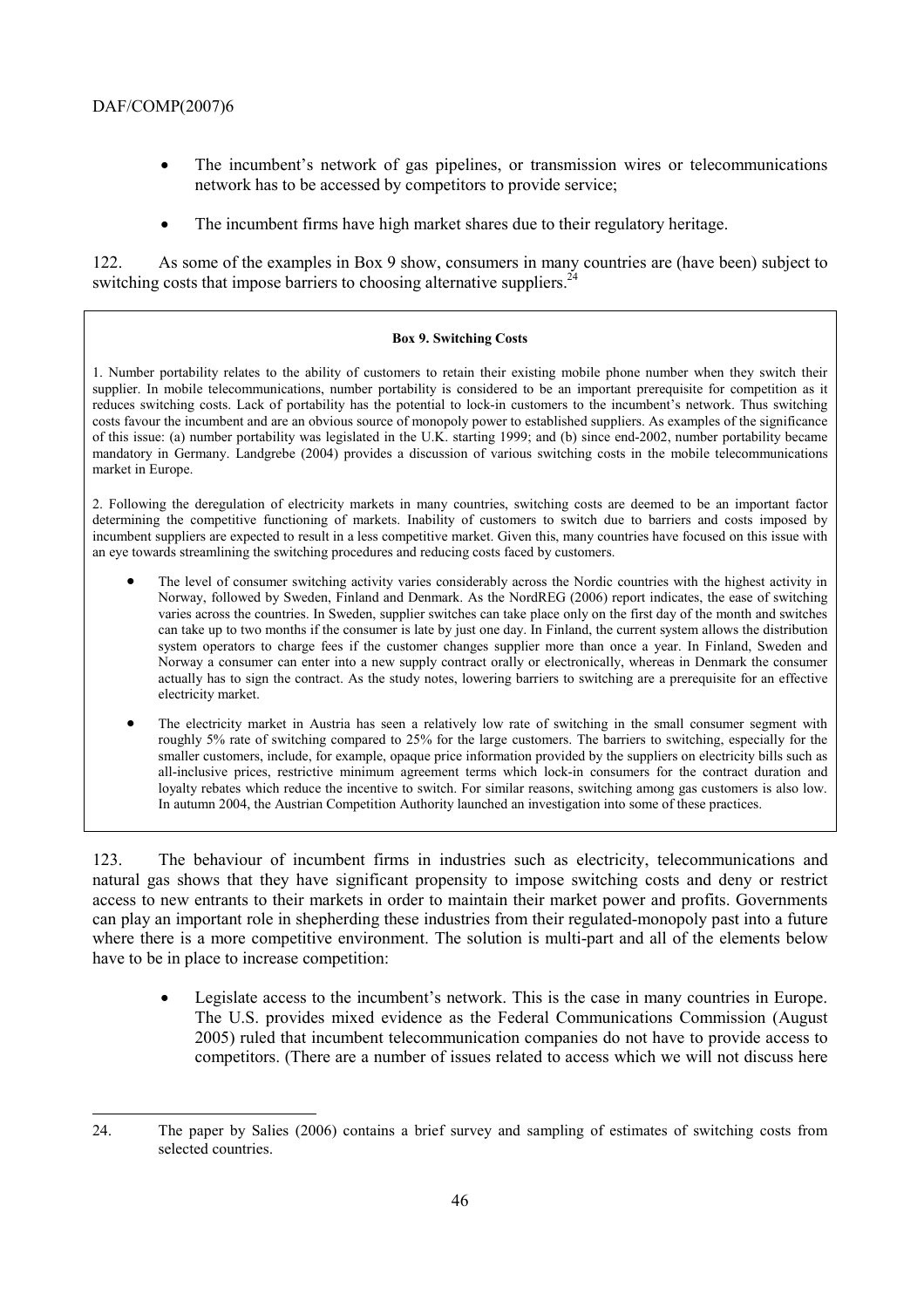- The incumbent's network of gas pipelines, or transmission wires or telecommunications network has to be accessed by competitors to provide service;
- The incumbent firms have high market shares due to their regulatory heritage.

122. As some of the examples in Box 9 show, consumers in many countries are (have been) subject to switching costs that impose barriers to choosing alternative suppliers.[24]

**Box 9. Switching Costs**

1. Number portability relates to the ability of customers to retain their existing mobile phone number when they switch their supplier. In mobile telecommunications, number portability is considered to be an important prerequisite for competition as it reduces switching costs. Lack of portability has the potential to lock-in customers to the incumbent's network. Thus switching costs favour the incumbent and are an obvious source of monopoly power to established suppliers. As examples of the significance of this issue: (a) number portability was legislated in the U.K. starting 1999; and (b) since end-2002, number portability became mandatory in Germany. Landgrebe (2004) provides a discussion of various switching costs in the mobile telecommunications market in Europe.

2. Following the deregulation of electricity markets in many countries, switching costs are deemed to be an important factor determining the competitive functioning of markets. Inability of customers to switch due to barriers and costs imposed by incumbent suppliers are expected to result in a less competitive market. Given this, many countries have focused on this issue with an eye towards streamlining the switching procedures and reducing costs faced by customers.

- The level of consumer switching activity varies considerably across the Nordic countries with the highest activity in Norway, followed by Sweden, Finland and Denmark. As the NordREG (2006) report indicates, the ease of switching varies across the countries. In Sweden, supplier switches can take place only on the first day of the month and switches can take up to two months if the consumer is late by just one day. In Finland, the current system allows the distribution system operators to charge fees if the customer changes supplier more than once a year. In Finland, Sweden and Norway a consumer can enter into a new supply contract orally or electronically, whereas in Denmark the consumer actually has to sign the contract. As the study notes, lowering barriers to switching are a prerequisite for an effective electricity market.
- The electricity market in Austria has seen a relatively low rate of switching in the small consumer segment with roughly 5% rate of switching compared to 25% for the large customers. The barriers to switching, especially for the smaller customers, include, for example, opaque price information provided by the suppliers on electricity bills such as all-inclusive prices, restrictive minimum agreement terms which lock-in consumers for the contract duration and loyalty rebates which reduce the incentive to switch. For similar reasons, switching among gas customers is also low. In autumn 2004, the Austrian Competition Authority launched an investigation into some of these practices.

123. The behaviour of incumbent firms in industries such as electricity, telecommunications and natural gas shows that they have significant propensity to impose switching costs and deny or restrict access to new entrants to their markets in order to maintain their market power and profits. Governments can play an important role in shepherding these industries from their regulated-monopoly past into a future where there is a more competitive environment. The solution is multi-part and all of the elements below have to be in place to increase competition:

- Legislate access to the incumbent's network. This is the case in many countries in Europe. The U.S. provides mixed evidence as the Federal Communications Commission (August 2005) ruled that incumbent telecommunication companies do not have to provide access to competitors. (There are a number of issues related to access which we will not discuss here

24. The paper by Salies (2006) contains a brief survey and sampling of estimates of switching costs from selected countries.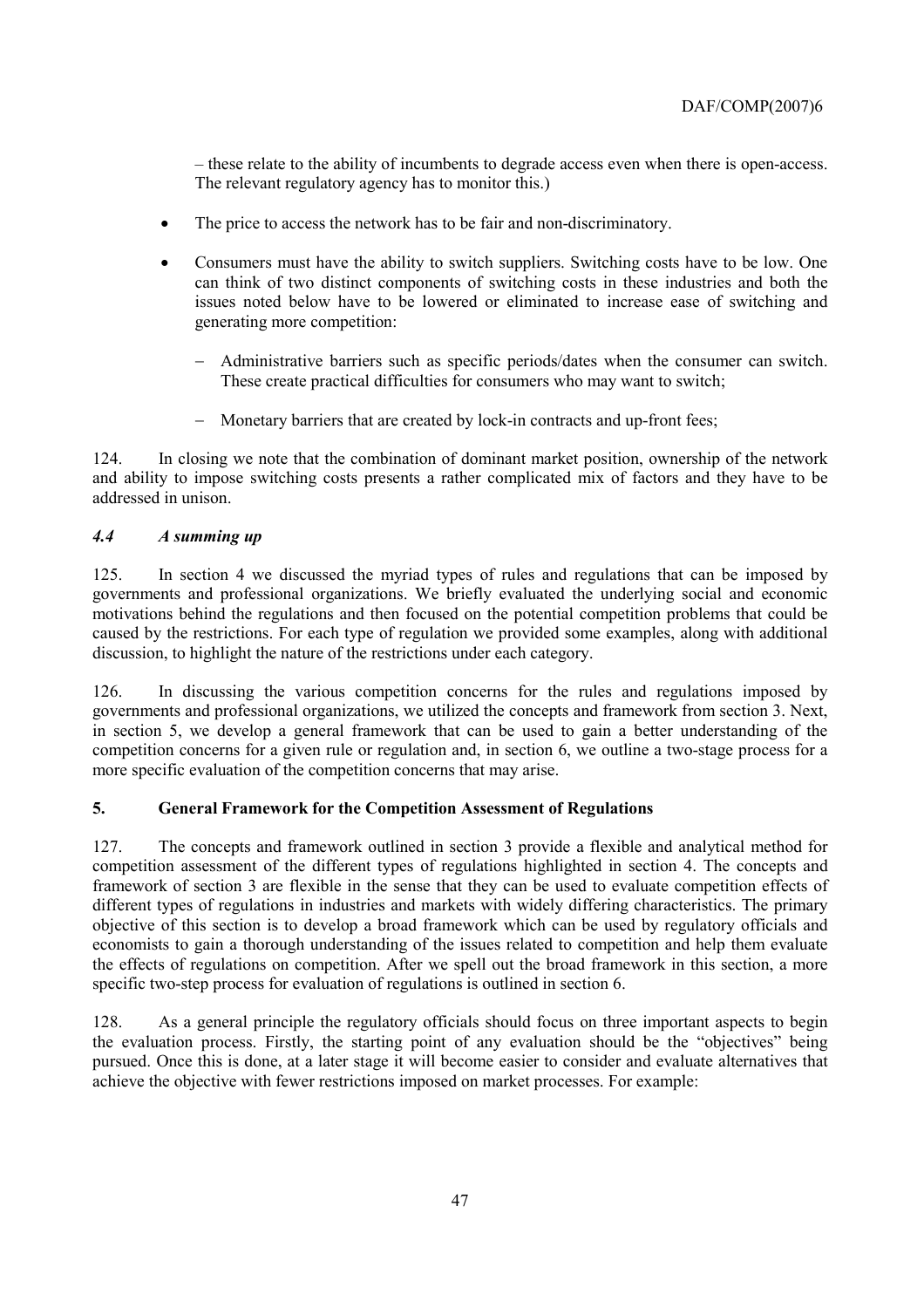– these relate to the ability of incumbents to degrade access even when there is open-access. The relevant regulatory agency has to monitor this.)

- The price to access the network has to be fair and non-discriminatory.
- Consumers must have the ability to switch suppliers. Switching costs have to be low. One can think of two distinct components of switching costs in these industries and both the issues noted below have to be lowered or eliminated to increase ease of switching and generating more competition:
  - Administrative barriers such as specific periods/dates when the consumer can switch. These create practical difficulties for consumers who may want to switch;
  - Monetary barriers that are created by lock-in contracts and up-front fees;

124. In closing we note that the combination of dominant market position, ownership of the network and ability to impose switching costs presents a rather complicated mix of factors and they have to be addressed in unison.

### *4.4 A summing up*

125. In section 4 we discussed the myriad types of rules and regulations that can be imposed by governments and professional organizations. We briefly evaluated the underlying social and economic motivations behind the regulations and then focused on the potential competition problems that could be caused by the restrictions. For each type of regulation we provided some examples, along with additional discussion, to highlight the nature of the restrictions under each category.

126. In discussing the various competition concerns for the rules and regulations imposed by governments and professional organizations, we utilized the concepts and framework from section 3. Next, in section 5, we develop a general framework that can be used to gain a better understanding of the competition concerns for a given rule or regulation and, in section 6, we outline a two-stage process for a more specific evaluation of the competition concerns that may arise.

## 5. General Framework for the Competition Assessment of Regulations

127. The concepts and framework outlined in section 3 provide a flexible and analytical method for competition assessment of the different types of regulations highlighted in section 4. The concepts and framework of section 3 are flexible in the sense that they can be used to evaluate competition effects of different types of regulations in industries and markets with widely differing characteristics. The primary objective of this section is to develop a broad framework which can be used by regulatory officials and economists to gain a thorough understanding of the issues related to competition and help them evaluate the effects of regulations on competition. After we spell out the broad framework in this section, a more specific two-step process for evaluation of regulations is outlined in section 6.

128. As a general principle the regulatory officials should focus on three important aspects to begin the evaluation process. Firstly, the starting point of any evaluation should be the "objectives" being pursued. Once this is done, at a later stage it will become easier to consider and evaluate alternatives that achieve the objective with fewer restrictions imposed on market processes. For example: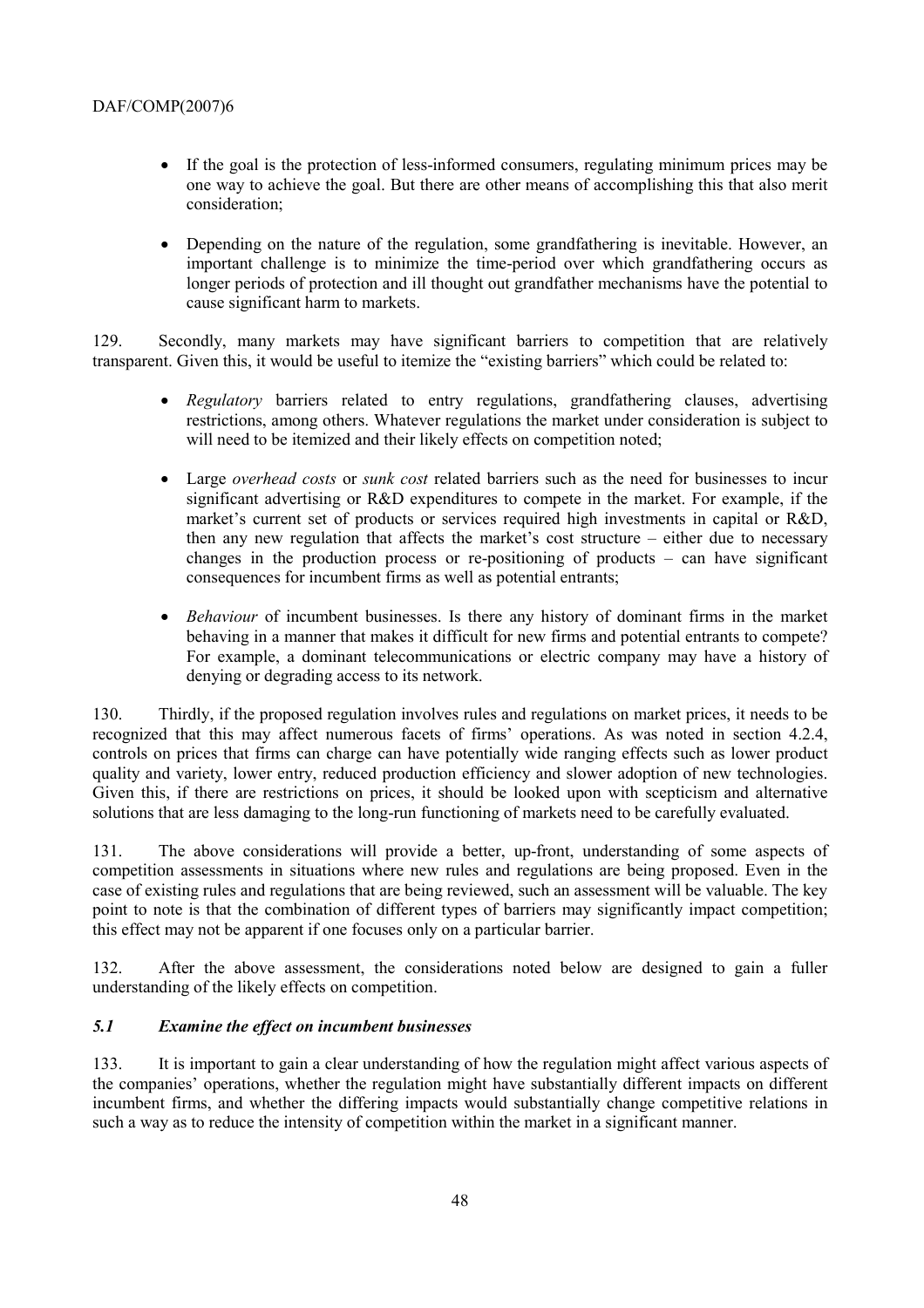- If the goal is the protection of less-informed consumers, regulating minimum prices may be one way to achieve the goal. But there are other means of accomplishing this that also merit consideration;

- Depending on the nature of the regulation, some grandfathering is inevitable. However, an important challenge is to minimize the time-period over which grandfathering occurs as longer periods of protection and ill thought out grandfather mechanisms have the potential to cause significant harm to markets.

129. Secondly, many markets may have significant barriers to competition that are relatively transparent. Given this, it would be useful to itemize the "existing barriers" which could be related to:

- *Regulatory* barriers related to entry regulations, grandfathering clauses, advertising restrictions, among others. Whatever regulations the market under consideration is subject to will need to be itemized and their likely effects on competition noted;

- Large *overhead costs* or *sunk cost* related barriers such as the need for businesses to incur significant advertising or R&D expenditures to compete in the market. For example, if the market's current set of products or services required high investments in capital or R&D, then any new regulation that affects the market's cost structure – either due to necessary changes in the production process or re-positioning of products – can have significant consequences for incumbent firms as well as potential entrants;

- *Behaviour* of incumbent businesses. Is there any history of dominant firms in the market behaving in a manner that makes it difficult for new firms and potential entrants to compete? For example, a dominant telecommunications or electric company may have a history of denying or degrading access to its network.

130. Thirdly, if the proposed regulation involves rules and regulations on market prices, it needs to be recognized that this may affect numerous facets of firms' operations. As was noted in section 4.2.4, controls on prices that firms can charge can have potentially wide ranging effects such as lower product quality and variety, lower entry, reduced production efficiency and slower adoption of new technologies. Given this, if there are restrictions on prices, it should be looked upon with scepticism and alternative solutions that are less damaging to the long-run functioning of markets need to be carefully evaluated.

131. The above considerations will provide a better, up-front, understanding of some aspects of competition assessments in situations where new rules and regulations are being proposed. Even in the case of existing rules and regulations that are being reviewed, such an assessment will be valuable. The key point to note is that the combination of different types of barriers may significantly impact competition; this effect may not be apparent if one focuses only on a particular barrier.

132. After the above assessment, the considerations noted below are designed to gain a fuller understanding of the likely effects on competition.

### *5.1 Examine the effect on incumbent businesses*

133. It is important to gain a clear understanding of how the regulation might affect various aspects of the companies' operations, whether the regulation might have substantially different impacts on different incumbent firms, and whether the differing impacts would substantially change competitive relations in such a way as to reduce the intensity of competition within the market in a significant manner.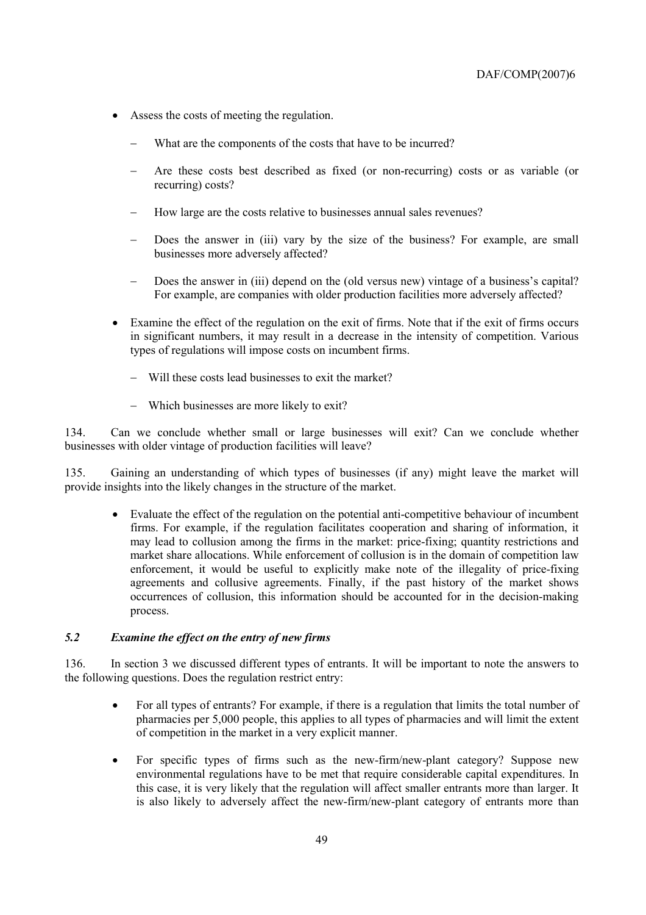- Assess the costs of meeting the regulation.
  - What are the components of the costs that have to be incurred?
  - Are these costs best described as fixed (or non-recurring) costs or as variable (or recurring) costs?
  - How large are the costs relative to businesses annual sales revenues?
  - Does the answer in (iii) vary by the size of the business? For example, are small businesses more adversely affected?
  - Does the answer in (iii) depend on the (old versus new) vintage of a business's capital? For example, are companies with older production facilities more adversely affected?
- Examine the effect of the regulation on the exit of firms. Note that if the exit of firms occurs in significant numbers, it may result in a decrease in the intensity of competition. Various types of regulations will impose costs on incumbent firms.
  - Will these costs lead businesses to exit the market?
  - Which businesses are more likely to exit?

134. Can we conclude whether small or large businesses will exit? Can we conclude whether businesses with older vintage of production facilities will leave?

135. Gaining an understanding of which types of businesses (if any) might leave the market will provide insights into the likely changes in the structure of the market.

- Evaluate the effect of the regulation on the potential anti-competitive behaviour of incumbent firms. For example, if the regulation facilitates cooperation and sharing of information, it may lead to collusion among the firms in the market: price-fixing; quantity restrictions and market share allocations. While enforcement of collusion is in the domain of competition law enforcement, it would be useful to explicitly make note of the illegality of price-fixing agreements and collusive agreements. Finally, if the past history of the market shows occurrences of collusion, this information should be accounted for in the decision-making process.

### *5.2 Examine the effect on the entry of new firms*

136. In section 3 we discussed different types of entrants. It will be important to note the answers to the following questions. Does the regulation restrict entry:

- For all types of entrants? For example, if there is a regulation that limits the total number of pharmacies per 5,000 people, this applies to all types of pharmacies and will limit the extent of competition in the market in a very explicit manner.
- For specific types of firms such as the new-firm/new-plant category? Suppose new environmental regulations have to be met that require considerable capital expenditures. In this case, it is very likely that the regulation will affect smaller entrants more than larger. It is also likely to adversely affect the new-firm/new-plant category of entrants more than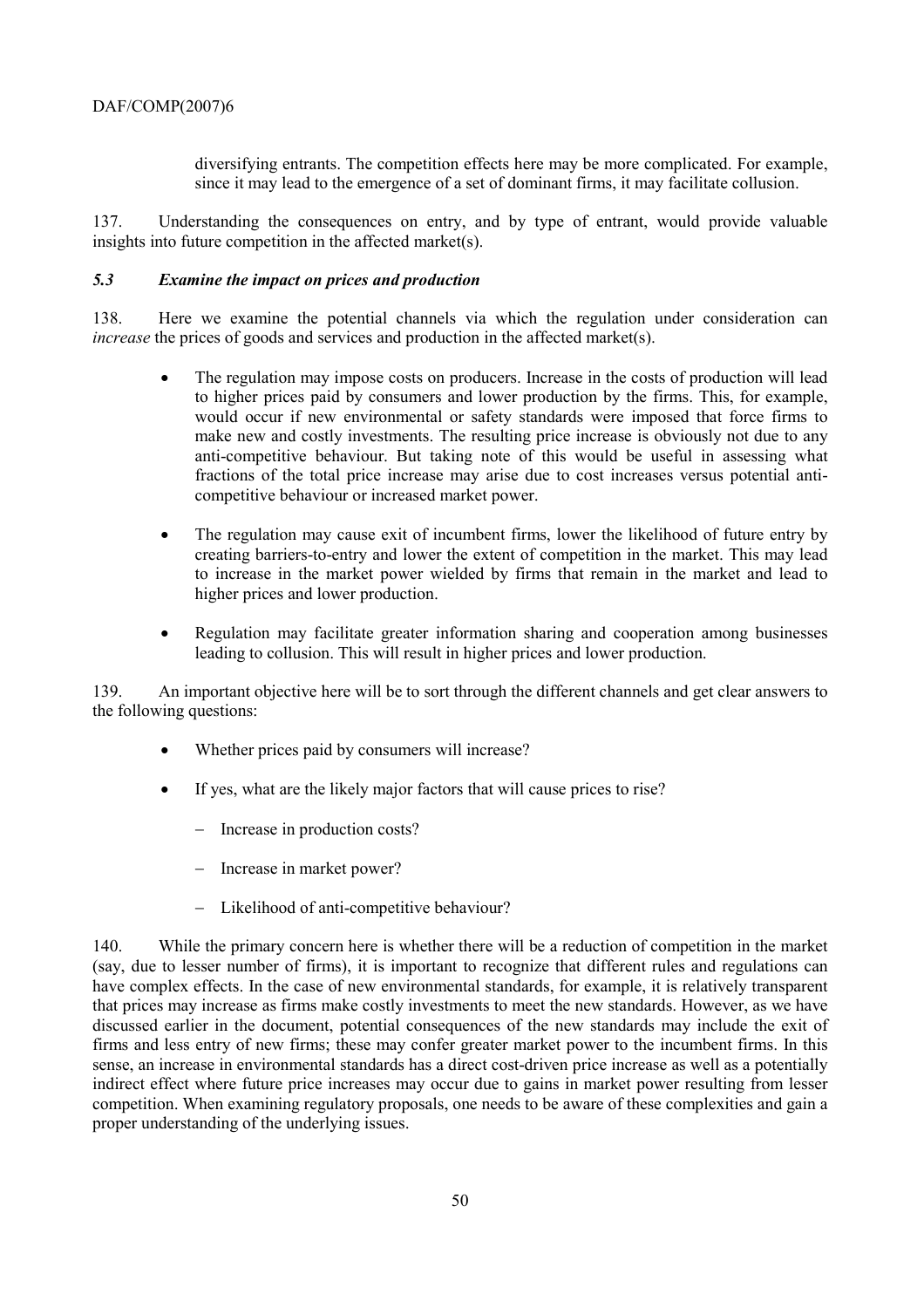diversifying entrants. The competition effects here may be more complicated. For example, since it may lead to the emergence of a set of dominant firms, it may facilitate collusion.

137. Understanding the consequences on entry, and by type of entrant, would provide valuable insights into future competition in the affected market(s).

### *5.3 Examine the impact on prices and production*

138. Here we examine the potential channels via which the regulation under consideration can *increase* the prices of goods and services and production in the affected market(s).

- The regulation may impose costs on producers. Increase in the costs of production will lead to higher prices paid by consumers and lower production by the firms. This, for example, would occur if new environmental or safety standards were imposed that force firms to make new and costly investments. The resulting price increase is obviously not due to any anti-competitive behaviour. But taking note of this would be useful in assessing what fractions of the total price increase may arise due to cost increases versus potential anti-competitive behaviour or increased market power.

- The regulation may cause exit of incumbent firms, lower the likelihood of future entry by creating barriers-to-entry and lower the extent of competition in the market. This may lead to increase in the market power wielded by firms that remain in the market and lead to higher prices and lower production.

- Regulation may facilitate greater information sharing and cooperation among businesses leading to collusion. This will result in higher prices and lower production.

139. An important objective here will be to sort through the different channels and get clear answers to the following questions:

- Whether prices paid by consumers will increase?
- If yes, what are the likely major factors that will cause prices to rise?
  - Increase in production costs?
  - Increase in market power?
  - Likelihood of anti-competitive behaviour?

140. While the primary concern here is whether there will be a reduction of competition in the market (say, due to lesser number of firms), it is important to recognize that different rules and regulations can have complex effects. In the case of new environmental standards, for example, it is relatively transparent that prices may increase as firms make costly investments to meet the new standards. However, as we have discussed earlier in the document, potential consequences of the new standards may include the exit of firms and less entry of new firms; these may confer greater market power to the incumbent firms. In this sense, an increase in environmental standards has a direct cost-driven price increase as well as a potentially indirect effect where future price increases may occur due to gains in market power resulting from lesser competition. When examining regulatory proposals, one needs to be aware of these complexities and gain a proper understanding of the underlying issues.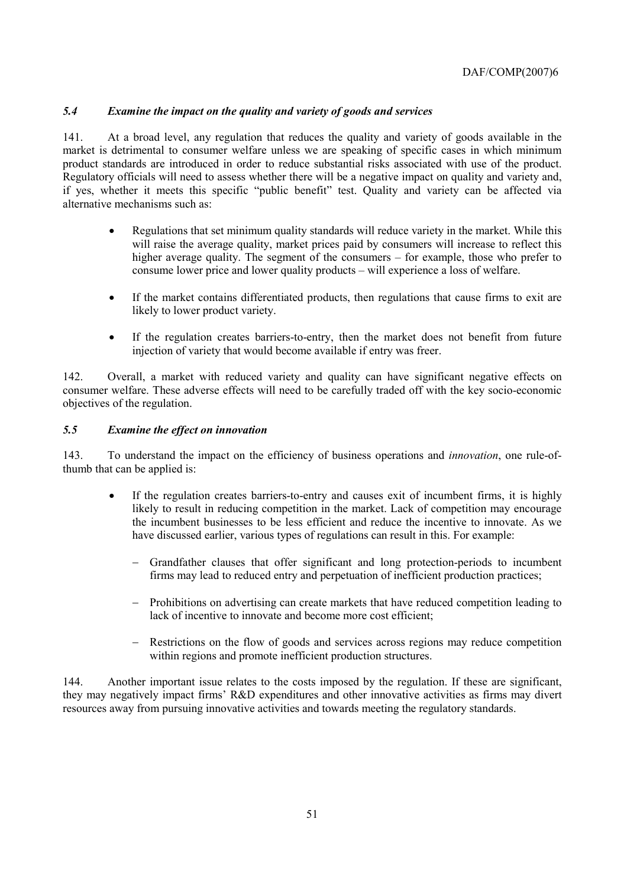### *5.4 Examine the impact on the quality and variety of goods and services*

141. At a broad level, any regulation that reduces the quality and variety of goods available in the market is detrimental to consumer welfare unless we are speaking of specific cases in which minimum product standards are introduced in order to reduce substantial risks associated with use of the product. Regulatory officials will need to assess whether there will be a negative impact on quality and variety and, if yes, whether it meets this specific "public benefit" test. Quality and variety can be affected via alternative mechanisms such as:

- Regulations that set minimum quality standards will reduce variety in the market. While this will raise the average quality, market prices paid by consumers will increase to reflect this higher average quality. The segment of the consumers – for example, those who prefer to consume lower price and lower quality products – will experience a loss of welfare.

- If the market contains differentiated products, then regulations that cause firms to exit are likely to lower product variety.

- If the regulation creates barriers-to-entry, then the market does not benefit from future injection of variety that would become available if entry was freer.

142. Overall, a market with reduced variety and quality can have significant negative effects on consumer welfare. These adverse effects will need to be carefully traded off with the key socio-economic objectives of the regulation.

### *5.5 Examine the effect on innovation*

143. To understand the impact on the efficiency of business operations and *innovation*, one rule-of-thumb that can be applied is:

- If the regulation creates barriers-to-entry and causes exit of incumbent firms, it is highly likely to result in reducing competition in the market. Lack of competition may encourage the incumbent businesses to be less efficient and reduce the incentive to innovate. As we have discussed earlier, various types of regulations can result in this. For example:

  - Grandfather clauses that offer significant and long protection-periods to incumbent firms may lead to reduced entry and perpetuation of inefficient production practices;

  - Prohibitions on advertising can create markets that have reduced competition leading to lack of incentive to innovate and become more cost efficient;

  - Restrictions on the flow of goods and services across regions may reduce competition within regions and promote inefficient production structures.

144. Another important issue relates to the costs imposed by the regulation. If these are significant, they may negatively impact firms' R&D expenditures and other innovative activities as firms may divert resources away from pursuing innovative activities and towards meeting the regulatory standards.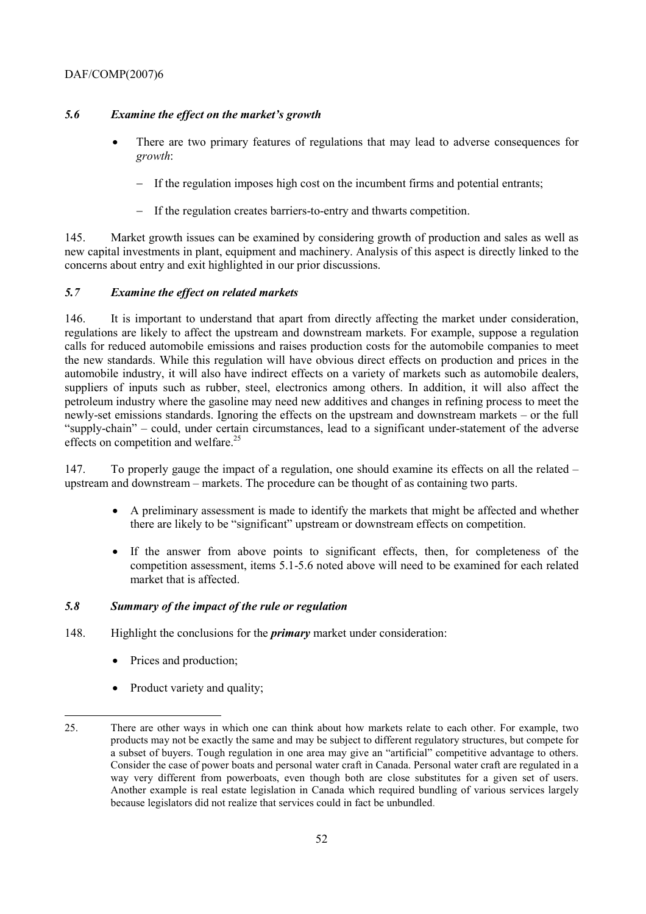### *5.6 Examine the effect on the market's growth*

- There are two primary features of regulations that may lead to adverse consequences for *growth*:
  - If the regulation imposes high cost on the incumbent firms and potential entrants;
  - If the regulation creates barriers-to-entry and thwarts competition.

145. Market growth issues can be examined by considering growth of production and sales as well as new capital investments in plant, equipment and machinery. Analysis of this aspect is directly linked to the concerns about entry and exit highlighted in our prior discussions.

### *5.7 Examine the effect on related markets*

146. It is important to understand that apart from directly affecting the market under consideration, regulations are likely to affect the upstream and downstream markets. For example, suppose a regulation calls for reduced automobile emissions and raises production costs for the automobile companies to meet the new standards. While this regulation will have obvious direct effects on production and prices in the automobile industry, it will also have indirect effects on a variety of markets such as automobile dealers, suppliers of inputs such as rubber, steel, electronics among others. In addition, it will also affect the petroleum industry where the gasoline may need new additives and changes in refining process to meet the newly-set emissions standards. Ignoring the effects on the upstream and downstream markets – or the full "supply-chain" – could, under certain circumstances, lead to a significant under-statement of the adverse effects on competition and welfare.[25]

147. To properly gauge the impact of a regulation, one should examine its effects on all the related – upstream and downstream – markets. The procedure can be thought of as containing two parts.

- A preliminary assessment is made to identify the markets that might be affected and whether there are likely to be "significant" upstream or downstream effects on competition.
- If the answer from above points to significant effects, then, for completeness of the competition assessment, items 5.1-5.6 noted above will need to be examined for each related market that is affected.

### *5.8 Summary of the impact of the rule or regulation*

148. Highlight the conclusions for the ***primary*** market under consideration:

- Prices and production;
- Product variety and quality;

---

25. There are other ways in which one can think about how markets relate to each other. For example, two products may not be exactly the same and may be subject to different regulatory structures, but compete for a subset of buyers. Tough regulation in one area may give an "artificial" competitive advantage to others. Consider the case of power boats and personal water craft in Canada. Personal water craft are regulated in a way very different from powerboats, even though both are close substitutes for a given set of users. Another example is real estate legislation in Canada which required bundling of various services largely because legislators did not realize that services could in fact be unbundled.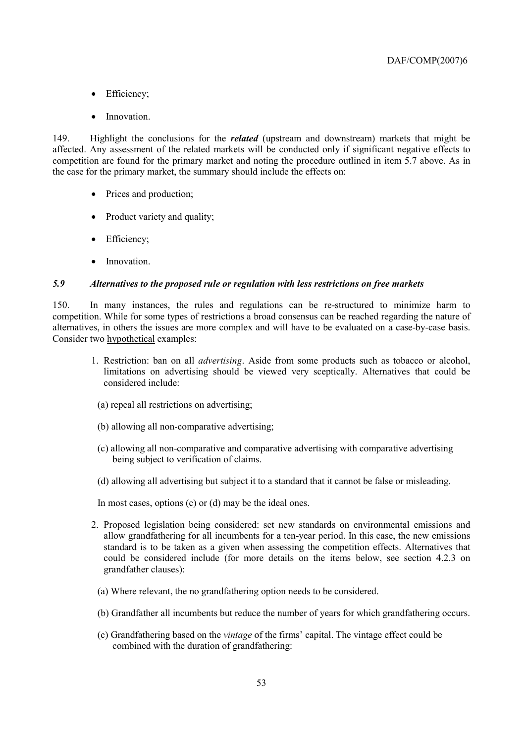- Efficiency;
- Innovation.

149. Highlight the conclusions for the ***related*** (upstream and downstream) markets that might be affected. Any assessment of the related markets will be conducted only if significant negative effects to competition are found for the primary market and noting the procedure outlined in item 5.7 above. As in the case for the primary market, the summary should include the effects on:

- Prices and production;
- Product variety and quality;
- Efficiency;
- Innovation.

### *5.9 Alternatives to the proposed rule or regulation with less restrictions on free markets*

150. In many instances, the rules and regulations can be re-structured to minimize harm to competition. While for some types of restrictions a broad consensus can be reached regarding the nature of alternatives, in others the issues are more complex and will have to be evaluated on a case-by-case basis. Consider two <u>hypothetical</u> examples:

1. Restriction: ban on all *advertising*. Aside from some products such as tobacco or alcohol, limitations on advertising should be viewed very sceptically. Alternatives that could be considered include:

   (a) repeal all restrictions on advertising;

   (b) allowing all non-comparative advertising;

   (c) allowing all non-comparative and comparative advertising with comparative advertising being subject to verification of claims.

   (d) allowing all advertising but subject it to a standard that it cannot be false or misleading.

   In most cases, options (c) or (d) may be the ideal ones.

2. Proposed legislation being considered: set new standards on environmental emissions and allow grandfathering for all incumbents for a ten-year period. In this case, the new emissions standard is to be taken as a given when assessing the competition effects. Alternatives that could be considered include (for more details on the items below, see section 4.2.3 on grandfather clauses):

   (a) Where relevant, the no grandfathering option needs to be considered.

   (b) Grandfather all incumbents but reduce the number of years for which grandfathering occurs.

   (c) Grandfathering based on the *vintage* of the firms' capital. The vintage effect could be combined with the duration of grandfathering: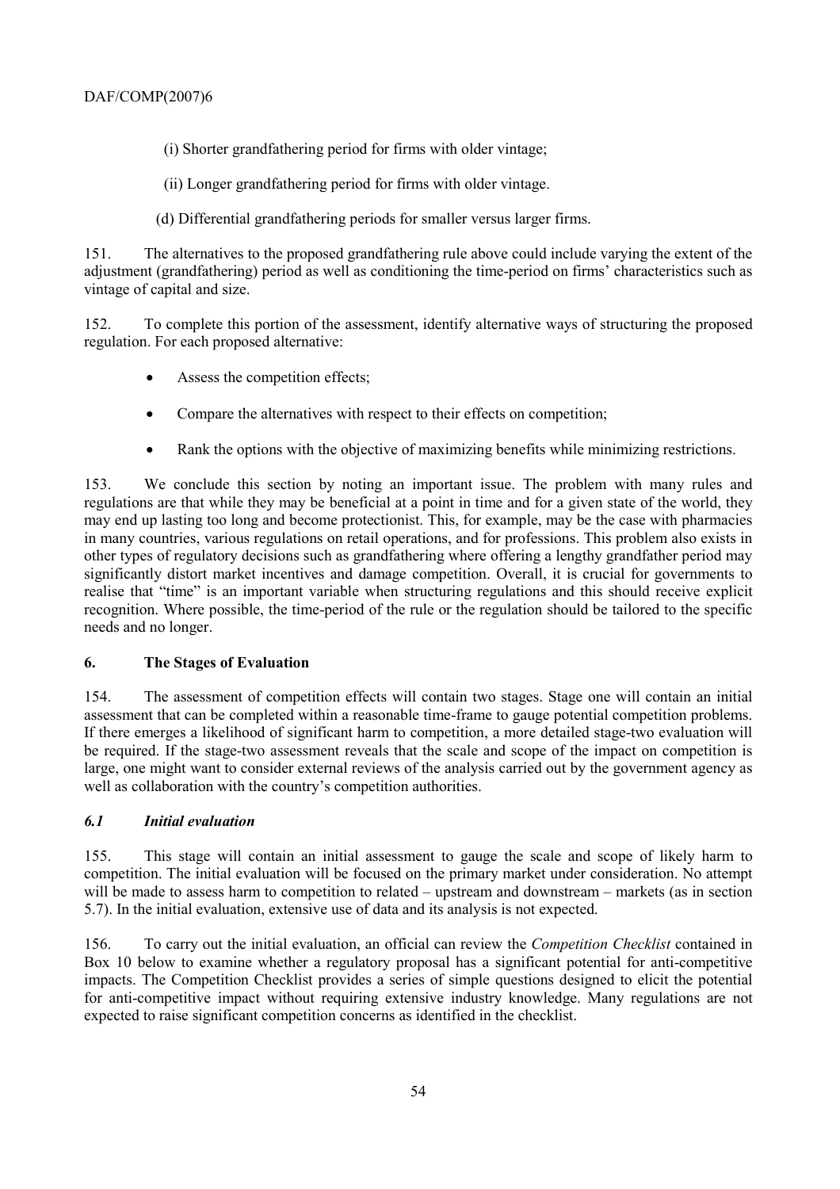(i) Shorter grandfathering period for firms with older vintage;

(ii) Longer grandfathering period for firms with older vintage.

(d) Differential grandfathering periods for smaller versus larger firms.

151. The alternatives to the proposed grandfathering rule above could include varying the extent of the adjustment (grandfathering) period as well as conditioning the time-period on firms' characteristics such as vintage of capital and size.

152. To complete this portion of the assessment, identify alternative ways of structuring the proposed regulation. For each proposed alternative:

- Assess the competition effects;
- Compare the alternatives with respect to their effects on competition;
- Rank the options with the objective of maximizing benefits while minimizing restrictions.

153. We conclude this section by noting an important issue. The problem with many rules and regulations are that while they may be beneficial at a point in time and for a given state of the world, they may end up lasting too long and become protectionist. This, for example, may be the case with pharmacies in many countries, various regulations on retail operations, and for professions. This problem also exists in other types of regulatory decisions such as grandfathering where offering a lengthy grandfather period may significantly distort market incentives and damage competition. Overall, it is crucial for governments to realise that "time" is an important variable when structuring regulations and this should receive explicit recognition. Where possible, the time-period of the rule or the regulation should be tailored to the specific needs and no longer.

## 6. The Stages of Evaluation

154. The assessment of competition effects will contain two stages. Stage one will contain an initial assessment that can be completed within a reasonable time-frame to gauge potential competition problems. If there emerges a likelihood of significant harm to competition, a more detailed stage-two evaluation will be required. If the stage-two assessment reveals that the scale and scope of the impact on competition is large, one might want to consider external reviews of the analysis carried out by the government agency as well as collaboration with the country's competition authorities.

### *6.1 Initial evaluation*

155. This stage will contain an initial assessment to gauge the scale and scope of likely harm to competition. The initial evaluation will be focused on the primary market under consideration. No attempt will be made to assess harm to competition to related – upstream and downstream – markets (as in section 5.7). In the initial evaluation, extensive use of data and its analysis is not expected.

156. To carry out the initial evaluation, an official can review the *Competition Checklist* contained in Box 10 below to examine whether a regulatory proposal has a significant potential for anti-competitive impacts. The Competition Checklist provides a series of simple questions designed to elicit the potential for anti-competitive impact without requiring extensive industry knowledge. Many regulations are not expected to raise significant competition concerns as identified in the checklist.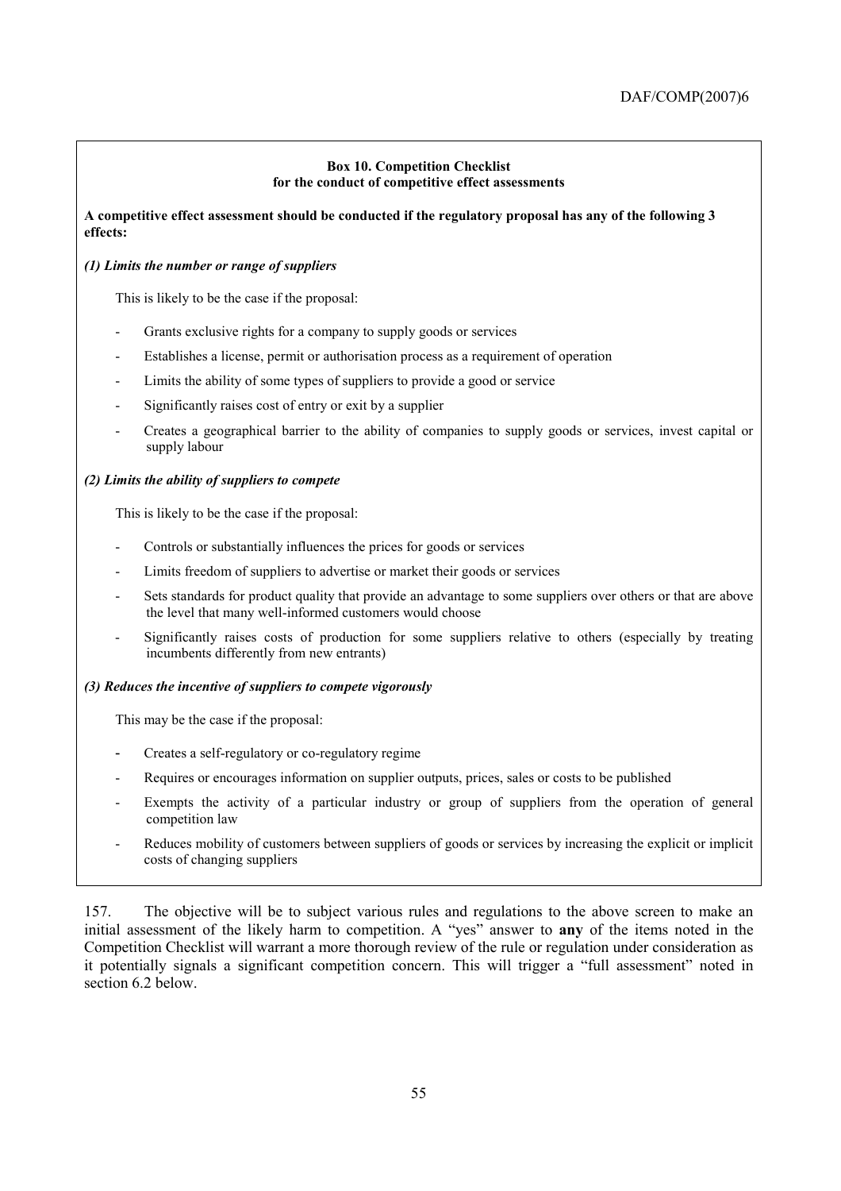**Box 10. Competition Checklist for the conduct of competitive effect assessments**

**A competitive effect assessment should be conducted if the regulatory proposal has any of the following 3 effects:**

***(1) Limits the number or range of suppliers***

This is likely to be the case if the proposal:

- Grants exclusive rights for a company to supply goods or services
- Establishes a license, permit or authorisation process as a requirement of operation
- Limits the ability of some types of suppliers to provide a good or service
- Significantly raises cost of entry or exit by a supplier
- Creates a geographical barrier to the ability of companies to supply goods or services, invest capital or supply labour

***(2) Limits the ability of suppliers to compete***

This is likely to be the case if the proposal:

- Controls or substantially influences the prices for goods or services
- Limits freedom of suppliers to advertise or market their goods or services
- Sets standards for product quality that provide an advantage to some suppliers over others or that are above the level that many well-informed customers would choose
- Significantly raises costs of production for some suppliers relative to others (especially by treating incumbents differently from new entrants)

***(3) Reduces the incentive of suppliers to compete vigorously***

This may be the case if the proposal:

- Creates a self-regulatory or co-regulatory regime
- Requires or encourages information on supplier outputs, prices, sales or costs to be published
- Exempts the activity of a particular industry or group of suppliers from the operation of general competition law
- Reduces mobility of customers between suppliers of goods or services by increasing the explicit or implicit costs of changing suppliers

157. The objective will be to subject various rules and regulations to the above screen to make an initial assessment of the likely harm to competition. A "yes" answer to **any** of the items noted in the Competition Checklist will warrant a more thorough review of the rule or regulation under consideration as it potentially signals a significant competition concern. This will trigger a "full assessment" noted in section 6.2 below.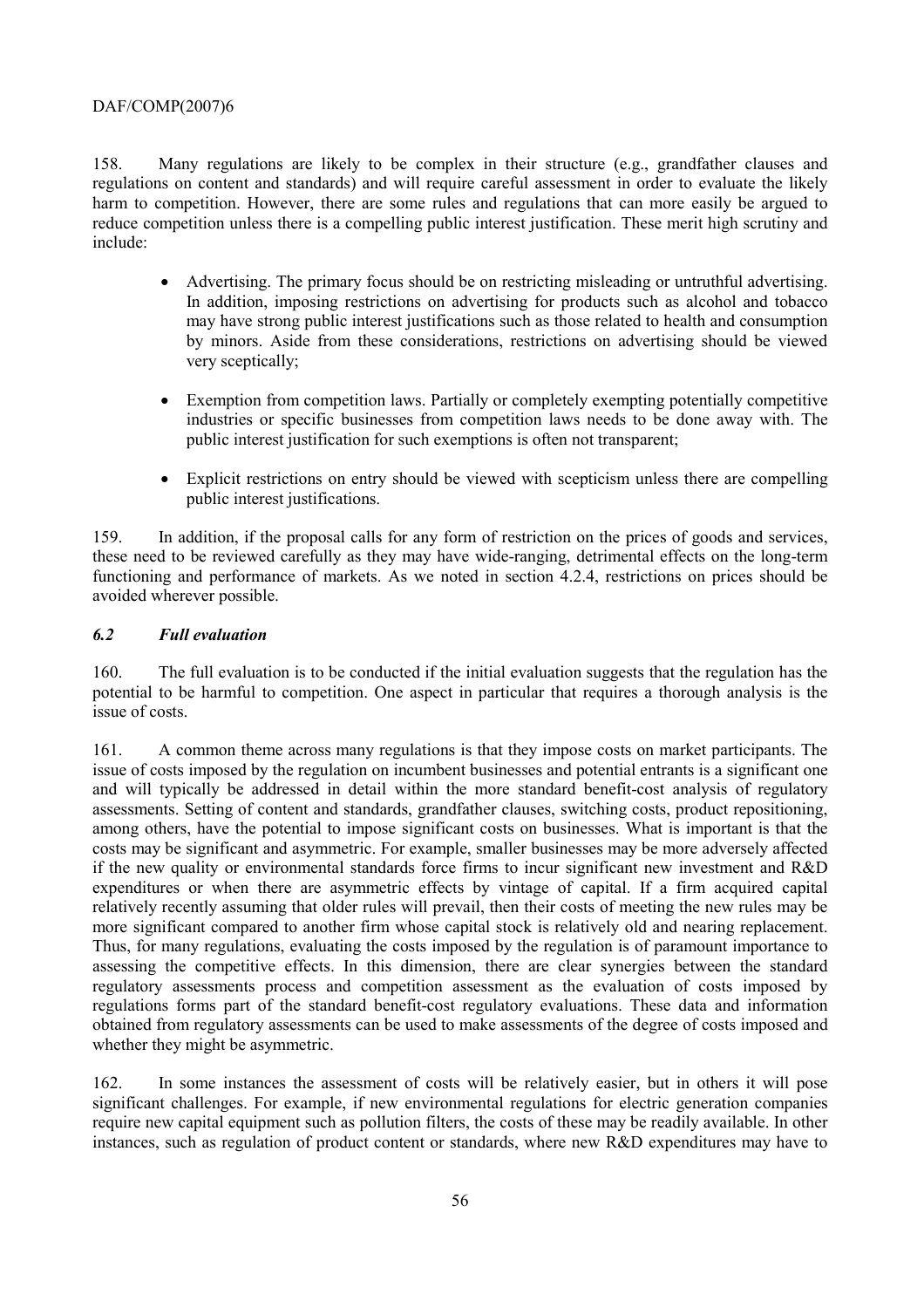158. Many regulations are likely to be complex in their structure (e.g., grandfather clauses and regulations on content and standards) and will require careful assessment in order to evaluate the likely harm to competition. However, there are some rules and regulations that can more easily be argued to reduce competition unless there is a compelling public interest justification. These merit high scrutiny and include:

- Advertising. The primary focus should be on restricting misleading or untruthful advertising. In addition, imposing restrictions on advertising for products such as alcohol and tobacco may have strong public interest justifications such as those related to health and consumption by minors. Aside from these considerations, restrictions on advertising should be viewed very sceptically;

- Exemption from competition laws. Partially or completely exempting potentially competitive industries or specific businesses from competition laws needs to be done away with. The public interest justification for such exemptions is often not transparent;

- Explicit restrictions on entry should be viewed with scepticism unless there are compelling public interest justifications.

159. In addition, if the proposal calls for any form of restriction on the prices of goods and services, these need to be reviewed carefully as they may have wide-ranging, detrimental effects on the long-term functioning and performance of markets. As we noted in section 4.2.4, restrictions on prices should be avoided wherever possible.

### *6.2 Full evaluation*

160. The full evaluation is to be conducted if the initial evaluation suggests that the regulation has the potential to be harmful to competition. One aspect in particular that requires a thorough analysis is the issue of costs.

161. A common theme across many regulations is that they impose costs on market participants. The issue of costs imposed by the regulation on incumbent businesses and potential entrants is a significant one and will typically be addressed in detail within the more standard benefit-cost analysis of regulatory assessments. Setting of content and standards, grandfather clauses, switching costs, product repositioning, among others, have the potential to impose significant costs on businesses. What is important is that the costs may be significant and asymmetric. For example, smaller businesses may be more adversely affected if the new quality or environmental standards force firms to incur significant new investment and R&D expenditures or when there are asymmetric effects by vintage of capital. If a firm acquired capital relatively recently assuming that older rules will prevail, then their costs of meeting the new rules may be more significant compared to another firm whose capital stock is relatively old and nearing replacement. Thus, for many regulations, evaluating the costs imposed by the regulation is of paramount importance to assessing the competitive effects. In this dimension, there are clear synergies between the standard regulatory assessments process and competition assessment as the evaluation of costs imposed by regulations forms part of the standard benefit-cost regulatory evaluations. These data and information obtained from regulatory assessments can be used to make assessments of the degree of costs imposed and whether they might be asymmetric.

162. In some instances the assessment of costs will be relatively easier, but in others it will pose significant challenges. For example, if new environmental regulations for electric generation companies require new capital equipment such as pollution filters, the costs of these may be readily available. In other instances, such as regulation of product content or standards, where new R&D expenditures may have to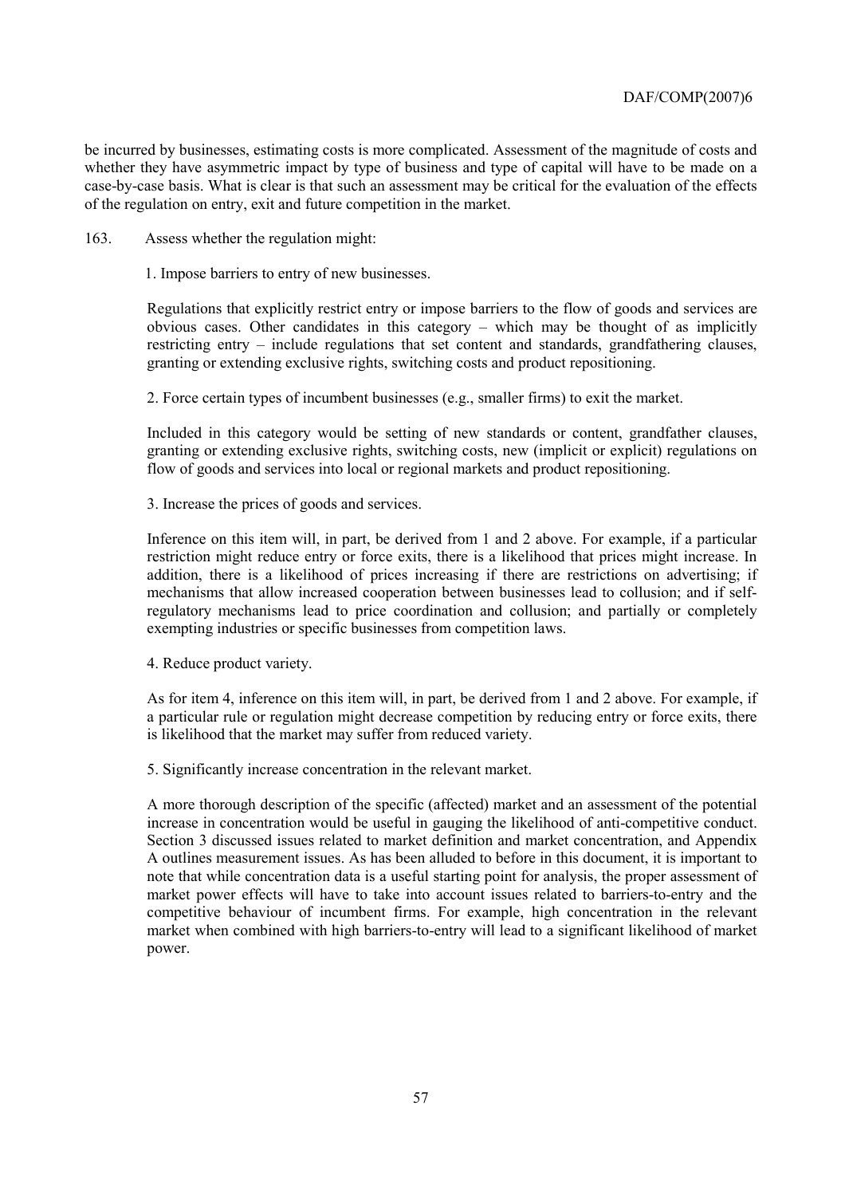be incurred by businesses, estimating costs is more complicated. Assessment of the magnitude of costs and whether they have asymmetric impact by type of business and type of capital will have to be made on a case-by-case basis. What is clear is that such an assessment may be critical for the evaluation of the effects of the regulation on entry, exit and future competition in the market.

163. Assess whether the regulation might:

1. Impose barriers to entry of new businesses.

Regulations that explicitly restrict entry or impose barriers to the flow of goods and services are obvious cases. Other candidates in this category – which may be thought of as implicitly restricting entry – include regulations that set content and standards, grandfathering clauses, granting or extending exclusive rights, switching costs and product repositioning.

2. Force certain types of incumbent businesses (e.g., smaller firms) to exit the market.

Included in this category would be setting of new standards or content, grandfather clauses, granting or extending exclusive rights, switching costs, new (implicit or explicit) regulations on flow of goods and services into local or regional markets and product repositioning.

3. Increase the prices of goods and services.

Inference on this item will, in part, be derived from 1 and 2 above. For example, if a particular restriction might reduce entry or force exits, there is a likelihood that prices might increase. In addition, there is a likelihood of prices increasing if there are restrictions on advertising; if mechanisms that allow increased cooperation between businesses lead to collusion; and if self-regulatory mechanisms lead to price coordination and collusion; and partially or completely exempting industries or specific businesses from competition laws.

4. Reduce product variety.

As for item 4, inference on this item will, in part, be derived from 1 and 2 above. For example, if a particular rule or regulation might decrease competition by reducing entry or force exits, there is likelihood that the market may suffer from reduced variety.

5. Significantly increase concentration in the relevant market.

A more thorough description of the specific (affected) market and an assessment of the potential increase in concentration would be useful in gauging the likelihood of anti-competitive conduct. Section 3 discussed issues related to market definition and market concentration, and Appendix A outlines measurement issues. As has been alluded to before in this document, it is important to note that while concentration data is a useful starting point for analysis, the proper assessment of market power effects will have to take into account issues related to barriers-to-entry and the competitive behaviour of incumbent firms. For example, high concentration in the relevant market when combined with high barriers-to-entry will lead to a significant likelihood of market power.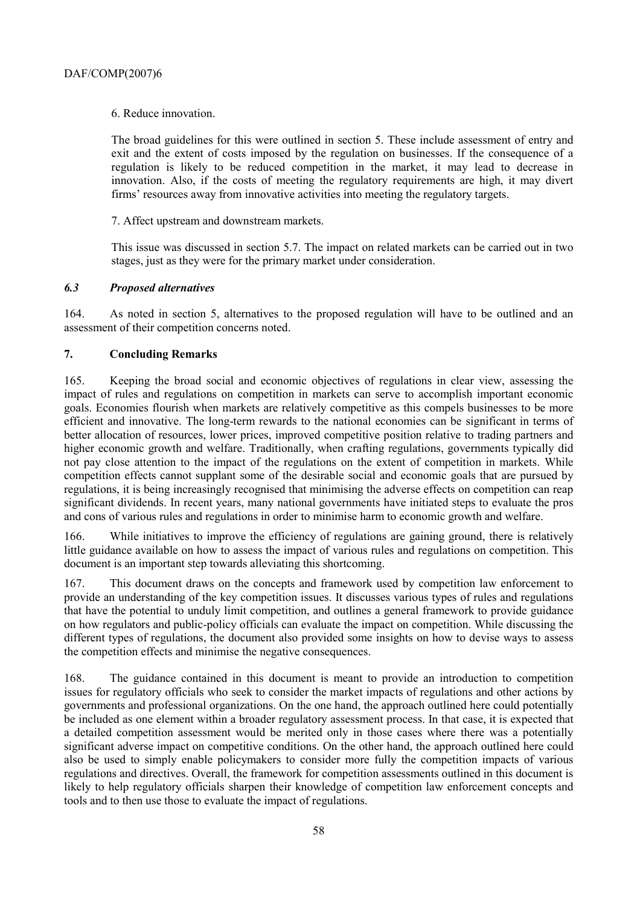6. Reduce innovation.

The broad guidelines for this were outlined in section 5. These include assessment of entry and exit and the extent of costs imposed by the regulation on businesses. If the consequence of a regulation is likely to be reduced competition in the market, it may lead to decrease in innovation. Also, if the costs of meeting the regulatory requirements are high, it may divert firms' resources away from innovative activities into meeting the regulatory targets.

7. Affect upstream and downstream markets.

This issue was discussed in section 5.7. The impact on related markets can be carried out in two stages, just as they were for the primary market under consideration.

### *6.3 Proposed alternatives*

164. As noted in section 5, alternatives to the proposed regulation will have to be outlined and an assessment of their competition concerns noted.

## 7. Concluding Remarks

165. Keeping the broad social and economic objectives of regulations in clear view, assessing the impact of rules and regulations on competition in markets can serve to accomplish important economic goals. Economies flourish when markets are relatively competitive as this compels businesses to be more efficient and innovative. The long-term rewards to the national economies can be significant in terms of better allocation of resources, lower prices, improved competitive position relative to trading partners and higher economic growth and welfare. Traditionally, when crafting regulations, governments typically did not pay close attention to the impact of the regulations on the extent of competition in markets. While competition effects cannot supplant some of the desirable social and economic goals that are pursued by regulations, it is being increasingly recognised that minimising the adverse effects on competition can reap significant dividends. In recent years, many national governments have initiated steps to evaluate the pros and cons of various rules and regulations in order to minimise harm to economic growth and welfare.

166. While initiatives to improve the efficiency of regulations are gaining ground, there is relatively little guidance available on how to assess the impact of various rules and regulations on competition. This document is an important step towards alleviating this shortcoming.

167. This document draws on the concepts and framework used by competition law enforcement to provide an understanding of the key competition issues. It discusses various types of rules and regulations that have the potential to unduly limit competition, and outlines a general framework to provide guidance on how regulators and public-policy officials can evaluate the impact on competition. While discussing the different types of regulations, the document also provided some insights on how to devise ways to assess the competition effects and minimise the negative consequences.

168. The guidance contained in this document is meant to provide an introduction to competition issues for regulatory officials who seek to consider the market impacts of regulations and other actions by governments and professional organizations. On the one hand, the approach outlined here could potentially be included as one element within a broader regulatory assessment process. In that case, it is expected that a detailed competition assessment would be merited only in those cases where there was a potentially significant adverse impact on competitive conditions. On the other hand, the approach outlined here could also be used to simply enable policymakers to consider more fully the competition impacts of various regulations and directives. Overall, the framework for competition assessments outlined in this document is likely to help regulatory officials sharpen their knowledge of competition law enforcement concepts and tools and to then use those to evaluate the impact of regulations.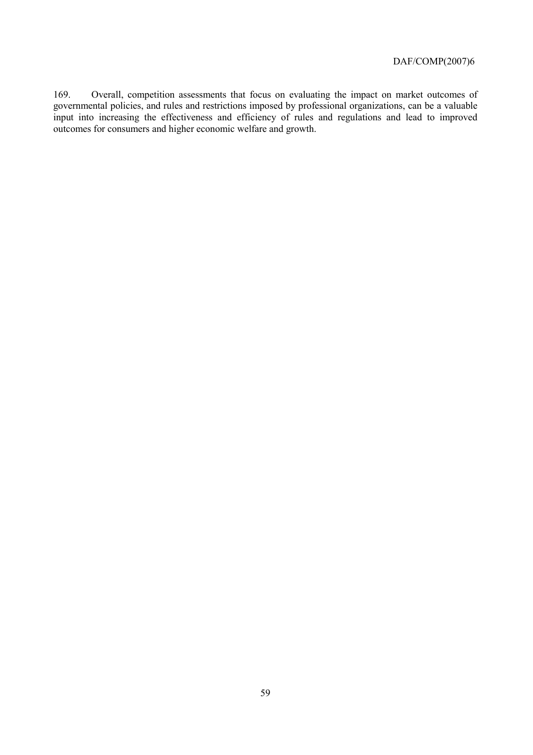169. Overall, competition assessments that focus on evaluating the impact on market outcomes of governmental policies, and rules and restrictions imposed by professional organizations, can be a valuable input into increasing the effectiveness and efficiency of rules and regulations and lead to improved outcomes for consumers and higher economic welfare and growth.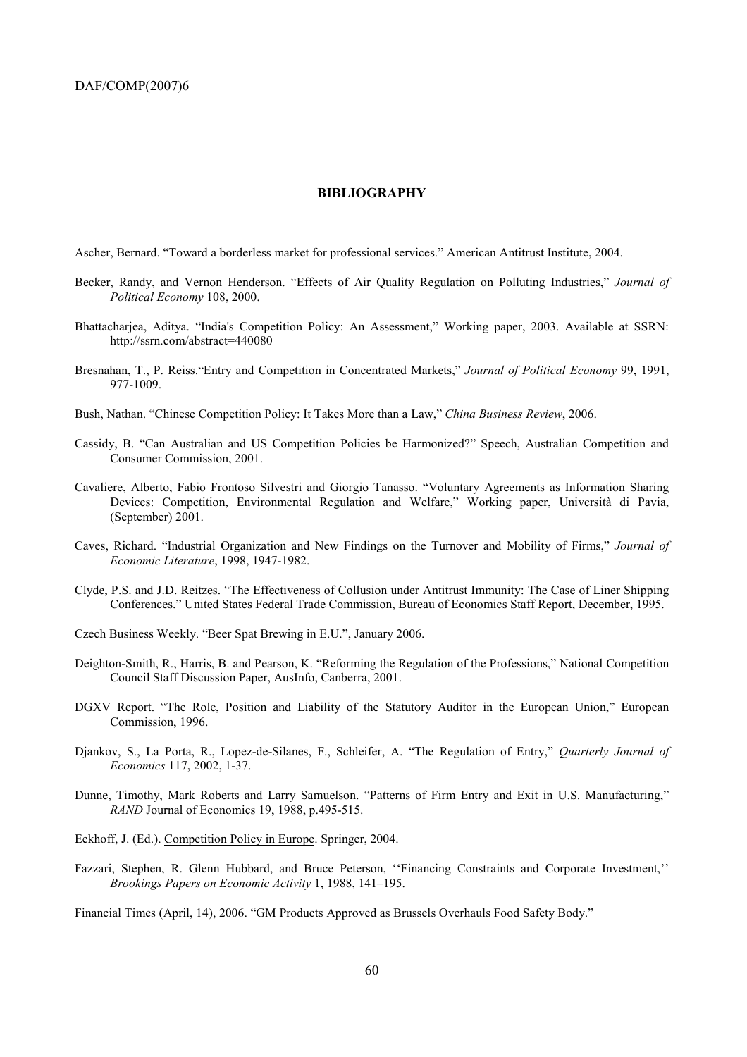## BIBLIOGRAPHY

Ascher, Bernard. "Toward a borderless market for professional services." American Antitrust Institute, 2004.

Becker, Randy, and Vernon Henderson. "Effects of Air Quality Regulation on Polluting Industries," *Journal of Political Economy* 108, 2000.

Bhattacharjea, Aditya. "India's Competition Policy: An Assessment," Working paper, 2003. Available at SSRN: http://ssrn.com/abstract=440080

Bresnahan, T., P. Reiss."Entry and Competition in Concentrated Markets," *Journal of Political Economy* 99, 1991, 977-1009.

Bush, Nathan. "Chinese Competition Policy: It Takes More than a Law," *China Business Review*, 2006.

Cassidy, B. "Can Australian and US Competition Policies be Harmonized?" Speech, Australian Competition and Consumer Commission, 2001.

Cavaliere, Alberto, Fabio Frontoso Silvestri and Giorgio Tanasso. "Voluntary Agreements as Information Sharing Devices: Competition, Environmental Regulation and Welfare," Working paper, Università di Pavia, (September) 2001.

Caves, Richard. "Industrial Organization and New Findings on the Turnover and Mobility of Firms," *Journal of Economic Literature*, 1998, 1947-1982.

Clyde, P.S. and J.D. Reitzes. "The Effectiveness of Collusion under Antitrust Immunity: The Case of Liner Shipping Conferences." United States Federal Trade Commission, Bureau of Economics Staff Report, December, 1995.

Czech Business Weekly. "Beer Spat Brewing in E.U.", January 2006.

Deighton-Smith, R., Harris, B. and Pearson, K. "Reforming the Regulation of the Professions," National Competition Council Staff Discussion Paper, AusInfo, Canberra, 2001.

DGXV Report. "The Role, Position and Liability of the Statutory Auditor in the European Union," European Commission, 1996.

Djankov, S., La Porta, R., Lopez-de-Silanes, F., Schleifer, A. "The Regulation of Entry," *Quarterly Journal of Economics* 117, 2002, 1-37.

Dunne, Timothy, Mark Roberts and Larry Samuelson. "Patterns of Firm Entry and Exit in U.S. Manufacturing," *RAND* Journal of Economics 19, 1988, p.495-515.

Eekhoff, J. (Ed.). Competition Policy in Europe. Springer, 2004.

Fazzari, Stephen, R. Glenn Hubbard, and Bruce Peterson, ''Financing Constraints and Corporate Investment,'' *Brookings Papers on Economic Activity* 1, 1988, 141–195.

Financial Times (April, 14), 2006. "GM Products Approved as Brussels Overhauls Food Safety Body."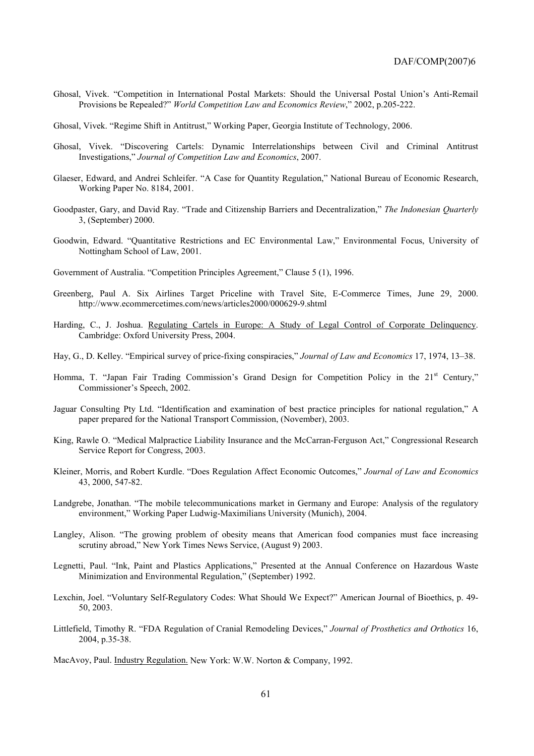Ghosal, Vivek. "Competition in International Postal Markets: Should the Universal Postal Union's Anti-Remail Provisions be Repealed?" *World Competition Law and Economics Review*," 2002, p.205-222.

Ghosal, Vivek. "Regime Shift in Antitrust," Working Paper, Georgia Institute of Technology, 2006.

Ghosal, Vivek. "Discovering Cartels: Dynamic Interrelationships between Civil and Criminal Antitrust Investigations," *Journal of Competition Law and Economics*, 2007.

Glaeser, Edward, and Andrei Schleifer. "A Case for Quantity Regulation," National Bureau of Economic Research, Working Paper No. 8184, 2001.

Goodpaster, Gary, and David Ray. "Trade and Citizenship Barriers and Decentralization," *The Indonesian Quarterly* 3, (September) 2000.

Goodwin, Edward. "Quantitative Restrictions and EC Environmental Law," Environmental Focus, University of Nottingham School of Law, 2001.

Government of Australia. "Competition Principles Agreement," Clause 5 (1), 1996.

Greenberg, Paul A. Six Airlines Target Priceline with Travel Site, E-Commerce Times, June 29, 2000. http://www.ecommercetimes.com/news/articles2000/000629-9.shtml

Harding, C., J. Joshua. Regulating Cartels in Europe: A Study of Legal Control of Corporate Delinquency. Cambridge: Oxford University Press, 2004.

Hay, G., D. Kelley. "Empirical survey of price-fixing conspiracies," *Journal of Law and Economics* 17, 1974, 13–38.

Homma, T. "Japan Fair Trading Commission's Grand Design for Competition Policy in the 21st Century," Commissioner's Speech, 2002.

Jaguar Consulting Pty Ltd. "Identification and examination of best practice principles for national regulation," A paper prepared for the National Transport Commission, (November), 2003.

King, Rawle O. "Medical Malpractice Liability Insurance and the McCarran-Ferguson Act," Congressional Research Service Report for Congress, 2003.

Kleiner, Morris, and Robert Kurdle. "Does Regulation Affect Economic Outcomes," *Journal of Law and Economics* 43, 2000, 547-82.

Landgrebe, Jonathan. "The mobile telecommunications market in Germany and Europe: Analysis of the regulatory environment," Working Paper Ludwig-Maximilians University (Munich), 2004.

Langley, Alison. "The growing problem of obesity means that American food companies must face increasing scrutiny abroad," New York Times News Service, (August 9) 2003.

Legnetti, Paul. "Ink, Paint and Plastics Applications," Presented at the Annual Conference on Hazardous Waste Minimization and Environmental Regulation," (September) 1992.

Lexchin, Joel. "Voluntary Self-Regulatory Codes: What Should We Expect?" American Journal of Bioethics, p. 49-50, 2003.

Littlefield, Timothy R. "FDA Regulation of Cranial Remodeling Devices," *Journal of Prosthetics and Orthotics* 16, 2004, p.35-38.

MacAvoy, Paul. Industry Regulation. New York: W.W. Norton & Company, 1992.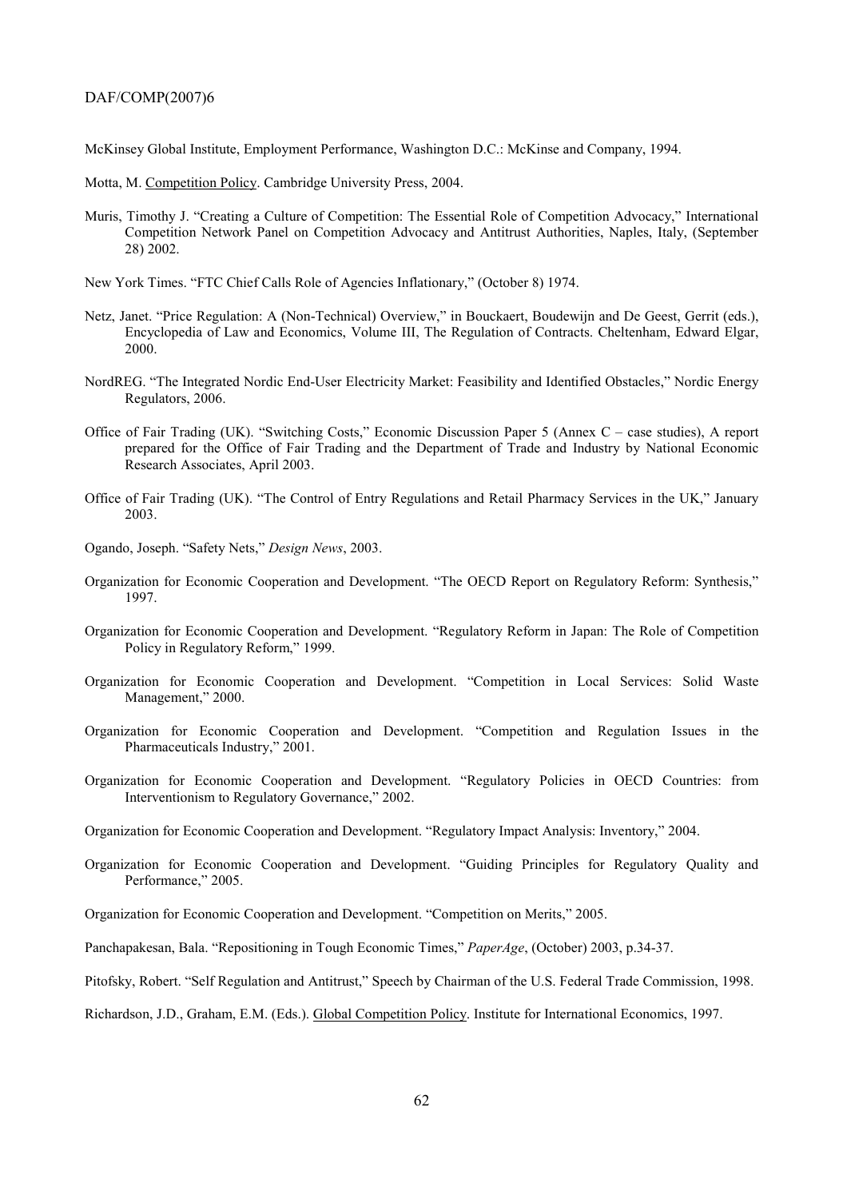McKinsey Global Institute, Employment Performance, Washington D.C.: McKinse and Company, 1994.

Motta, M. Competition Policy. Cambridge University Press, 2004.

Muris, Timothy J. "Creating a Culture of Competition: The Essential Role of Competition Advocacy," International Competition Network Panel on Competition Advocacy and Antitrust Authorities, Naples, Italy, (September 28) 2002.

New York Times. "FTC Chief Calls Role of Agencies Inflationary," (October 8) 1974.

Netz, Janet. "Price Regulation: A (Non-Technical) Overview," in Bouckaert, Boudewijn and De Geest, Gerrit (eds.), Encyclopedia of Law and Economics, Volume III, The Regulation of Contracts. Cheltenham, Edward Elgar, 2000.

NordREG. "The Integrated Nordic End-User Electricity Market: Feasibility and Identified Obstacles," Nordic Energy Regulators, 2006.

Office of Fair Trading (UK). "Switching Costs," Economic Discussion Paper 5 (Annex C – case studies), A report prepared for the Office of Fair Trading and the Department of Trade and Industry by National Economic Research Associates, April 2003.

Office of Fair Trading (UK). "The Control of Entry Regulations and Retail Pharmacy Services in the UK," January 2003.

Ogando, Joseph. "Safety Nets," *Design News*, 2003.

Organization for Economic Cooperation and Development. "The OECD Report on Regulatory Reform: Synthesis," 1997.

Organization for Economic Cooperation and Development. "Regulatory Reform in Japan: The Role of Competition Policy in Regulatory Reform," 1999.

Organization for Economic Cooperation and Development. "Competition in Local Services: Solid Waste Management," 2000.

Organization for Economic Cooperation and Development. "Competition and Regulation Issues in the Pharmaceuticals Industry," 2001.

Organization for Economic Cooperation and Development. "Regulatory Policies in OECD Countries: from Interventionism to Regulatory Governance," 2002.

Organization for Economic Cooperation and Development. "Regulatory Impact Analysis: Inventory," 2004.

Organization for Economic Cooperation and Development. "Guiding Principles for Regulatory Quality and Performance," 2005.

Organization for Economic Cooperation and Development. "Competition on Merits," 2005.

Panchapakesan, Bala. "Repositioning in Tough Economic Times," *PaperAge*, (October) 2003, p.34-37.

Pitofsky, Robert. "Self Regulation and Antitrust," Speech by Chairman of the U.S. Federal Trade Commission, 1998.

Richardson, J.D., Graham, E.M. (Eds.). Global Competition Policy. Institute for International Economics, 1997.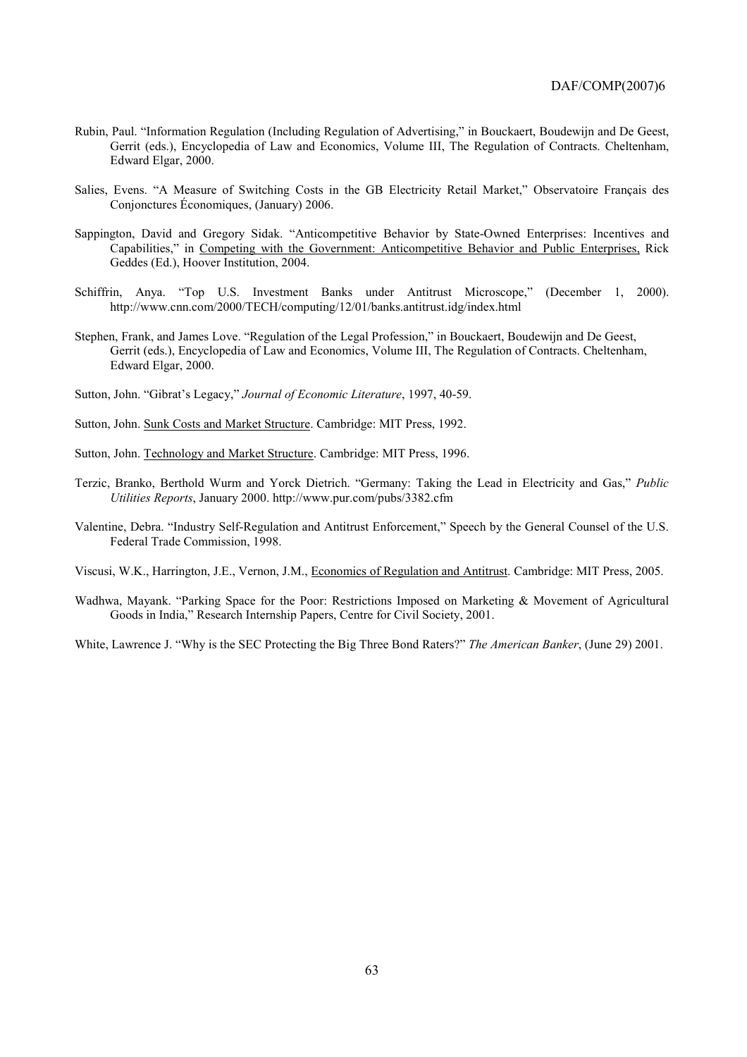Rubin, Paul. "Information Regulation (Including Regulation of Advertising," in Bouckaert, Boudewijn and De Geest, Gerrit (eds.), Encyclopedia of Law and Economics, Volume III, The Regulation of Contracts. Cheltenham, Edward Elgar, 2000.

Salies, Evens. "A Measure of Switching Costs in the GB Electricity Retail Market," Observatoire Français des Conjonctures Économiques, (January) 2006.

Sappington, David and Gregory Sidak. "Anticompetitive Behavior by State-Owned Enterprises: Incentives and Capabilities," in Competing with the Government: Anticompetitive Behavior and Public Enterprises, Rick Geddes (Ed.), Hoover Institution, 2004.

Schiffrin, Anya. "Top U.S. Investment Banks under Antitrust Microscope," (December 1, 2000). http://www.cnn.com/2000/TECH/computing/12/01/banks.antitrust.idg/index.html

Stephen, Frank, and James Love. "Regulation of the Legal Profession," in Bouckaert, Boudewijn and De Geest, Gerrit (eds.), Encyclopedia of Law and Economics, Volume III, The Regulation of Contracts. Cheltenham, Edward Elgar, 2000.

Sutton, John. "Gibrat's Legacy," *Journal of Economic Literature*, 1997, 40-59.

Sutton, John. Sunk Costs and Market Structure. Cambridge: MIT Press, 1992.

Sutton, John. Technology and Market Structure. Cambridge: MIT Press, 1996.

Terzic, Branko, Berthold Wurm and Yorck Dietrich. "Germany: Taking the Lead in Electricity and Gas," *Public Utilities Reports*, January 2000. http://www.pur.com/pubs/3382.cfm

Valentine, Debra. "Industry Self-Regulation and Antitrust Enforcement," Speech by the General Counsel of the U.S. Federal Trade Commission, 1998.

Viscusi, W.K., Harrington, J.E., Vernon, J.M., Economics of Regulation and Antitrust. Cambridge: MIT Press, 2005.

Wadhwa, Mayank. "Parking Space for the Poor: Restrictions Imposed on Marketing & Movement of Agricultural Goods in India," Research Internship Papers, Centre for Civil Society, 2001.

White, Lawrence J. "Why is the SEC Protecting the Big Three Bond Raters?" *The American Banker*, (June 29) 2001.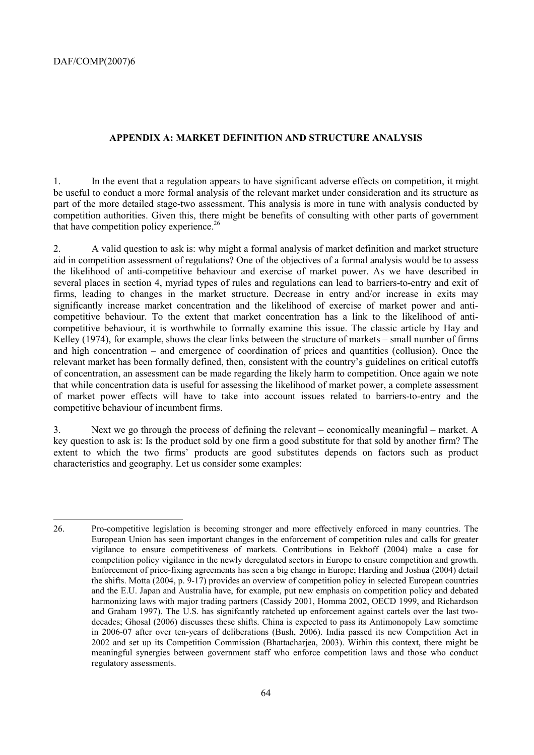## APPENDIX A: MARKET DEFINITION AND STRUCTURE ANALYSIS

1. In the event that a regulation appears to have significant adverse effects on competition, it might be useful to conduct a more formal analysis of the relevant market under consideration and its structure as part of the more detailed stage-two assessment. This analysis is more in tune with analysis conducted by competition authorities. Given this, there might be benefits of consulting with other parts of government that have competition policy experience.[26]

2. A valid question to ask is: why might a formal analysis of market definition and market structure aid in competition assessment of regulations? One of the objectives of a formal analysis would be to assess the likelihood of anti-competitive behaviour and exercise of market power. As we have described in several places in section 4, myriad types of rules and regulations can lead to barriers-to-entry and exit of firms, leading to changes in the market structure. Decrease in entry and/or increase in exits may significantly increase market concentration and the likelihood of exercise of market power and anti-competitive behaviour. To the extent that market concentration has a link to the likelihood of anti-competitive behaviour, it is worthwhile to formally examine this issue. The classic article by Hay and Kelley (1974), for example, shows the clear links between the structure of markets – small number of firms and high concentration – and emergence of coordination of prices and quantities (collusion). Once the relevant market has been formally defined, then, consistent with the country's guidelines on critical cutoffs of concentration, an assessment can be made regarding the likely harm to competition. Once again we note that while concentration data is useful for assessing the likelihood of market power, a complete assessment of market power effects will have to take into account issues related to barriers-to-entry and the competitive behaviour of incumbent firms.

3. Next we go through the process of defining the relevant – economically meaningful – market. A key question to ask is: Is the product sold by one firm a good substitute for that sold by another firm? The extent to which the two firms' products are good substitutes depends on factors such as product characteristics and geography. Let us consider some examples:

---

26. Pro-competitive legislation is becoming stronger and more effectively enforced in many countries. The European Union has seen important changes in the enforcement of competition rules and calls for greater vigilance to ensure competitiveness of markets. Contributions in Eekhoff (2004) make a case for competition policy vigilance in the newly deregulated sectors in Europe to ensure competition and growth. Enforcement of price-fixing agreements has seen a big change in Europe; Harding and Joshua (2004) detail the shifts. Motta (2004, p. 9-17) provides an overview of competition policy in selected European countries and the E.U. Japan and Australia have, for example, put new emphasis on competition policy and debated harmonizing laws with major trading partners (Cassidy 2001, Homma 2002, OECD 1999, and Richardson and Graham 1997). The U.S. has signifcantly ratcheted up enforcement against cartels over the last two-decades; Ghosal (2006) discusses these shifts. China is expected to pass its Antimonopoly Law sometime in 2006-07 after over ten-years of deliberations (Bush, 2006). India passed its new Competition Act in 2002 and set up its Competition Commission (Bhattacharjea, 2003). Within this context, there might be meaningful synergies between government staff who enforce competition laws and those who conduct regulatory assessments.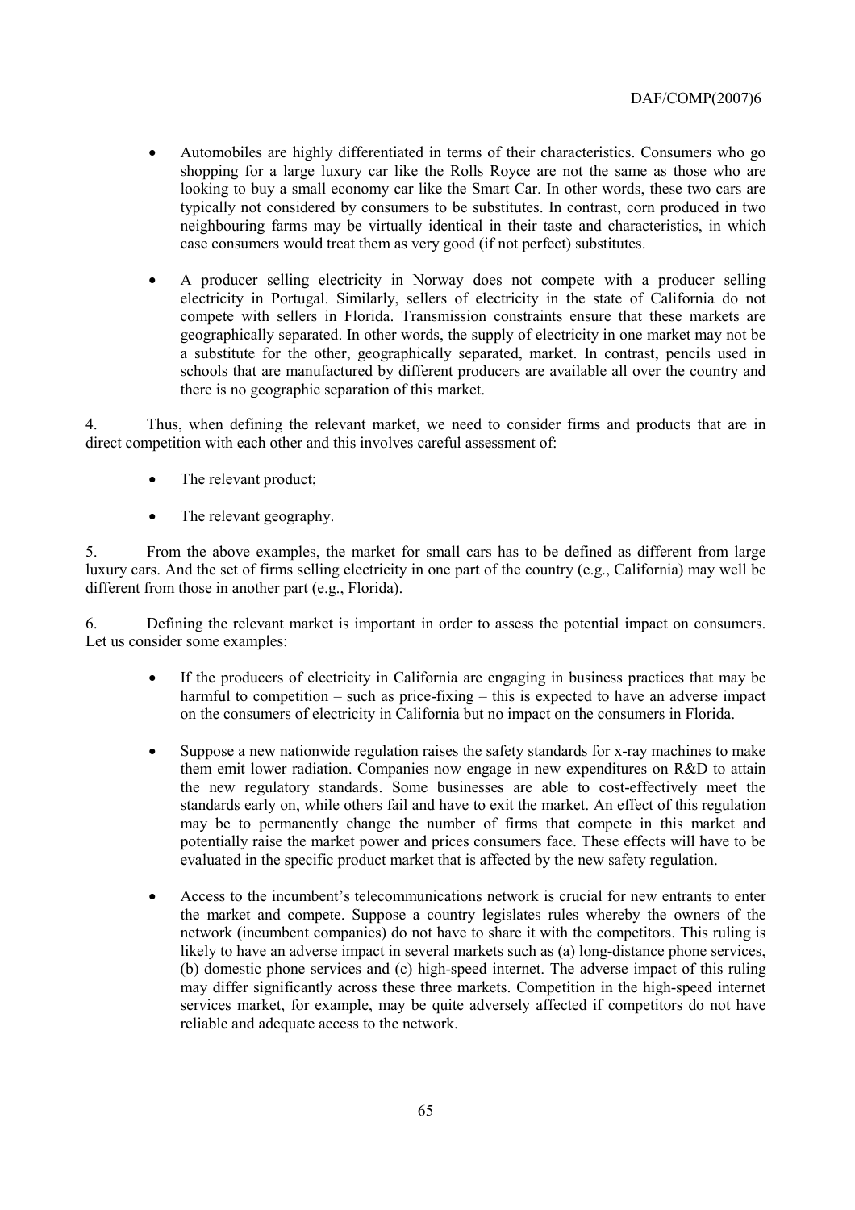- Automobiles are highly differentiated in terms of their characteristics. Consumers who go shopping for a large luxury car like the Rolls Royce are not the same as those who are looking to buy a small economy car like the Smart Car. In other words, these two cars are typically not considered by consumers to be substitutes. In contrast, corn produced in two neighbouring farms may be virtually identical in their taste and characteristics, in which case consumers would treat them as very good (if not perfect) substitutes.

- A producer selling electricity in Norway does not compete with a producer selling electricity in Portugal. Similarly, sellers of electricity in the state of California do not compete with sellers in Florida. Transmission constraints ensure that these markets are geographically separated. In other words, the supply of electricity in one market may not be a substitute for the other, geographically separated, market. In contrast, pencils used in schools that are manufactured by different producers are available all over the country and there is no geographic separation of this market.

4. Thus, when defining the relevant market, we need to consider firms and products that are in direct competition with each other and this involves careful assessment of:

- The relevant product;
- The relevant geography.

5. From the above examples, the market for small cars has to be defined as different from large luxury cars. And the set of firms selling electricity in one part of the country (e.g., California) may well be different from those in another part (e.g., Florida).

6. Defining the relevant market is important in order to assess the potential impact on consumers. Let us consider some examples:

- If the producers of electricity in California are engaging in business practices that may be harmful to competition – such as price-fixing – this is expected to have an adverse impact on the consumers of electricity in California but no impact on the consumers in Florida.

- Suppose a new nationwide regulation raises the safety standards for x-ray machines to make them emit lower radiation. Companies now engage in new expenditures on R&D to attain the new regulatory standards. Some businesses are able to cost-effectively meet the standards early on, while others fail and have to exit the market. An effect of this regulation may be to permanently change the number of firms that compete in this market and potentially raise the market power and prices consumers face. These effects will have to be evaluated in the specific product market that is affected by the new safety regulation.

- Access to the incumbent's telecommunications network is crucial for new entrants to enter the market and compete. Suppose a country legislates rules whereby the owners of the network (incumbent companies) do not have to share it with the competitors. This ruling is likely to have an adverse impact in several markets such as (a) long-distance phone services, (b) domestic phone services and (c) high-speed internet. The adverse impact of this ruling may differ significantly across these three markets. Competition in the high-speed internet services market, for example, may be quite adversely affected if competitors do not have reliable and adequate access to the network.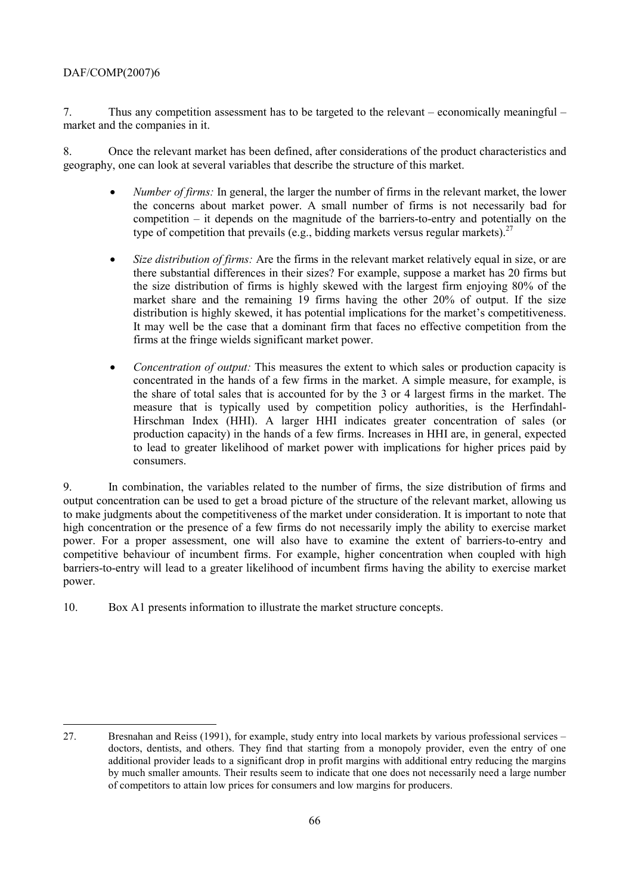7. Thus any competition assessment has to be targeted to the relevant – economically meaningful – market and the companies in it.

8. Once the relevant market has been defined, after considerations of the product characteristics and geography, one can look at several variables that describe the structure of this market.

- *Number of firms:* In general, the larger the number of firms in the relevant market, the lower the concerns about market power. A small number of firms is not necessarily bad for competition – it depends on the magnitude of the barriers-to-entry and potentially on the type of competition that prevails (e.g., bidding markets versus regular markets).[27]

- *Size distribution of firms:* Are the firms in the relevant market relatively equal in size, or are there substantial differences in their sizes? For example, suppose a market has 20 firms but the size distribution of firms is highly skewed with the largest firm enjoying 80% of the market share and the remaining 19 firms having the other 20% of output. If the size distribution is highly skewed, it has potential implications for the market's competitiveness. It may well be the case that a dominant firm that faces no effective competition from the firms at the fringe wields significant market power.

- *Concentration of output:* This measures the extent to which sales or production capacity is concentrated in the hands of a few firms in the market. A simple measure, for example, is the share of total sales that is accounted for by the 3 or 4 largest firms in the market. The measure that is typically used by competition policy authorities, is the Herfindahl-Hirschman Index (HHI). A larger HHI indicates greater concentration of sales (or production capacity) in the hands of a few firms. Increases in HHI are, in general, expected to lead to greater likelihood of market power with implications for higher prices paid by consumers.

9. In combination, the variables related to the number of firms, the size distribution of firms and output concentration can be used to get a broad picture of the structure of the relevant market, allowing us to make judgments about the competitiveness of the market under consideration. It is important to note that high concentration or the presence of a few firms do not necessarily imply the ability to exercise market power. For a proper assessment, one will also have to examine the extent of barriers-to-entry and competitive behaviour of incumbent firms. For example, higher concentration when coupled with high barriers-to-entry will lead to a greater likelihood of incumbent firms having the ability to exercise market power.

10. Box A1 presents information to illustrate the market structure concepts.

---

27. Bresnahan and Reiss (1991), for example, study entry into local markets by various professional services – doctors, dentists, and others. They find that starting from a monopoly provider, even the entry of one additional provider leads to a significant drop in profit margins with additional entry reducing the margins by much smaller amounts. Their results seem to indicate that one does not necessarily need a large number of competitors to attain low prices for consumers and low margins for producers.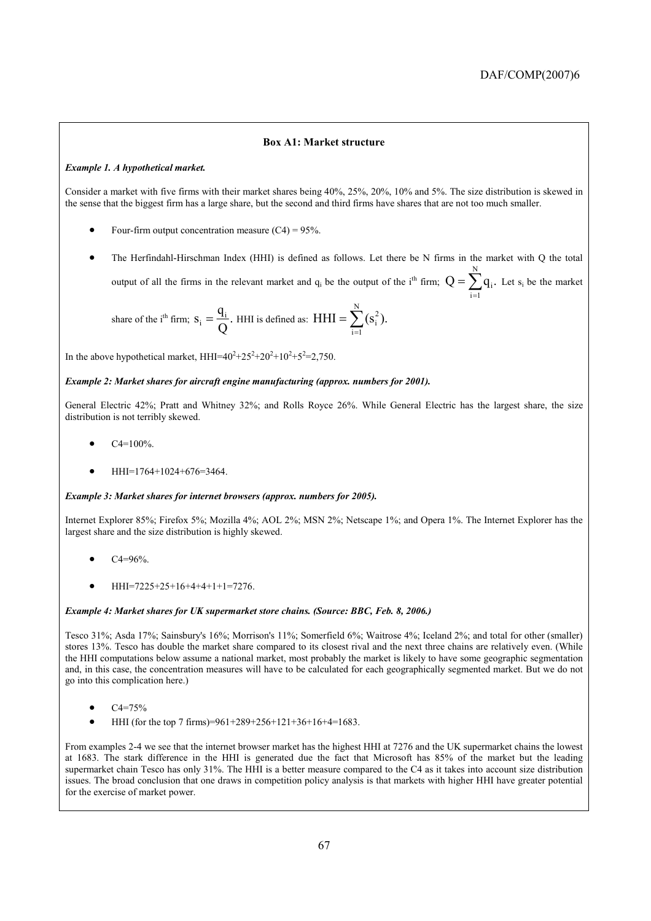### Box A1: Market structure

***Example 1. A hypothetical market.***

Consider a market with five firms with their market shares being 40%, 25%, 20%, 10% and 5%. The size distribution is skewed in the sense that the biggest firm has a large share, but the second and third firms have shares that are not too much smaller.

- Four-firm output concentration measure (C4) = 95%.
- The Herfindahl-Hirschman Index (HHI) is defined as follows. Let there be N firms in the market with Q the total output of all the firms in the relevant market and $q_i$ be the output of the i[th] firm; $Q = \sum_{i=1}^{N} q_i$. Let $s_i$ be the market share of the i[th] firm; $s_i = \frac{q_i}{Q}$. HHI is defined as: $HHI = \sum_{i=1}^{N} (s_i^2)$.

In the above hypothetical market, $HHI = 40^2 + 25^2 + 20^2 + 10^2 + 5^2 = 2{,}750$.

***Example 2: Market shares for aircraft engine manufacturing (approx. numbers for 2001).***

General Electric 42%; Pratt and Whitney 32%; and Rolls Royce 26%. While General Electric has the largest share, the size distribution is not terribly skewed.

- C4=100%.
- HHI=1764+1024+676=3464.

***Example 3: Market shares for internet browsers (approx. numbers for 2005).***

Internet Explorer 85%; Firefox 5%; Mozilla 4%; AOL 2%; MSN 2%; Netscape 1%; and Opera 1%. The Internet Explorer has the largest share and the size distribution is highly skewed.

- C4=96%.
- HHI=7225+25+16+4+4+1+1=7276.

***Example 4: Market shares for UK supermarket store chains. (Source: BBC, Feb. 8, 2006.)***

Tesco 31%; Asda 17%; Sainsbury's 16%; Morrison's 11%; Somerfield 6%; Waitrose 4%; Iceland 2%; and total for other (smaller) stores 13%. Tesco has double the market share compared to its closest rival and the next three chains are relatively even. (While the HHI computations below assume a national market, most probably the market is likely to have some geographic segmentation and, in this case, the concentration measures will have to be calculated for each geographically segmented market. But we do not go into this complication here.)

- C4=75%
- HHI (for the top 7 firms)=961+289+256+121+36+16+4=1683.

From examples 2-4 we see that the internet browser market has the highest HHI at 7276 and the UK supermarket chains the lowest at 1683. The stark difference in the HHI is generated due the fact that Microsoft has 85% of the market but the leading supermarket chain Tesco has only 31%. The HHI is a better measure compared to the C4 as it takes into account size distribution issues. The broad conclusion that one draws in competition policy analysis is that markets with higher HHI have greater potential for the exercise of market power.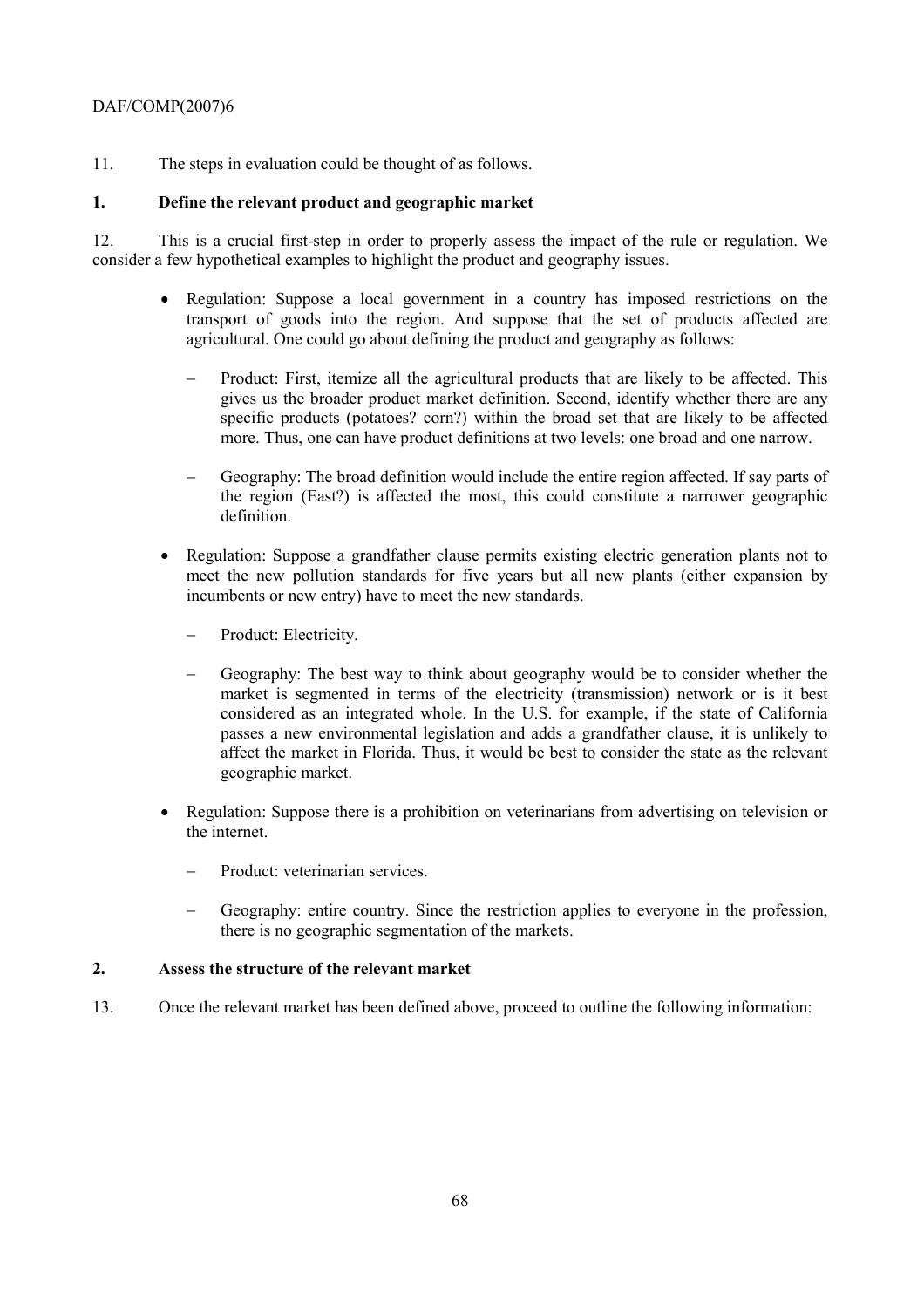11. The steps in evaluation could be thought of as follows.

## 1. Define the relevant product and geographic market

12. This is a crucial first-step in order to properly assess the impact of the rule or regulation. We consider a few hypothetical examples to highlight the product and geography issues.

- Regulation: Suppose a local government in a country has imposed restrictions on the transport of goods into the region. And suppose that the set of products affected are agricultural. One could go about defining the product and geography as follows:
  - Product: First, itemize all the agricultural products that are likely to be affected. This gives us the broader product market definition. Second, identify whether there are any specific products (potatoes? corn?) within the broad set that are likely to be affected more. Thus, one can have product definitions at two levels: one broad and one narrow.
  - Geography: The broad definition would include the entire region affected. If say parts of the region (East?) is affected the most, this could constitute a narrower geographic definition.
- Regulation: Suppose a grandfather clause permits existing electric generation plants not to meet the new pollution standards for five years but all new plants (either expansion by incumbents or new entry) have to meet the new standards.
  - Product: Electricity.
  - Geography: The best way to think about geography would be to consider whether the market is segmented in terms of the electricity (transmission) network or is it best considered as an integrated whole. In the U.S. for example, if the state of California passes a new environmental legislation and adds a grandfather clause, it is unlikely to affect the market in Florida. Thus, it would be best to consider the state as the relevant geographic market.
- Regulation: Suppose there is a prohibition on veterinarians from advertising on television or the internet.
  - Product: veterinarian services.
  - Geography: entire country. Since the restriction applies to everyone in the profession, there is no geographic segmentation of the markets.

## 2. Assess the structure of the relevant market

13. Once the relevant market has been defined above, proceed to outline the following information: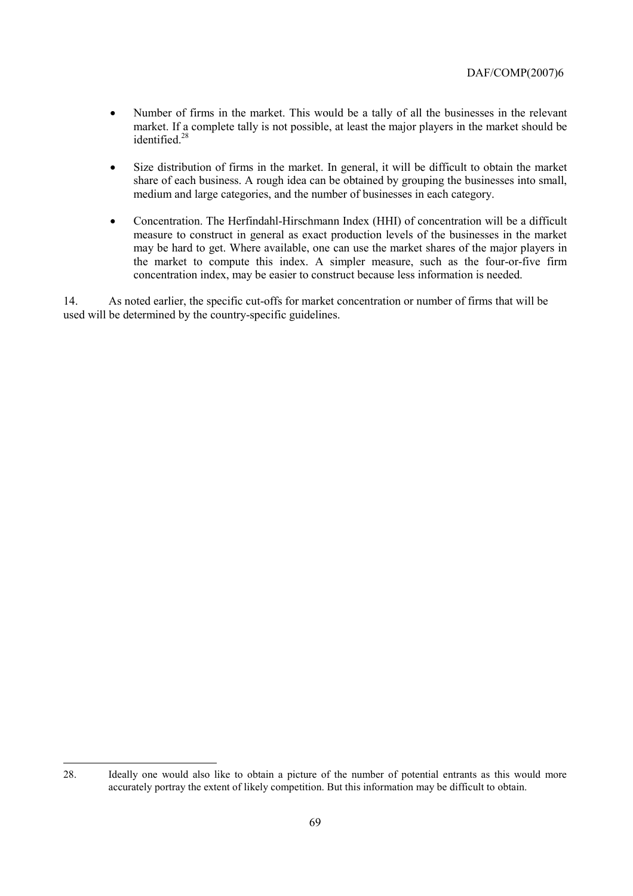- Number of firms in the market. This would be a tally of all the businesses in the relevant market. If a complete tally is not possible, at least the major players in the market should be identified.[28]

- Size distribution of firms in the market. In general, it will be difficult to obtain the market share of each business. A rough idea can be obtained by grouping the businesses into small, medium and large categories, and the number of businesses in each category.

- Concentration. The Herfindahl-Hirschmann Index (HHI) of concentration will be a difficult measure to construct in general as exact production levels of the businesses in the market may be hard to get. Where available, one can use the market shares of the major players in the market to compute this index. A simpler measure, such as the four-or-five firm concentration index, may be easier to construct because less information is needed.

14. As noted earlier, the specific cut-offs for market concentration or number of firms that will be used will be determined by the country-specific guidelines.

---

28. Ideally one would also like to obtain a picture of the number of potential entrants as this would more accurately portray the extent of likely competition. But this information may be difficult to obtain.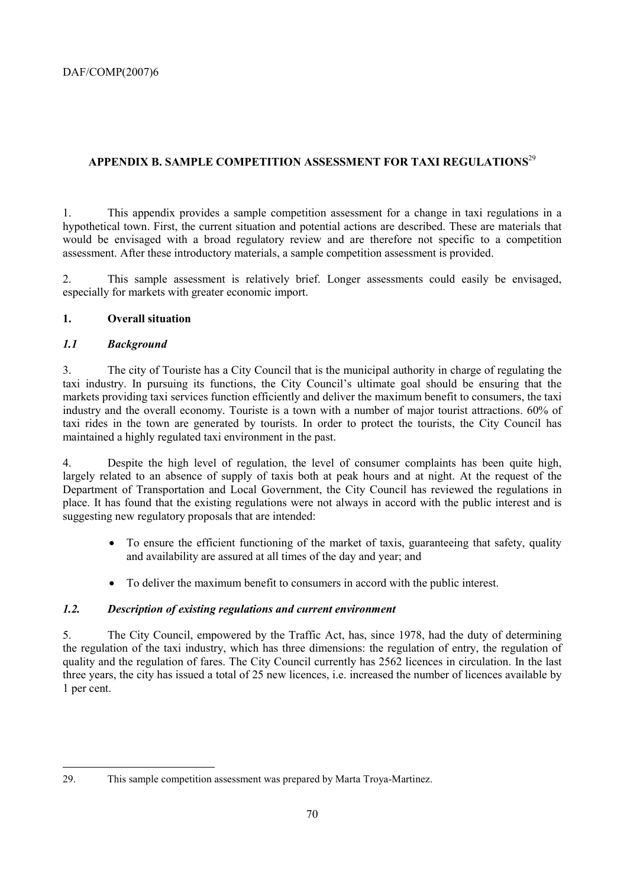## APPENDIX B. SAMPLE COMPETITION ASSESSMENT FOR TAXI REGULATIONS[29]

1. This appendix provides a sample competition assessment for a change in taxi regulations in a hypothetical town. First, the current situation and potential actions are described. These are materials that would be envisaged with a broad regulatory review and are therefore not specific to a competition assessment. After these introductory materials, a sample competition assessment is provided.

2. This sample assessment is relatively brief. Longer assessments could easily be envisaged, especially for markets with greater economic import.

### 1. Overall situation

#### *1.1 Background*

3. The city of Touriste has a City Council that is the municipal authority in charge of regulating the taxi industry. In pursuing its functions, the City Council's ultimate goal should be ensuring that the markets providing taxi services function efficiently and deliver the maximum benefit to consumers, the taxi industry and the overall economy. Touriste is a town with a number of major tourist attractions. 60% of taxi rides in the town are generated by tourists. In order to protect the tourists, the City Council has maintained a highly regulated taxi environment in the past.

4. Despite the high level of regulation, the level of consumer complaints has been quite high, largely related to an absence of supply of taxis both at peak hours and at night. At the request of the Department of Transportation and Local Government, the City Council has reviewed the regulations in place. It has found that the existing regulations were not always in accord with the public interest and is suggesting new regulatory proposals that are intended:

- To ensure the efficient functioning of the market of taxis, guaranteeing that safety, quality and availability are assured at all times of the day and year; and
- To deliver the maximum benefit to consumers in accord with the public interest.

#### *1.2. Description of existing regulations and current environment*

5. The City Council, empowered by the Traffic Act, has, since 1978, had the duty of determining the regulation of the taxi industry, which has three dimensions: the regulation of entry, the regulation of quality and the regulation of fares. The City Council currently has 2562 licences in circulation. In the last three years, the city has issued a total of 25 new licences, i.e. increased the number of licences available by 1 per cent.

---

29. This sample competition assessment was prepared by Marta Troya-Martinez.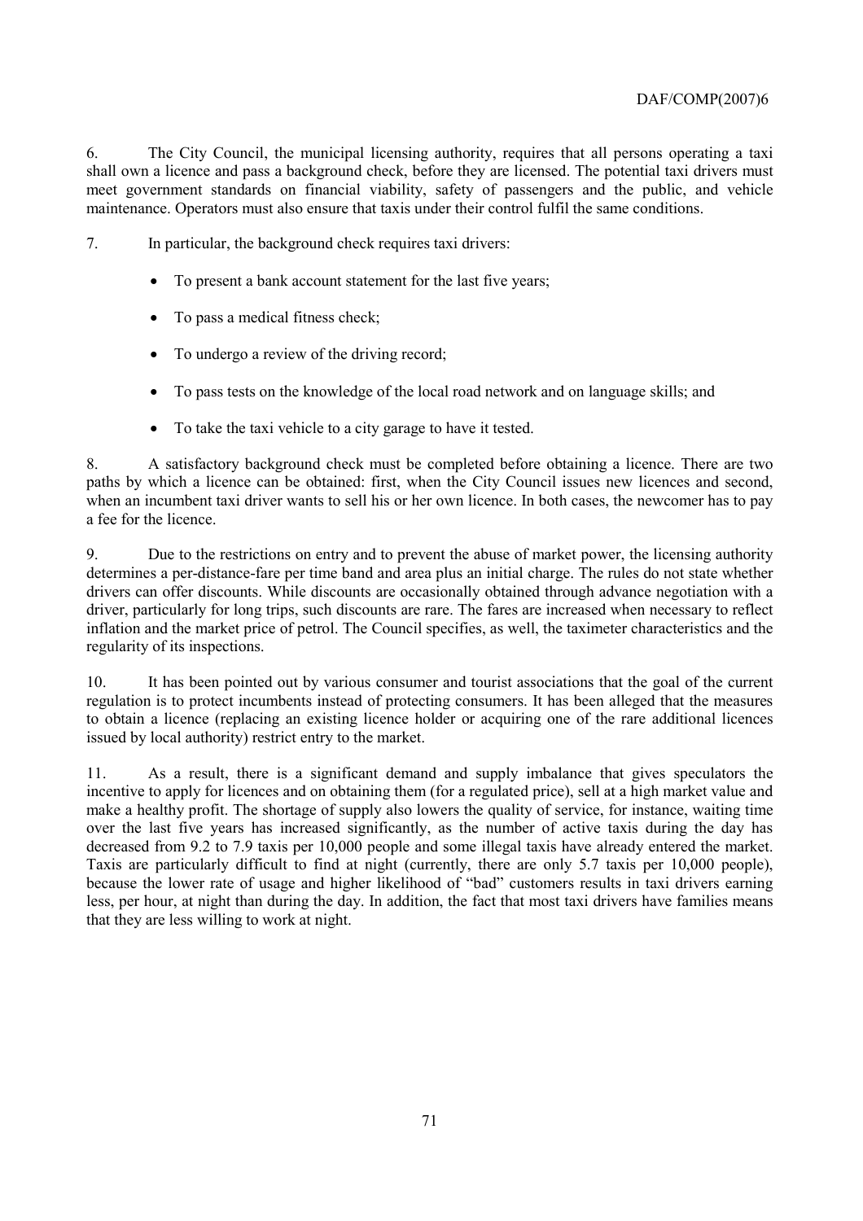6. The City Council, the municipal licensing authority, requires that all persons operating a taxi shall own a licence and pass a background check, before they are licensed. The potential taxi drivers must meet government standards on financial viability, safety of passengers and the public, and vehicle maintenance. Operators must also ensure that taxis under their control fulfil the same conditions.

7. In particular, the background check requires taxi drivers:

- To present a bank account statement for the last five years;
- To pass a medical fitness check;
- To undergo a review of the driving record;
- To pass tests on the knowledge of the local road network and on language skills; and
- To take the taxi vehicle to a city garage to have it tested.

8. A satisfactory background check must be completed before obtaining a licence. There are two paths by which a licence can be obtained: first, when the City Council issues new licences and second, when an incumbent taxi driver wants to sell his or her own licence. In both cases, the newcomer has to pay a fee for the licence.

9. Due to the restrictions on entry and to prevent the abuse of market power, the licensing authority determines a per-distance-fare per time band and area plus an initial charge. The rules do not state whether drivers can offer discounts. While discounts are occasionally obtained through advance negotiation with a driver, particularly for long trips, such discounts are rare. The fares are increased when necessary to reflect inflation and the market price of petrol. The Council specifies, as well, the taximeter characteristics and the regularity of its inspections.

10. It has been pointed out by various consumer and tourist associations that the goal of the current regulation is to protect incumbents instead of protecting consumers. It has been alleged that the measures to obtain a licence (replacing an existing licence holder or acquiring one of the rare additional licences issued by local authority) restrict entry to the market.

11. As a result, there is a significant demand and supply imbalance that gives speculators the incentive to apply for licences and on obtaining them (for a regulated price), sell at a high market value and make a healthy profit. The shortage of supply also lowers the quality of service, for instance, waiting time over the last five years has increased significantly, as the number of active taxis during the day has decreased from 9.2 to 7.9 taxis per 10,000 people and some illegal taxis have already entered the market. Taxis are particularly difficult to find at night (currently, there are only 5.7 taxis per 10,000 people), because the lower rate of usage and higher likelihood of "bad" customers results in taxi drivers earning less, per hour, at night than during the day. In addition, the fact that most taxi drivers have families means that they are less willing to work at night.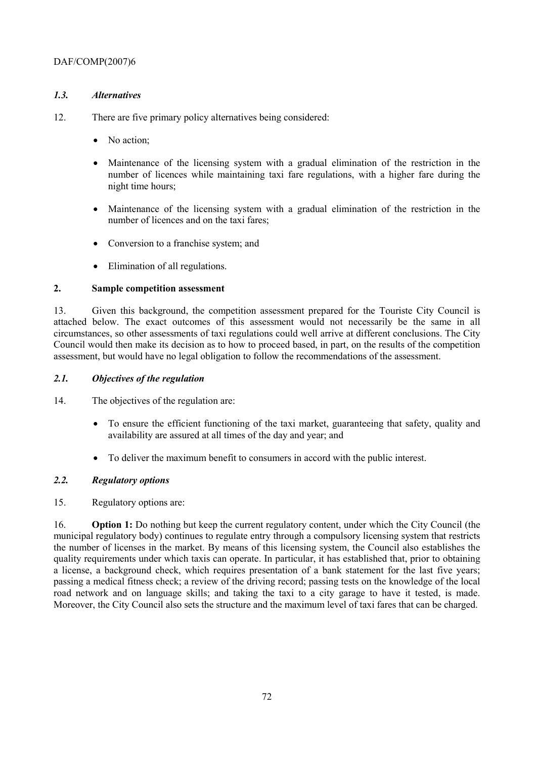### *1.3. Alternatives*

12. There are five primary policy alternatives being considered:

- No action;
- Maintenance of the licensing system with a gradual elimination of the restriction in the number of licences while maintaining taxi fare regulations, with a higher fare during the night time hours;
- Maintenance of the licensing system with a gradual elimination of the restriction in the number of licences and on the taxi fares;
- Conversion to a franchise system; and
- Elimination of all regulations.

## 2. Sample competition assessment

13. Given this background, the competition assessment prepared for the Touriste City Council is attached below. The exact outcomes of this assessment would not necessarily be the same in all circumstances, so other assessments of taxi regulations could well arrive at different conclusions. The City Council would then make its decision as to how to proceed based, in part, on the results of the competition assessment, but would have no legal obligation to follow the recommendations of the assessment.

### *2.1. Objectives of the regulation*

14. The objectives of the regulation are:

- To ensure the efficient functioning of the taxi market, guaranteeing that safety, quality and availability are assured at all times of the day and year; and
- To deliver the maximum benefit to consumers in accord with the public interest.

### *2.2. Regulatory options*

15. Regulatory options are:

16. **Option 1:** Do nothing but keep the current regulatory content, under which the City Council (the municipal regulatory body) continues to regulate entry through a compulsory licensing system that restricts the number of licenses in the market. By means of this licensing system, the Council also establishes the quality requirements under which taxis can operate. In particular, it has established that, prior to obtaining a license, a background check, which requires presentation of a bank statement for the last five years; passing a medical fitness check; a review of the driving record; passing tests on the knowledge of the local road network and on language skills; and taking the taxi to a city garage to have it tested, is made. Moreover, the City Council also sets the structure and the maximum level of taxi fares that can be charged.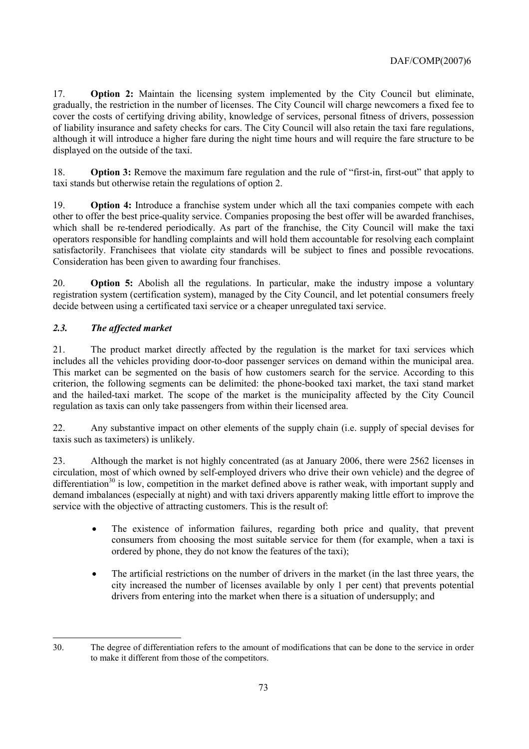17. **Option 2:** Maintain the licensing system implemented by the City Council but eliminate, gradually, the restriction in the number of licenses. The City Council will charge newcomers a fixed fee to cover the costs of certifying driving ability, knowledge of services, personal fitness of drivers, possession of liability insurance and safety checks for cars. The City Council will also retain the taxi fare regulations, although it will introduce a higher fare during the night time hours and will require the fare structure to be displayed on the outside of the taxi.

18. **Option 3:** Remove the maximum fare regulation and the rule of "first-in, first-out" that apply to taxi stands but otherwise retain the regulations of option 2.

19. **Option 4:** Introduce a franchise system under which all the taxi companies compete with each other to offer the best price-quality service. Companies proposing the best offer will be awarded franchises, which shall be re-tendered periodically. As part of the franchise, the City Council will make the taxi operators responsible for handling complaints and will hold them accountable for resolving each complaint satisfactorily. Franchisees that violate city standards will be subject to fines and possible revocations. Consideration has been given to awarding four franchises.

20. **Option 5:** Abolish all the regulations. In particular, make the industry impose a voluntary registration system (certification system), managed by the City Council, and let potential consumers freely decide between using a certificated taxi service or a cheaper unregulated taxi service.

### *2.3. The affected market*

21. The product market directly affected by the regulation is the market for taxi services which includes all the vehicles providing door-to-door passenger services on demand within the municipal area. This market can be segmented on the basis of how customers search for the service. According to this criterion, the following segments can be delimited: the phone-booked taxi market, the taxi stand market and the hailed-taxi market. The scope of the market is the municipality affected by the City Council regulation as taxis can only take passengers from within their licensed area.

22. Any substantive impact on other elements of the supply chain (i.e. supply of special devises for taxis such as taximeters) is unlikely.

23. Although the market is not highly concentrated (as at January 2006, there were 2562 licenses in circulation, most of which owned by self-employed drivers who drive their own vehicle) and the degree of differentiation[30] is low, competition in the market defined above is rather weak, with important supply and demand imbalances (especially at night) and with taxi drivers apparently making little effort to improve the service with the objective of attracting customers. This is the result of:

- The existence of information failures, regarding both price and quality, that prevent consumers from choosing the most suitable service for them (for example, when a taxi is ordered by phone, they do not know the features of the taxi);
- The artificial restrictions on the number of drivers in the market (in the last three years, the city increased the number of licenses available by only 1 per cent) that prevents potential drivers from entering into the market when there is a situation of undersupply; and

---

30. The degree of differentiation refers to the amount of modifications that can be done to the service in order to make it different from those of the competitors.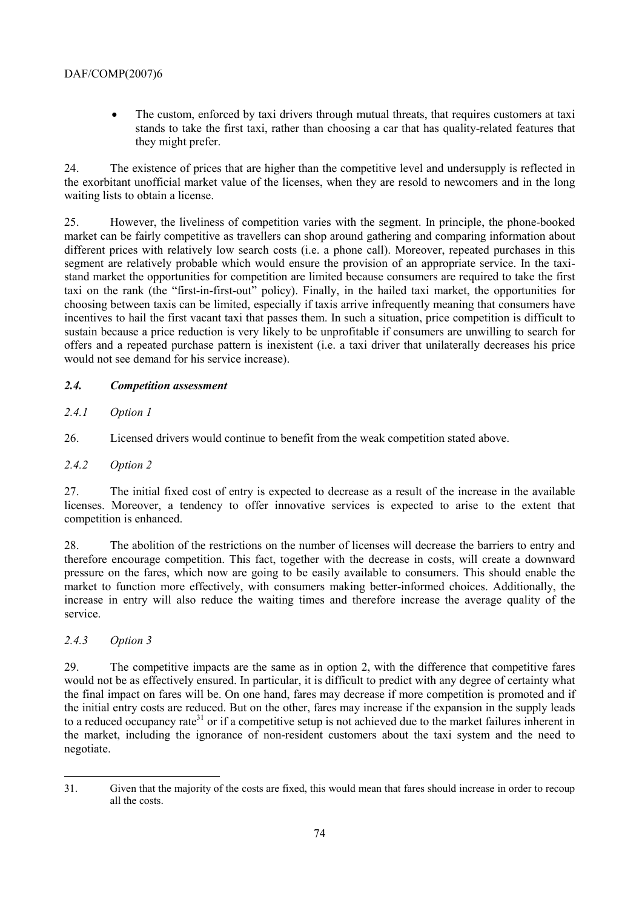- The custom, enforced by taxi drivers through mutual threats, that requires customers at taxi stands to take the first taxi, rather than choosing a car that has quality-related features that they might prefer.

24. The existence of prices that are higher than the competitive level and undersupply is reflected in the exorbitant unofficial market value of the licenses, when they are resold to newcomers and in the long waiting lists to obtain a license.

25. However, the liveliness of competition varies with the segment. In principle, the phone-booked market can be fairly competitive as travellers can shop around gathering and comparing information about different prices with relatively low search costs (i.e. a phone call). Moreover, repeated purchases in this segment are relatively probable which would ensure the provision of an appropriate service. In the taxi-stand market the opportunities for competition are limited because consumers are required to take the first taxi on the rank (the "first-in-first-out" policy). Finally, in the hailed taxi market, the opportunities for choosing between taxis can be limited, especially if taxis arrive infrequently meaning that consumers have incentives to hail the first vacant taxi that passes them. In such a situation, price competition is difficult to sustain because a price reduction is very likely to be unprofitable if consumers are unwilling to search for offers and a repeated purchase pattern is inexistent (i.e. a taxi driver that unilaterally decreases his price would not see demand for his service increase).

### *2.4. Competition assessment*

#### *2.4.1 Option 1*

26. Licensed drivers would continue to benefit from the weak competition stated above.

#### *2.4.2 Option 2*

27. The initial fixed cost of entry is expected to decrease as a result of the increase in the available licenses. Moreover, a tendency to offer innovative services is expected to arise to the extent that competition is enhanced.

28. The abolition of the restrictions on the number of licenses will decrease the barriers to entry and therefore encourage competition. This fact, together with the decrease in costs, will create a downward pressure on the fares, which now are going to be easily available to consumers. This should enable the market to function more effectively, with consumers making better-informed choices. Additionally, the increase in entry will also reduce the waiting times and therefore increase the average quality of the service.

#### *2.4.3 Option 3*

29. The competitive impacts are the same as in option 2, with the difference that competitive fares would not be as effectively ensured. In particular, it is difficult to predict with any degree of certainty what the final impact on fares will be. On one hand, fares may decrease if more competition is promoted and if the initial entry costs are reduced. But on the other, fares may increase if the expansion in the supply leads to a reduced occupancy rate[31] or if a competitive setup is not achieved due to the market failures inherent in the market, including the ignorance of non-resident customers about the taxi system and the need to negotiate.

---

31. Given that the majority of the costs are fixed, this would mean that fares should increase in order to recoup all the costs.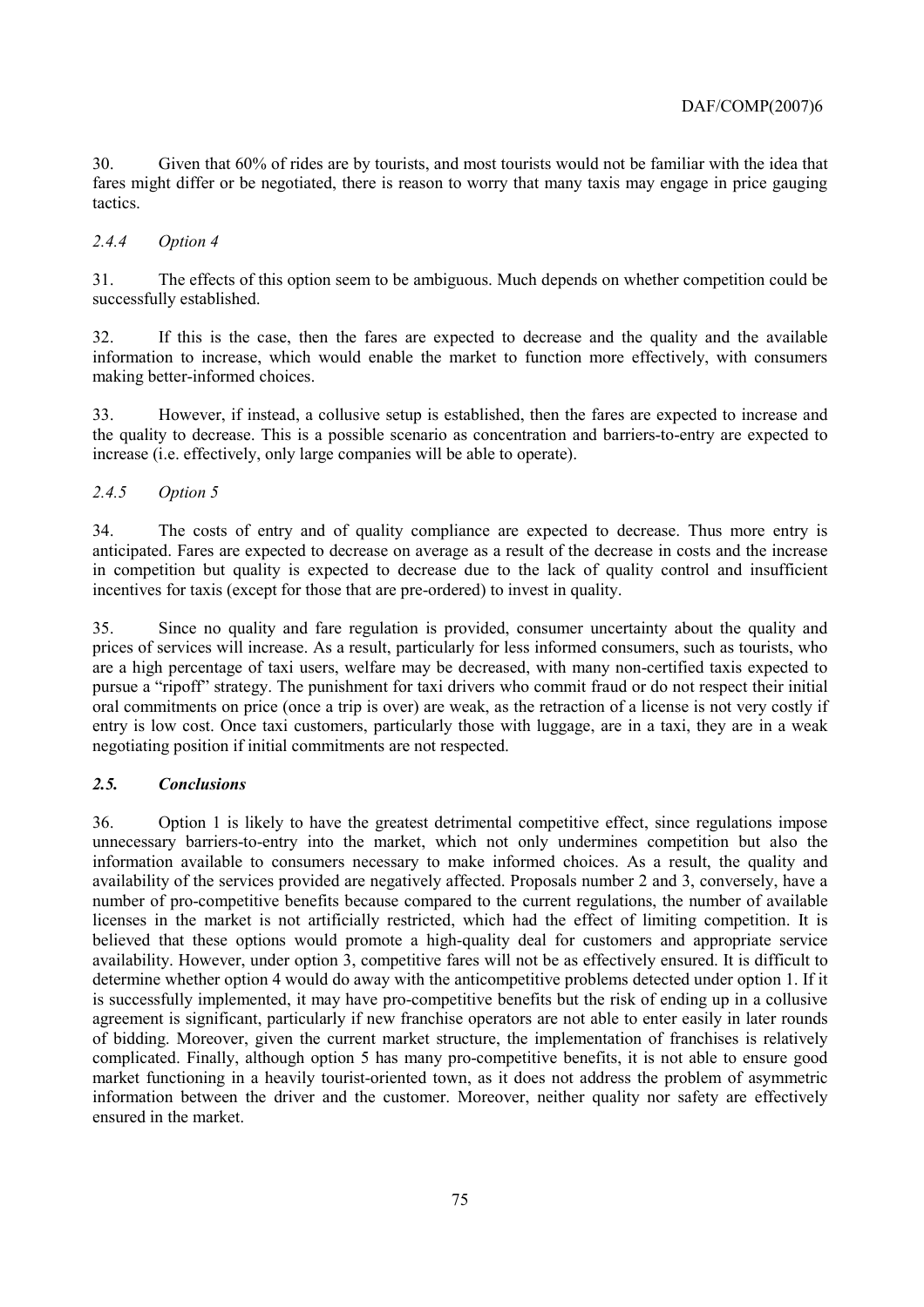30. Given that 60% of rides are by tourists, and most tourists would not be familiar with the idea that fares might differ or be negotiated, there is reason to worry that many taxis may engage in price gauging tactics.

### *2.4.4 Option 4*

31. The effects of this option seem to be ambiguous. Much depends on whether competition could be successfully established.

32. If this is the case, then the fares are expected to decrease and the quality and the available information to increase, which would enable the market to function more effectively, with consumers making better-informed choices.

33. However, if instead, a collusive setup is established, then the fares are expected to increase and the quality to decrease. This is a possible scenario as concentration and barriers-to-entry are expected to increase (i.e. effectively, only large companies will be able to operate).

### *2.4.5 Option 5*

34. The costs of entry and of quality compliance are expected to decrease. Thus more entry is anticipated. Fares are expected to decrease on average as a result of the decrease in costs and the increase in competition but quality is expected to decrease due to the lack of quality control and insufficient incentives for taxis (except for those that are pre-ordered) to invest in quality.

35. Since no quality and fare regulation is provided, consumer uncertainty about the quality and prices of services will increase. As a result, particularly for less informed consumers, such as tourists, who are a high percentage of taxi users, welfare may be decreased, with many non-certified taxis expected to pursue a "ripoff" strategy. The punishment for taxi drivers who commit fraud or do not respect their initial oral commitments on price (once a trip is over) are weak, as the retraction of a license is not very costly if entry is low cost. Once taxi customers, particularly those with luggage, are in a taxi, they are in a weak negotiating position if initial commitments are not respected.

## ***2.5. Conclusions***

36. Option 1 is likely to have the greatest detrimental competitive effect, since regulations impose unnecessary barriers-to-entry into the market, which not only undermines competition but also the information available to consumers necessary to make informed choices. As a result, the quality and availability of the services provided are negatively affected. Proposals number 2 and 3, conversely, have a number of pro-competitive benefits because compared to the current regulations, the number of available licenses in the market is not artificially restricted, which had the effect of limiting competition. It is believed that these options would promote a high-quality deal for customers and appropriate service availability. However, under option 3, competitive fares will not be as effectively ensured. It is difficult to determine whether option 4 would do away with the anticompetitive problems detected under option 1. If it is successfully implemented, it may have pro-competitive benefits but the risk of ending up in a collusive agreement is significant, particularly if new franchise operators are not able to enter easily in later rounds of bidding. Moreover, given the current market structure, the implementation of franchises is relatively complicated. Finally, although option 5 has many pro-competitive benefits, it is not able to ensure good market functioning in a heavily tourist-oriented town, as it does not address the problem of asymmetric information between the driver and the customer. Moreover, neither quality nor safety are effectively ensured in the market.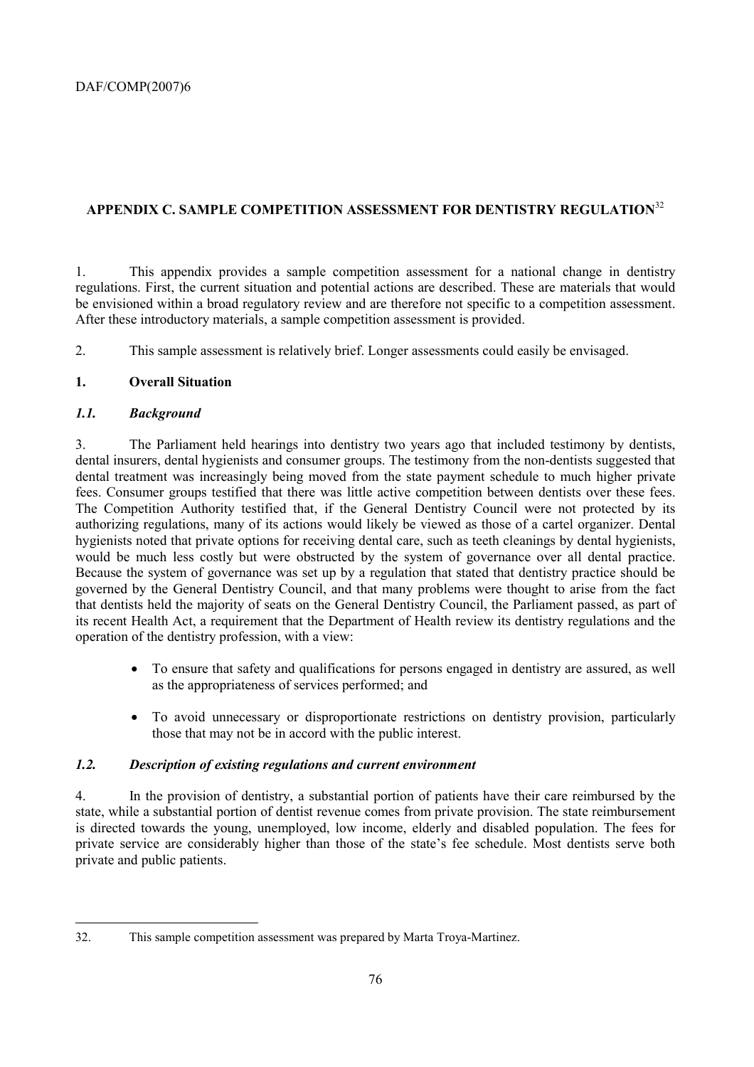# APPENDIX C. SAMPLE COMPETITION ASSESSMENT FOR DENTISTRY REGULATION[32]

1. This appendix provides a sample competition assessment for a national change in dentistry regulations. First, the current situation and potential actions are described. These are materials that would be envisioned within a broad regulatory review and are therefore not specific to a competition assessment. After these introductory materials, a sample competition assessment is provided.

2. This sample assessment is relatively brief. Longer assessments could easily be envisaged.

## 1. Overall Situation

### *1.1. Background*

3. The Parliament held hearings into dentistry two years ago that included testimony by dentists, dental insurers, dental hygienists and consumer groups. The testimony from the non-dentists suggested that dental treatment was increasingly being moved from the state payment schedule to much higher private fees. Consumer groups testified that there was little active competition between dentists over these fees. The Competition Authority testified that, if the General Dentistry Council were not protected by its authorizing regulations, many of its actions would likely be viewed as those of a cartel organizer. Dental hygienists noted that private options for receiving dental care, such as teeth cleanings by dental hygienists, would be much less costly but were obstructed by the system of governance over all dental practice. Because the system of governance was set up by a regulation that stated that dentistry practice should be governed by the General Dentistry Council, and that many problems were thought to arise from the fact that dentists held the majority of seats on the General Dentistry Council, the Parliament passed, as part of its recent Health Act, a requirement that the Department of Health review its dentistry regulations and the operation of the dentistry profession, with a view:

- To ensure that safety and qualifications for persons engaged in dentistry are assured, as well as the appropriateness of services performed; and
- To avoid unnecessary or disproportionate restrictions on dentistry provision, particularly those that may not be in accord with the public interest.

### *1.2. Description of existing regulations and current environment*

4. In the provision of dentistry, a substantial portion of patients have their care reimbursed by the state, while a substantial portion of dentist revenue comes from private provision. The state reimbursement is directed towards the young, unemployed, low income, elderly and disabled population. The fees for private service are considerably higher than those of the state's fee schedule. Most dentists serve both private and public patients.

---

32. This sample competition assessment was prepared by Marta Troya-Martinez.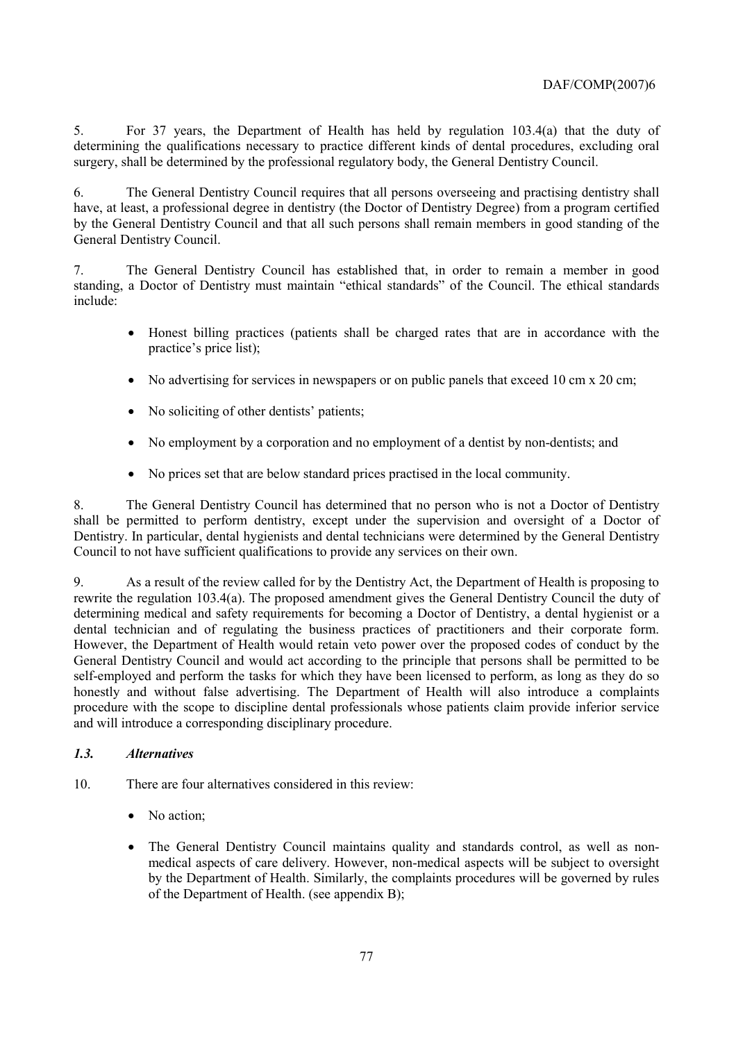5. For 37 years, the Department of Health has held by regulation 103.4(a) that the duty of determining the qualifications necessary to practice different kinds of dental procedures, excluding oral surgery, shall be determined by the professional regulatory body, the General Dentistry Council.

6. The General Dentistry Council requires that all persons overseeing and practising dentistry shall have, at least, a professional degree in dentistry (the Doctor of Dentistry Degree) from a program certified by the General Dentistry Council and that all such persons shall remain members in good standing of the General Dentistry Council.

7. The General Dentistry Council has established that, in order to remain a member in good standing, a Doctor of Dentistry must maintain "ethical standards" of the Council. The ethical standards include:

- Honest billing practices (patients shall be charged rates that are in accordance with the practice's price list);
- No advertising for services in newspapers or on public panels that exceed 10 cm x 20 cm;
- No soliciting of other dentists' patients;
- No employment by a corporation and no employment of a dentist by non-dentists; and
- No prices set that are below standard prices practised in the local community.

8. The General Dentistry Council has determined that no person who is not a Doctor of Dentistry shall be permitted to perform dentistry, except under the supervision and oversight of a Doctor of Dentistry. In particular, dental hygienists and dental technicians were determined by the General Dentistry Council to not have sufficient qualifications to provide any services on their own.

9. As a result of the review called for by the Dentistry Act, the Department of Health is proposing to rewrite the regulation 103.4(a). The proposed amendment gives the General Dentistry Council the duty of determining medical and safety requirements for becoming a Doctor of Dentistry, a dental hygienist or a dental technician and of regulating the business practices of practitioners and their corporate form. However, the Department of Health would retain veto power over the proposed codes of conduct by the General Dentistry Council and would act according to the principle that persons shall be permitted to be self-employed and perform the tasks for which they have been licensed to perform, as long as they do so honestly and without false advertising. The Department of Health will also introduce a complaints procedure with the scope to discipline dental professionals whose patients claim provide inferior service and will introduce a corresponding disciplinary procedure.

### *1.3. Alternatives*

10. There are four alternatives considered in this review:

- No action;
- The General Dentistry Council maintains quality and standards control, as well as non-medical aspects of care delivery. However, non-medical aspects will be subject to oversight by the Department of Health. Similarly, the complaints procedures will be governed by rules of the Department of Health. (see appendix B);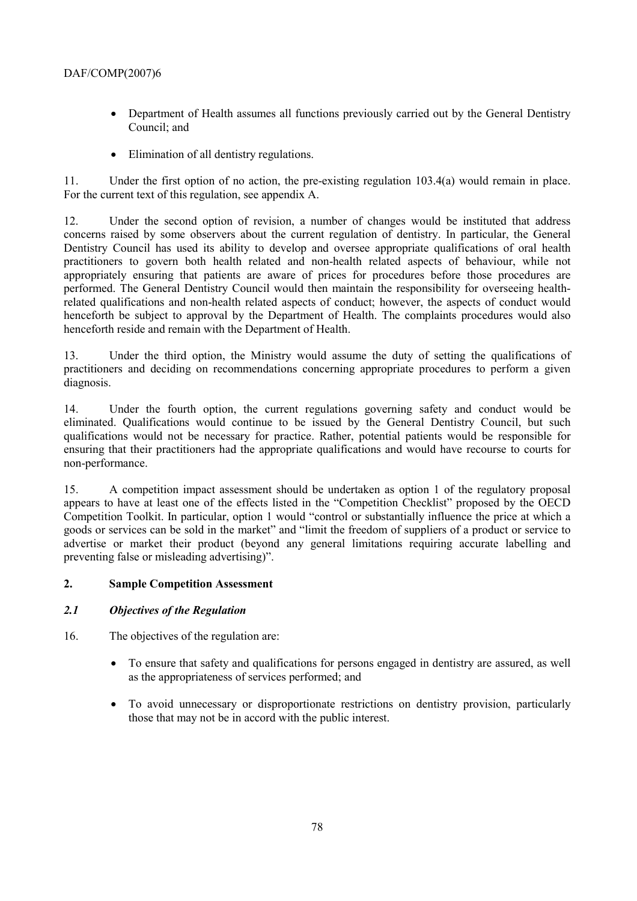- Department of Health assumes all functions previously carried out by the General Dentistry Council; and

- Elimination of all dentistry regulations.

11. Under the first option of no action, the pre-existing regulation 103.4(a) would remain in place. For the current text of this regulation, see appendix A.

12. Under the second option of revision, a number of changes would be instituted that address concerns raised by some observers about the current regulation of dentistry. In particular, the General Dentistry Council has used its ability to develop and oversee appropriate qualifications of oral health practitioners to govern both health related and non-health related aspects of behaviour, while not appropriately ensuring that patients are aware of prices for procedures before those procedures are performed. The General Dentistry Council would then maintain the responsibility for overseeing health-related qualifications and non-health related aspects of conduct; however, the aspects of conduct would henceforth be subject to approval by the Department of Health. The complaints procedures would also henceforth reside and remain with the Department of Health.

13. Under the third option, the Ministry would assume the duty of setting the qualifications of practitioners and deciding on recommendations concerning appropriate procedures to perform a given diagnosis.

14. Under the fourth option, the current regulations governing safety and conduct would be eliminated. Qualifications would continue to be issued by the General Dentistry Council, but such qualifications would not be necessary for practice. Rather, potential patients would be responsible for ensuring that their practitioners had the appropriate qualifications and would have recourse to courts for non-performance.

15. A competition impact assessment should be undertaken as option 1 of the regulatory proposal appears to have at least one of the effects listed in the "Competition Checklist" proposed by the OECD Competition Toolkit. In particular, option 1 would "control or substantially influence the price at which a goods or services can be sold in the market" and "limit the freedom of suppliers of a product or service to advertise or market their product (beyond any general limitations requiring accurate labelling and preventing false or misleading advertising)".

## 2. Sample Competition Assessment

### *2.1 Objectives of the Regulation*

16. The objectives of the regulation are:

- To ensure that safety and qualifications for persons engaged in dentistry are assured, as well as the appropriateness of services performed; and

- To avoid unnecessary or disproportionate restrictions on dentistry provision, particularly those that may not be in accord with the public interest.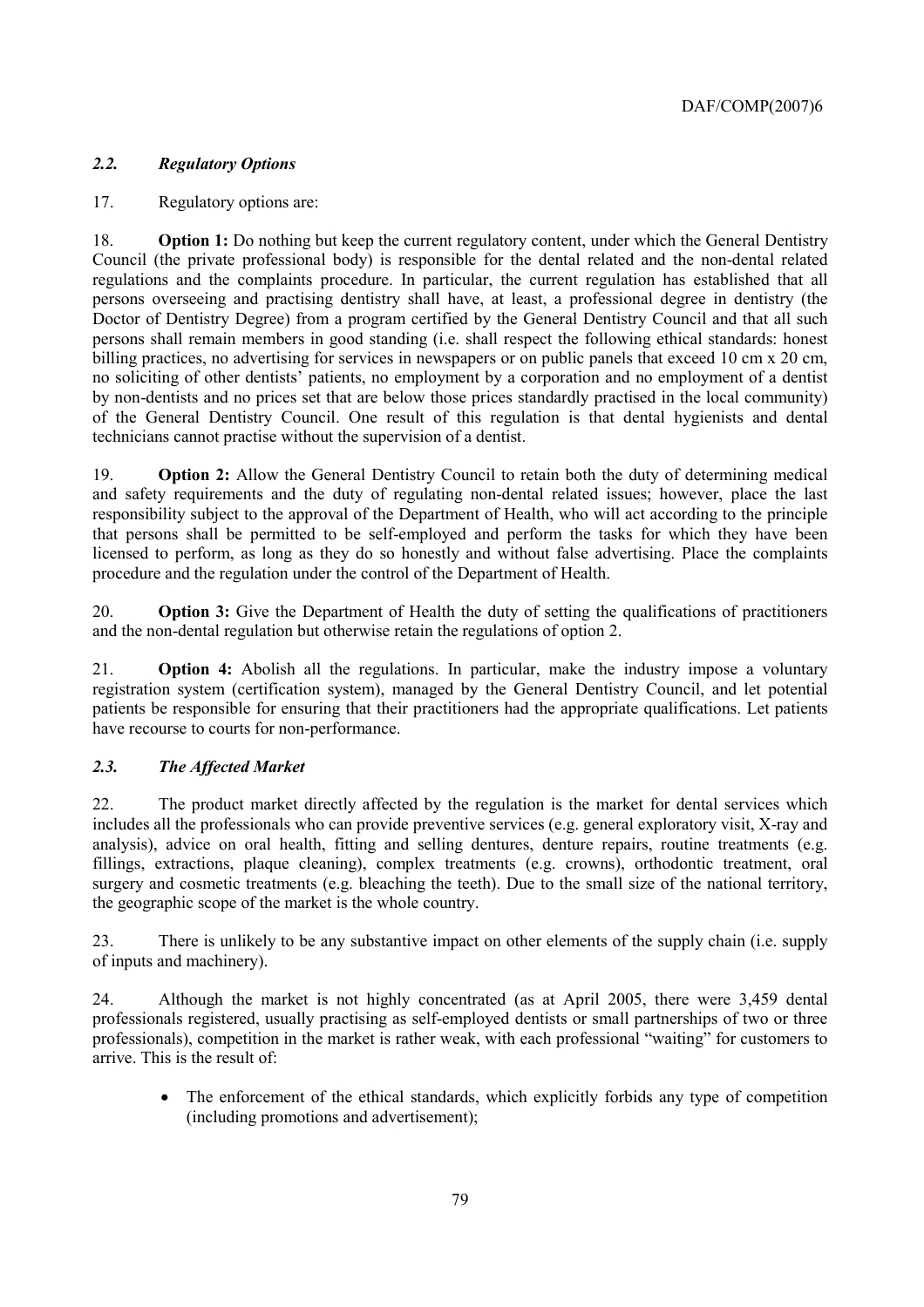### *2.2. Regulatory Options*

17. Regulatory options are:

18. **Option 1:** Do nothing but keep the current regulatory content, under which the General Dentistry Council (the private professional body) is responsible for the dental related and the non-dental related regulations and the complaints procedure. In particular, the current regulation has established that all persons overseeing and practising dentistry shall have, at least, a professional degree in dentistry (the Doctor of Dentistry Degree) from a program certified by the General Dentistry Council and that all such persons shall remain members in good standing (i.e. shall respect the following ethical standards: honest billing practices, no advertising for services in newspapers or on public panels that exceed 10 cm x 20 cm, no soliciting of other dentists' patients, no employment by a corporation and no employment of a dentist by non-dentists and no prices set that are below those prices standardly practised in the local community) of the General Dentistry Council. One result of this regulation is that dental hygienists and dental technicians cannot practise without the supervision of a dentist.

19. **Option 2:** Allow the General Dentistry Council to retain both the duty of determining medical and safety requirements and the duty of regulating non-dental related issues; however, place the last responsibility subject to the approval of the Department of Health, who will act according to the principle that persons shall be permitted to be self-employed and perform the tasks for which they have been licensed to perform, as long as they do so honestly and without false advertising. Place the complaints procedure and the regulation under the control of the Department of Health.

20. **Option 3:** Give the Department of Health the duty of setting the qualifications of practitioners and the non-dental regulation but otherwise retain the regulations of option 2.

21. **Option 4:** Abolish all the regulations. In particular, make the industry impose a voluntary registration system (certification system), managed by the General Dentistry Council, and let potential patients be responsible for ensuring that their practitioners had the appropriate qualifications. Let patients have recourse to courts for non-performance.

### *2.3. The Affected Market*

22. The product market directly affected by the regulation is the market for dental services which includes all the professionals who can provide preventive services (e.g. general exploratory visit, X-ray and analysis), advice on oral health, fitting and selling dentures, denture repairs, routine treatments (e.g. fillings, extractions, plaque cleaning), complex treatments (e.g. crowns), orthodontic treatment, oral surgery and cosmetic treatments (e.g. bleaching the teeth). Due to the small size of the national territory, the geographic scope of the market is the whole country.

23. There is unlikely to be any substantive impact on other elements of the supply chain (i.e. supply of inputs and machinery).

24. Although the market is not highly concentrated (as at April 2005, there were 3,459 dental professionals registered, usually practising as self-employed dentists or small partnerships of two or three professionals), competition in the market is rather weak, with each professional "waiting" for customers to arrive. This is the result of:

- The enforcement of the ethical standards, which explicitly forbids any type of competition (including promotions and advertisement);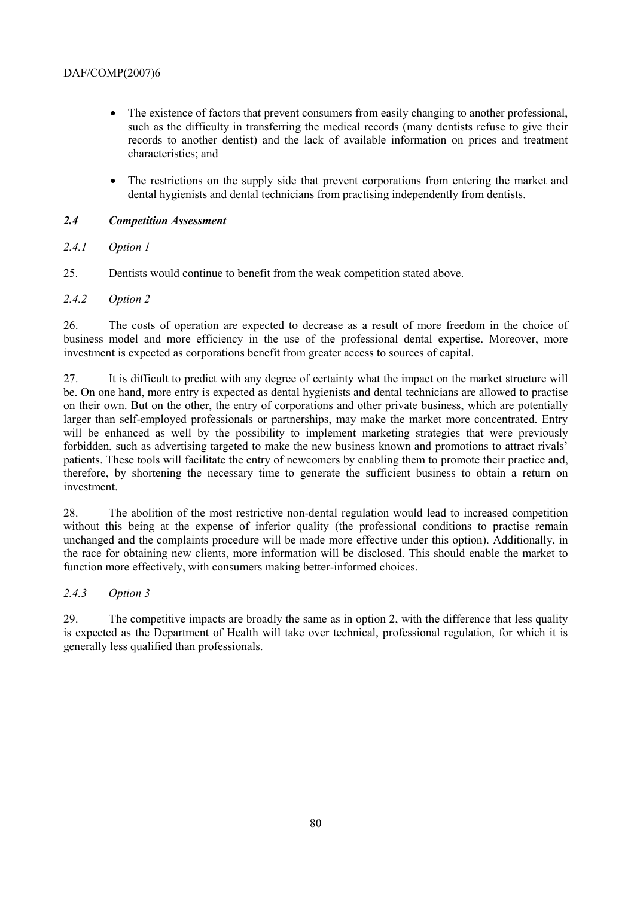- The existence of factors that prevent consumers from easily changing to another professional, such as the difficulty in transferring the medical records (many dentists refuse to give their records to another dentist) and the lack of available information on prices and treatment characteristics; and
- The restrictions on the supply side that prevent corporations from entering the market and dental hygienists and dental technicians from practising independently from dentists.

### *2.4 Competition Assessment*

#### *2.4.1 Option 1*

25. Dentists would continue to benefit from the weak competition stated above.

#### *2.4.2 Option 2*

26. The costs of operation are expected to decrease as a result of more freedom in the choice of business model and more efficiency in the use of the professional dental expertise. Moreover, more investment is expected as corporations benefit from greater access to sources of capital.

27. It is difficult to predict with any degree of certainty what the impact on the market structure will be. On one hand, more entry is expected as dental hygienists and dental technicians are allowed to practise on their own. But on the other, the entry of corporations and other private business, which are potentially larger than self-employed professionals or partnerships, may make the market more concentrated. Entry will be enhanced as well by the possibility to implement marketing strategies that were previously forbidden, such as advertising targeted to make the new business known and promotions to attract rivals' patients. These tools will facilitate the entry of newcomers by enabling them to promote their practice and, therefore, by shortening the necessary time to generate the sufficient business to obtain a return on investment.

28. The abolition of the most restrictive non-dental regulation would lead to increased competition without this being at the expense of inferior quality (the professional conditions to practise remain unchanged and the complaints procedure will be made more effective under this option). Additionally, in the race for obtaining new clients, more information will be disclosed. This should enable the market to function more effectively, with consumers making better-informed choices.

#### *2.4.3 Option 3*

29. The competitive impacts are broadly the same as in option 2, with the difference that less quality is expected as the Department of Health will take over technical, professional regulation, for which it is generally less qualified than professionals.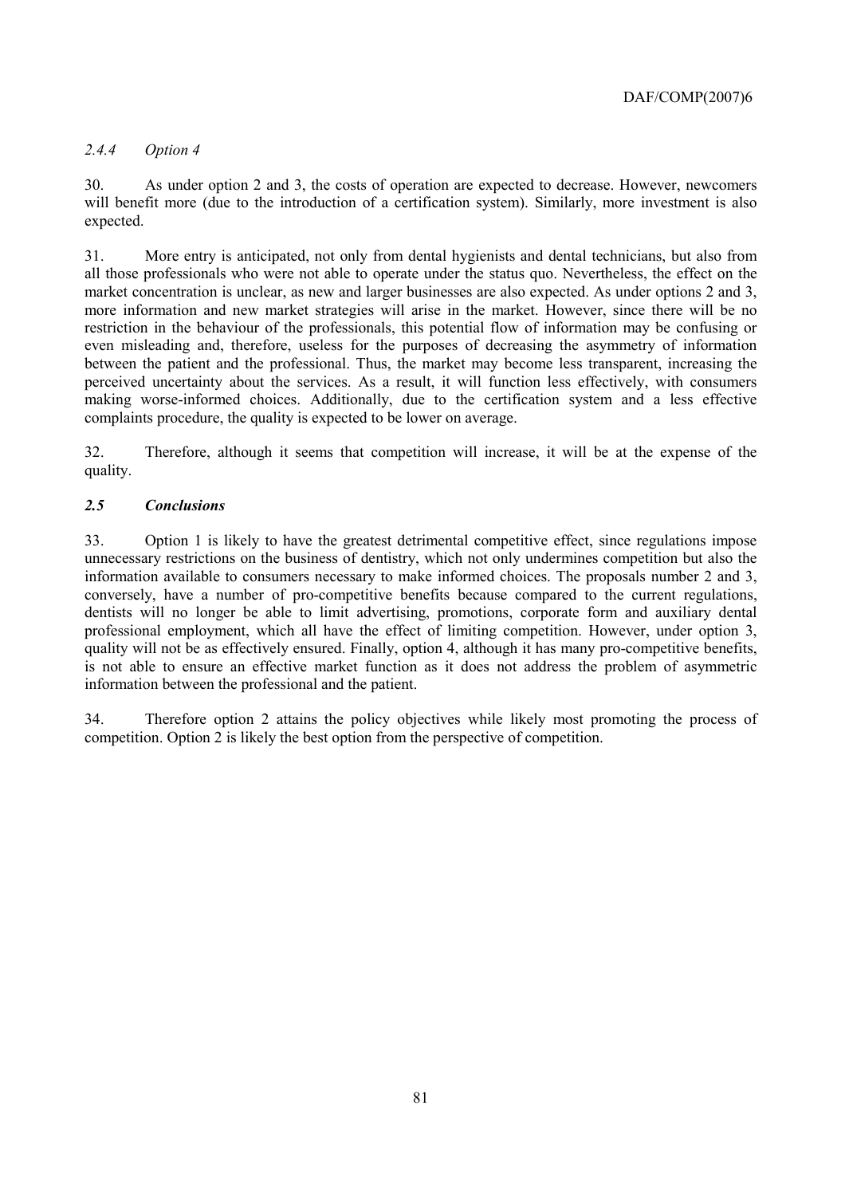### *2.4.4 Option 4*

30. As under option 2 and 3, the costs of operation are expected to decrease. However, newcomers will benefit more (due to the introduction of a certification system). Similarly, more investment is also expected.

31. More entry is anticipated, not only from dental hygienists and dental technicians, but also from all those professionals who were not able to operate under the status quo. Nevertheless, the effect on the market concentration is unclear, as new and larger businesses are also expected. As under options 2 and 3, more information and new market strategies will arise in the market. However, since there will be no restriction in the behaviour of the professionals, this potential flow of information may be confusing or even misleading and, therefore, useless for the purposes of decreasing the asymmetry of information between the patient and the professional. Thus, the market may become less transparent, increasing the perceived uncertainty about the services. As a result, it will function less effectively, with consumers making worse-informed choices. Additionally, due to the certification system and a less effective complaints procedure, the quality is expected to be lower on average.

32. Therefore, although it seems that competition will increase, it will be at the expense of the quality.

### ***2.5 Conclusions***

33. Option 1 is likely to have the greatest detrimental competitive effect, since regulations impose unnecessary restrictions on the business of dentistry, which not only undermines competition but also the information available to consumers necessary to make informed choices. The proposals number 2 and 3, conversely, have a number of pro-competitive benefits because compared to the current regulations, dentists will no longer be able to limit advertising, promotions, corporate form and auxiliary dental professional employment, which all have the effect of limiting competition. However, under option 3, quality will not be as effectively ensured. Finally, option 4, although it has many pro-competitive benefits, is not able to ensure an effective market function as it does not address the problem of asymmetric information between the professional and the patient.

34. Therefore option 2 attains the policy objectives while likely most promoting the process of competition. Option 2 is likely the best option from the perspective of competition.